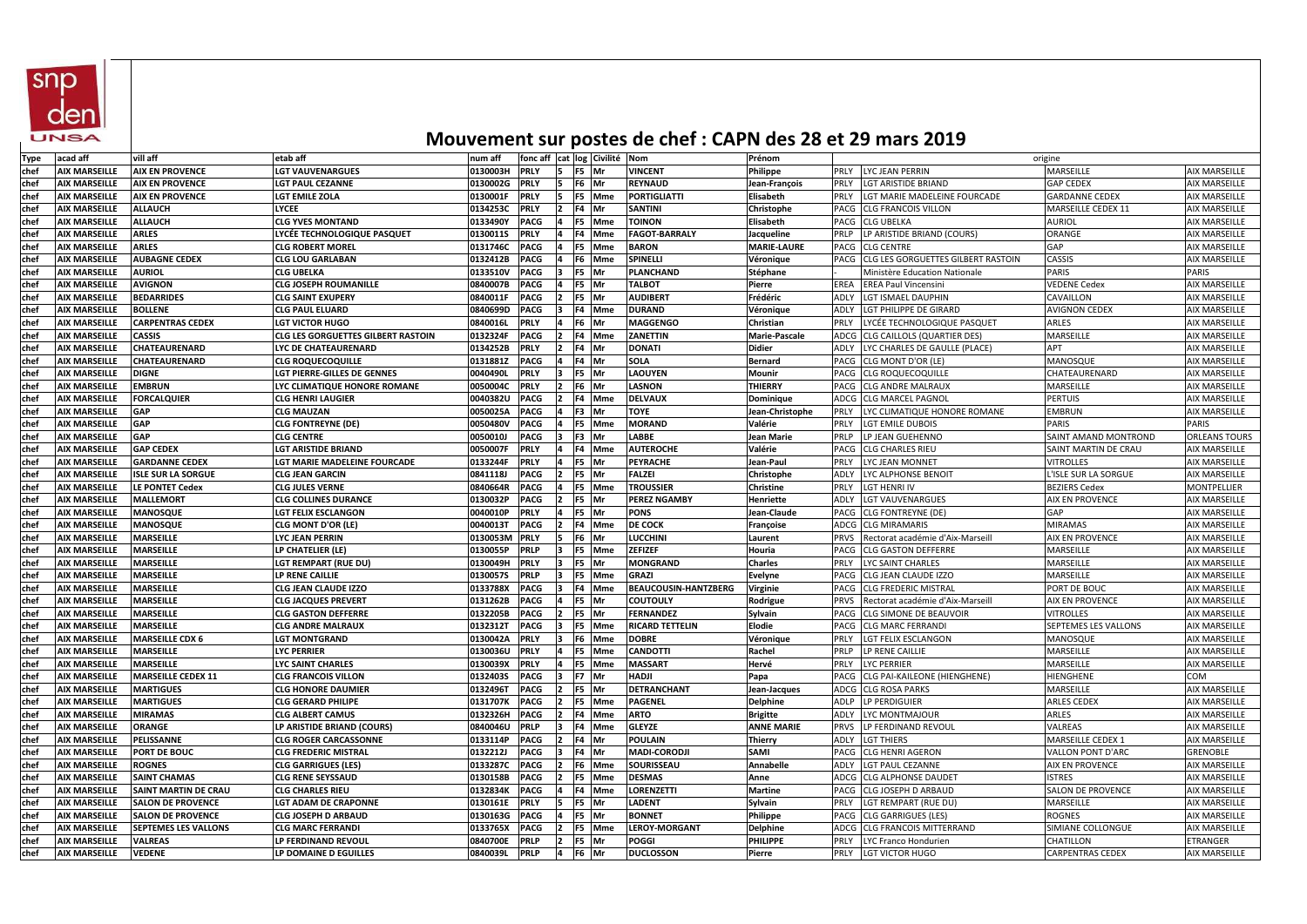# Mouvement sur postes de chef : CAPN des 28 et 29 mars 2019

| Type | acad aff | vill aff | etab aff | num aff | fonc aff | cat | log | Civilité | Nom | Prénom | origine | | | |
|---|---|---|---|---|---|---|---|---|---|---|---|---|---|---|
| chef | AIX MARSEILLE | AIX EN PROVENCE | LGT VAUVENARGUES | 0130003H | PRLY | 5 | F5 | Mr | VINCENT | Philippe | PRLY | LYC JEAN PERRIN | MARSEILLE | AIX MARSEILLE |
| chef | AIX MARSEILLE | AIX EN PROVENCE | LGT PAUL CEZANNE | 0130002G | PRLY | 5 | F6 | Mr | REYNAUD | Jean-François | PRLY | LGT ARISTIDE BRIAND | GAP CEDEX | AIX MARSEILLE |
| chef | AIX MARSEILLE | AIX EN PROVENCE | LGT EMILE ZOLA | 0130001F | PRLY | 5 | F5 | Mme | PORTIGLIATTI | Elisabeth | PRLY | LGT MARIE MADELEINE FOURCADE | GARDANNE CEDEX | AIX MARSEILLE |
| chef | AIX MARSEILLE | ALLAUCH | LYCEE | 0134253C | PRLY | 2 | F4 | Mr | SANTINI | Christophe | PACG | CLG FRANCOIS VILLON | MARSEILLE CEDEX 11 | AIX MARSEILLE |
| chef | AIX MARSEILLE | ALLAUCH | CLG YVES MONTAND | 0133490Y | PACG | 4 | F5 | Mme | TOINON | Elisabeth | PACG | CLG UBELKA | AURIOL | AIX MARSEILLE |
| chef | AIX MARSEILLE | ARLES | LYCÉE TECHNOLOGIQUE PASQUET | 0130011S | PRLY | 4 | F4 | Mme | FAGOT-BARRALY | Jacqueline | PRLP | LP ARISTIDE BRIAND (COURS) | ORANGE | AIX MARSEILLE |
| chef | AIX MARSEILLE | ARLES | CLG ROBERT MOREL | 0131746C | PACG | 4 | F5 | Mme | BARON | MARIE-LAURE | PACG | CLG CENTRE | GAP | AIX MARSEILLE |
| chef | AIX MARSEILLE | AUBAGNE CEDEX | CLG LOU GARLABAN | 0132412B | PACG | 4 | F6 | Mme | SPINELLI | Véronique | PACG | CLG LES GORGUETTES GILBERT RASTOIN | CASSIS | AIX MARSEILLE |
| chef | AIX MARSEILLE | AURIOL | CLG UBELKA | 0133510V | PACG | 3 | F5 | Mr | PLANCHAND | Stéphane | - | Ministère Education Nationale | PARIS | PARIS |
| chef | AIX MARSEILLE | AVIGNON | CLG JOSEPH ROUMANILLE | 0840007B | PACG | 4 | F5 | Mr | TALBOT | Pierre | EREA | EREA Paul Vincensini | VEDENE Cedex | AIX MARSEILLE |
| chef | AIX MARSEILLE | BEDARRIDES | CLG SAINT EXUPERY | 0840011F | PACG | 2 | F5 | Mr | AUDIBERT | Frédéric | ADLY | LGT ISMAEL DAUPHIN | CAVAILLON | AIX MARSEILLE |
| chef | AIX MARSEILLE | BOLLENE | CLG PAUL ELUARD | 0840699D | PACG | 3 | F4 | Mme | DURAND | Véronique | ADLY | LGT PHILIPPE DE GIRARD | AVIGNON CEDEX | AIX MARSEILLE |
| chef | AIX MARSEILLE | CARPENTRAS CEDEX | LGT VICTOR HUGO | 0840016L | PRLY | 4 | F6 | Mr | MAGGENGO | Christian | PRLY | LYCÉE TECHNOLOGIQUE PASQUET | ARLES | AIX MARSEILLE |
| chef | AIX MARSEILLE | CASSIS | CLG LES GORGUETTES GILBERT RASTOIN | 0132324F | PACG | 2 | F4 | Mme | ZANETTIN | Marie-Pascale | ADCG | CLG CAILLOLS (QUARTIER DES) | MARSEILLE | AIX MARSEILLE |
| chef | AIX MARSEILLE | CHATEAURENARD | LYC DE CHATEAURENARD | 0134252B | PRLY | 2 | F4 | Mr | DONATI | Didier | ADLY | LYC CHARLES DE GAULLE (PLACE) | APT | AIX MARSEILLE |
| chef | AIX MARSEILLE | CHATEAURENARD | CLG ROQUECOQUILLE | 0131881Z | PACG | 4 | F4 | Mr | SOLA | Bernard | PACG | CLG MONT D'OR (LE) | MANOSQUE | AIX MARSEILLE |
| chef | AIX MARSEILLE | DIGNE | LGT PIERRE-GILLES DE GENNES | 0040490L | PRLY | 3 | F5 | Mr | LAOUYEN | Mounir | PACG | CLG ROQUECOQUILLE | CHATEAURENARD | AIX MARSEILLE |
| chef | AIX MARSEILLE | EMBRUN | LYC CLIMATIQUE HONORE ROMANE | 0050004C | PRLY | 2 | F6 | Mr | LASNON | THIERRY | PACG | CLG ANDRE MALRAUX | MARSEILLE | AIX MARSEILLE |
| chef | AIX MARSEILLE | FORCALQUIER | CLG HENRI LAUGIER | 0040382U | PACG | 2 | F4 | Mme | DELVAUX | Dominique | ADCG | CLG MARCEL PAGNOL | PERTUIS | AIX MARSEILLE |
| chef | AIX MARSEILLE | GAP | CLG MAUZAN | 0050025A | PACG | 4 | F3 | Mr | TOYE | Jean-Christophe | PRLY | LYC CLIMATIQUE HONORE ROMANE | EMBRUN | AIX MARSEILLE |
| chef | AIX MARSEILLE | GAP | CLG FONTREYNE (DE) | 0050480V | PACG | 4 | F5 | Mme | MORAND | Valérie | PRLY | LGT EMILE DUBOIS | PARIS | PARIS |
| chef | AIX MARSEILLE | GAP | CLG CENTRE | 0050010J | PACG | 3 | F3 | Mr | LABBE | Jean Marie | PRLP | LP JEAN GUEHENNO | SAINT AMAND MONTROND | ORLEANS TOURS |
| chef | AIX MARSEILLE | GAP CEDEX | LGT ARISTIDE BRIAND | 0050007F | PRLY | 4 | F4 | Mme | AUTEROCHE | Valérie | PACG | CLG CHARLES RIEU | SAINT MARTIN DE CRAU | AIX MARSEILLE |
| chef | AIX MARSEILLE | GARDANNE CEDEX | LGT MARIE MADELEINE FOURCADE | 0133244F | PRLY | 4 | F5 | Mr | PEYRACHE | Jean-Paul | PRLY | LYC JEAN MONNET | VITROLLES | AIX MARSEILLE |
| chef | AIX MARSEILLE | ISLE SUR LA SORGUE | CLG JEAN GARCIN | 0841118J | PACG | 2 | F5 | Mr | FALZEI | Christophe | ADLY | LYC ALPHONSE BENOIT | L'ISLE SUR LA SORGUE | AIX MARSEILLE |
| chef | AIX MARSEILLE | LE PONTET Cedex | CLG JULES VERNE | 0840664R | PACG | 4 | F5 | Mme | TROUSSIER | Christine | PRLY | LGT HENRI IV | BEZIERS Cedex | MONTPELLIER |
| chef | AIX MARSEILLE | MALLEMORT | CLG COLLINES DURANCE | 0130032P | PACG | 2 | F5 | Mr | PEREZ NGAMBY | Henriette | ADLY | LGT VAUVENARGUES | AIX EN PROVENCE | AIX MARSEILLE |
| chef | AIX MARSEILLE | MANOSQUE | LGT FELIX ESCLANGON | 0040010P | PRLY | 4 | F5 | Mr | PONS | Jean-Claude | PACG | CLG FONTREYNE (DE) | GAP | AIX MARSEILLE |
| chef | AIX MARSEILLE | MANOSQUE | CLG MONT D'OR (LE) | 0040013T | PACG | 2 | F4 | Mme | DE COCK | Françoise | ADCG | CLG MIRAMARIS | MIRAMAS | AIX MARSEILLE |
| chef | AIX MARSEILLE | MARSEILLE | LYC JEAN PERRIN | 0130053M | PRLY | 5 | F6 | Mr | LUCCHINI | Laurent | PRVS | Rectorat académie d'Aix-Marseill | AIX EN PROVENCE | AIX MARSEILLE |
| chef | AIX MARSEILLE | MARSEILLE | LP CHATELIER (LE) | 0130055P | PRLP | 3 | F5 | Mme | ZEFIZEF | Houria | PACG | CLG GASTON DEFFERRE | MARSEILLE | AIX MARSEILLE |
| chef | AIX MARSEILLE | MARSEILLE | LGT REMPART (RUE DU) | 0130049H | PRLY | 3 | F5 | Mr | MONGRAND | Charles | PRLY | LYC SAINT CHARLES | MARSEILLE | AIX MARSEILLE |
| chef | AIX MARSEILLE | MARSEILLE | LP RENE CAILLIE | 0130057S | PRLP | 3 | F5 | Mme | GRAZI | Evelyne | PACG | CLG JEAN CLAUDE IZZO | MARSEILLE | AIX MARSEILLE |
| chef | AIX MARSEILLE | MARSEILLE | CLG JEAN CLAUDE IZZO | 0133788X | PACG | 3 | F4 | Mme | BEAUCOUSIN-HANTZBERG | Virginie | PACG | CLG FREDERIC MISTRAL | PORT DE BOUC | AIX MARSEILLE |
| chef | AIX MARSEILLE | MARSEILLE | CLG JACQUES PREVERT | 0131262B | PACG | 4 | F5 | Mr | COUTOULY | Rodrigue | PRVS | Rectorat académie d'Aix-Marseill | AIX EN PROVENCE | AIX MARSEILLE |
| chef | AIX MARSEILLE | MARSEILLE | CLG GASTON DEFFERRE | 0132205B | PACG | 2 | F5 | Mr | FERNANDEZ | Sylvain | PACG | CLG SIMONE DE BEAUVOIR | VITROLLES | AIX MARSEILLE |
| chef | AIX MARSEILLE | MARSEILLE | CLG ANDRE MALRAUX | 0132312T | PACG | 3 | F5 | Mme | RICARD TETTELIN | Elodie | PACG | CLG MARC FERRANDI | SEPTEMES LES VALLONS | AIX MARSEILLE |
| chef | AIX MARSEILLE | MARSEILLE CDX 6 | LGT MONTGRAND | 0130042A | PRLY | 3 | F6 | Mme | DOBRE | Véronique | PRLY | LGT FELIX ESCLANGON | MANOSQUE | AIX MARSEILLE |
| chef | AIX MARSEILLE | MARSEILLE | LYC PERRIER | 0130036U | PRLY | 4 | F5 | Mme | CANDOTTI | Rachel | PRLP | LP RENE CAILLIE | MARSEILLE | AIX MARSEILLE |
| chef | AIX MARSEILLE | MARSEILLE | LYC SAINT CHARLES | 0130039X | PRLY | 4 | F5 | Mme | MASSART | Hervé | PRLY | LYC PERRIER | MARSEILLE | AIX MARSEILLE |
| chef | AIX MARSEILLE | MARSEILLE CEDEX 11 | CLG FRANCOIS VILLON | 0132403S | PACG | 3 | F7 | Mr | HADJI | Papa | PACG | CLG PAI-KAILEONE (HIENGHENE) | HIENGHENE | COM |
| chef | AIX MARSEILLE | MARTIGUES | CLG HONORE DAUMIER | 0132496T | PACG | 2 | F5 | Mr | DETRANCHANT | Jean-Jacques | ADCG | CLG ROSA PARKS | MARSEILLE | AIX MARSEILLE |
| chef | AIX MARSEILLE | MARTIGUES | CLG GERARD PHILIPE | 0131707K | PACG | 2 | F5 | Mme | PAGENEL | Delphine | ADLP | LP PERDIGUIER | ARLES CEDEX | AIX MARSEILLE |
| chef | AIX MARSEILLE | MIRAMAS | CLG ALBERT CAMUS | 0132326H | PACG | 2 | F4 | Mme | ARTO | Brigitte | ADLY | LYC MONTMAJOUR | ARLES | AIX MARSEILLE |
| chef | AIX MARSEILLE | ORANGE | LP ARISTIDE BRIAND (COURS) | 0840046U | PRLP | 3 | F4 | Mme | GLEYZE | ANNE MARIE | PRVS | LP FERDINAND REVOUL | VALREAS | AIX MARSEILLE |
| chef | AIX MARSEILLE | PELISSANNE | CLG ROGER CARCASSONNE | 0133114P | PACG | 2 | F4 | Mr | POULAIN | Thierry | ADLY | LGT THIERS | MARSEILLE CEDEX 1 | AIX MARSEILLE |
| chef | AIX MARSEILLE | PORT DE BOUC | CLG FREDERIC MISTRAL | 0132212J | PACG | 3 | F4 | Mr | MADI-CORODJI | SAMI | PACG | CLG HENRI AGERON | VALLON PONT D'ARC | GRENOBLE |
| chef | AIX MARSEILLE | ROGNES | CLG GARRIGUES (LES) | 0133287C | PACG | 2 | F6 | Mme | SOURISSEAU | Annabelle | ADLY | LGT PAUL CEZANNE | AIX EN PROVENCE | AIX MARSEILLE |
| chef | AIX MARSEILLE | SAINT CHAMAS | CLG RENE SEYSSAUD | 0130158B | PACG | 2 | F5 | Mme | DESMAS | Anne | ADCG | CLG ALPHONSE DAUDET | ISTRES | AIX MARSEILLE |
| chef | AIX MARSEILLE | SAINT MARTIN DE CRAU | CLG CHARLES RIEU | 0132834K | PACG | 4 | F4 | Mme | LORENZETTI | Martine | PACG | CLG JOSEPH D ARBAUD | SALON DE PROVENCE | AIX MARSEILLE |
| chef | AIX MARSEILLE | SALON DE PROVENCE | LGT ADAM DE CRAPONNE | 0130161E | PRLY | 5 | F5 | Mr | LADENT | Sylvain | PRLY | LGT REMPART (RUE DU) | MARSEILLE | AIX MARSEILLE |
| chef | AIX MARSEILLE | SALON DE PROVENCE | CLG JOSEPH D ARBAUD | 0130163G | PACG | 4 | F5 | Mr | BONNET | Philippe | PACG | CLG GARRIGUES (LES) | ROGNES | AIX MARSEILLE |
| chef | AIX MARSEILLE | SEPTEMES LES VALLONS | CLG MARC FERRANDI | 0133765X | PACG | 2 | F5 | Mme | LEROY-MORGANT | Delphine | ADCG | CLG FRANCOIS MITTERRAND | SIMIANE COLLONGUE | AIX MARSEILLE |
| chef | AIX MARSEILLE | VALREAS | LP FERDINAND REVOUL | 0840700E | PRLP | 2 | F5 | Mr | POGGI | PHILIPPE | PRLY | LYC Franco Hondurien | CHATILLON | ETRANGER |
| chef | AIX MARSEILLE | VEDENE | LP DOMAINE D EGUILLES | 0840039L | PRLP | 4 | F6 | Mr | DUCLOSSON | Pierre | PRLY | LGT VICTOR HUGO | CARPENTRAS CEDEX | AIX MARSEILLE |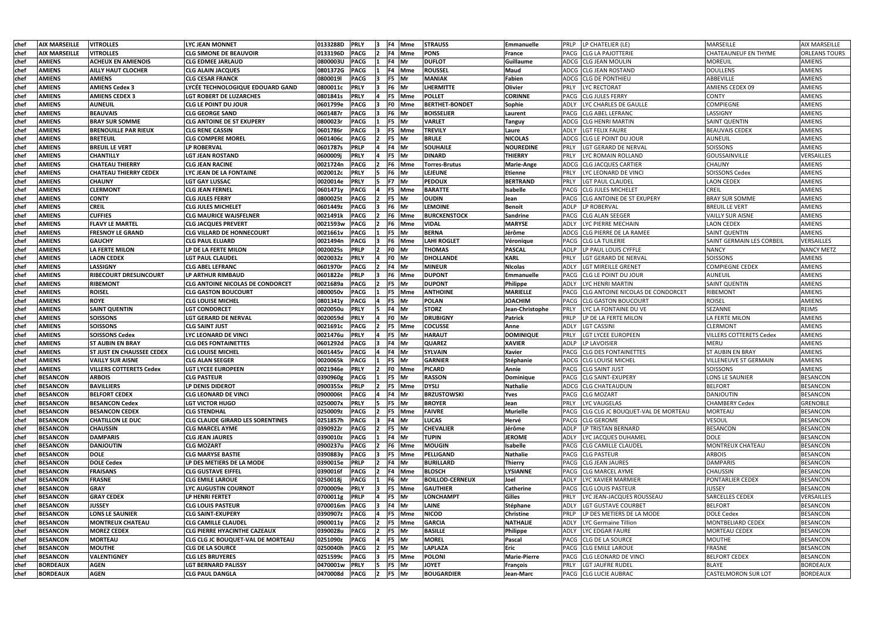| | | | | | | | | | | | | | | |
|---|---|---|---|---|---|---|---|---|---|---|---|---|---|---|
| chef | AIX MARSEILLE | VITROLLES | LYC JEAN MONNET | 0133288D | PRLY | 3 | F4 | Mme | STRAUSS | Emmanuelle | PRLP | LP CHATELIER (LE) | MARSEILLE | AIX MARSEILLE |
| chef | AIX MARSEILLE | VITROLLES | CLG SIMONE DE BEAUVOIR | 0133196D | PACG | 2 | F4 | Mme | PONS | France | PACG | CLG LA PAJOTTERIE | CHATEAUNEUF EN THYME | ORLEANS TOURS |
| chef | AMIENS | ACHEUX EN AMIENOIS | CLG EDMEE JARLAUD | 0800003U | PACG | 1 | F4 | Mr | DUFLOT | Guillaume | ADCG | CLG JEAN MOULIN | MOREUIL | AMIENS |
| chef | AMIENS | AILLY HAUT CLOCHER | CLG ALAIN JACQUES | 0801372G | PACG | 1 | F4 | Mme | ROUSSEL | Maud | ADCG | CLG JEAN ROSTAND | DOULLENS | AMIENS |
| chef | AMIENS | AMIENS | CLG CESAR FRANCK | 0800019l | PACG | 3 | F5 | Mr | MANIAK | Fabien | ADCG | CLG DE PONTHIEU | ABBEVILLE | AMIENS |
| chef | AMIENS | AMIENS Cedex 3 | LYCÉE TECHNOLOGIQUE EDOUARD GAND | 0800011c | PRLY | 3 | F6 | Mr | LHERMITTE | Olivier | PRLY | LYC RECTORAT | AMIENS CEDEX 09 | AMIENS |
| chef | AMIENS | AMIENS CEDEX 3 | LGT ROBERT DE LUZARCHES | 0801841s | PRLY | 4 | F5 | Mme | POLLET | CORINNE | PACG | CLG JULES FERRY | CONTY | AMIENS |
| chef | AMIENS | AUNEUIL | CLG LE POINT DU JOUR | 0601799e | PACG | 3 | F0 | Mme | BERTHET-BONDET | Sophie | ADLY | LYC CHARLES DE GAULLE | COMPIEGNE | AMIENS |
| chef | AMIENS | BEAUVAIS | CLG GEORGE SAND | 0601487r | PACG | 3 | F6 | Mr | BOISSELIER | Laurent | PACG | CLG ABEL LEFRANC | LASSIGNY | AMIENS |
| chef | AMIENS | BRAY SUR SOMME | CLG ANTOINE DE ST EXUPERY | 0800023r | PACG | 1 | F5 | Mr | VARLET | Tanguy | ADCG | CLG HENRI MARTIN | SAINT QUENTIN | AMIENS |
| chef | AMIENS | BRENOUILLE PAR RIEUX | CLG RENE CASSIN | 0601786r | PACG | 3 | F5 | Mme | TREVILY | Laure | ADLY | LGT FELIX FAURE | BEAUVAIS CEDEX | AMIENS |
| chef | AMIENS | BRETEUIL | CLG COMPERE MOREL | 0601406c | PACG | 2 | F5 | Mr | BRULE | NICOLAS | ADCG | CLG LE POINT DU JOUR | AUNEUIL | AMIENS |
| chef | AMIENS | BREUIL LE VERT | LP ROBERVAL | 0601787s | PRLP | 4 | F4 | Mr | SOUHAILE | NOUREDINE | PRLY | LGT GERARD DE NERVAL | SOISSONS | AMIENS |
| chef | AMIENS | CHANTILLY | LGT JEAN ROSTAND | 0600009j | PRLY | 4 | F5 | Mr | DINARD | THIERRY | PRLY | LYC ROMAIN ROLLAND | GOUSSAINVILLE | VERSAILLES |
| chef | AMIENS | CHATEAU THIERRY | CLG JEAN RACINE | 0021724n | PACG | 2 | F6 | Mme | Torres-Brutus | Marie-Ange | ADCG | CLG JACQUES CARTIER | CHAUNY | AMIENS |
| chef | AMIENS | CHATEAU THIERRY CEDEX | LYC JEAN DE LA FONTAINE | 0020012c | PRLY | 5 | F6 | Mr | LEJEUNE | Etienne | PRLY | LYC LEONARD DE VINCI | SOISSONS Cedex | AMIENS |
| chef | AMIENS | CHAUNY | LGT GAY LUSSAC | 0020014e | PRLY | 5 | F7 | Mr | PEDOUX | BERTRAND | PRLY | LGT PAUL CLAUDEL | LAON CEDEX | AMIENS |
| chef | AMIENS | CLERMONT | CLG JEAN FERNEL | 0601471y | PACG | 4 | F5 | Mme | BARATTE | Isabelle | PACG | CLG JULES MICHELET | CREIL | AMIENS |
| chef | AMIENS | CONTY | CLG JULES FERRY | 0800025t | PACG | 2 | F5 | Mr | OUDIN | Jean | PACG | CLG ANTOINE DE ST EXUPERY | BRAY SUR SOMME | AMIENS |
| chef | AMIENS | CREIL | CLG JULES MICHELET | 0601449z | PACG | 3 | F6 | Mr | LEMOINE | Benoit | ADLP | LP ROBERVAL | BREUIL LE VERT | AMIENS |
| chef | AMIENS | CUFFIES | CLG MAURICE WAJSFELNER | 0021491k | PACG | 2 | F6 | Mme | BURCKENSTOCK | Sandrine | PACG | CLG ALAN SEEGER | VAILLY SUR AISNE | AMIENS |
| chef | AMIENS | FLAVY LE MARTEL | CLG JACQUES PREVERT | 0021593w | PACG | 2 | F6 | Mme | VIDAL | MARYSE | ADLY | LYC PIERRE MECHAIN | LAON CEDEX | AMIENS |
| chef | AMIENS | FRESNOY LE GRAND | CLG VILLARD DE HONNECOURT | 0021661v | PACG | 1 | F5 | Mr | BERNA | Jérôme | ADCG | CLG PIERRE DE LA RAMEE | SAINT QUENTIN | AMIENS |
| chef | AMIENS | GAUCHY | CLG PAUL ELUARD | 0021494n | PACG | 3 | F6 | Mme | LAHI ROGLET | Véronique | PACG | CLG LA TUILERIE | SAINT GERMAIN LES CORBEIL | VERSAILLES |
| chef | AMIENS | LA FERTE MILON | LP DE LA FERTE MILON | 0020025s | PRLP | 2 | F0 | Mr | THOMAS | PASCAL | ADLP | LP PAUL LOUIS CYFFLE | NANCY | NANCY METZ |
| chef | AMIENS | LAON CEDEX | LGT PAUL CLAUDEL | 0020032z | PRLY | 4 | F0 | Mr | DHOLLANDE | KARL | PRLY | LGT GERARD DE NERVAL | SOISSONS | AMIENS |
| chef | AMIENS | LASSIGNY | CLG ABEL LEFRANC | 0601970r | PACG | 2 | F4 | Mr | MINEUR | Nicolas | ADLY | LGT MIREILLE GRENET | COMPIEGNE CEDEX | AMIENS |
| chef | AMIENS | RIBECOURT DRESLINCOURT | LP ARTHUR RIMBAUD | 0601822e | PRLP | 3 | F6 | Mme | DUPONT | Emmanuelle | PACG | CLG LE POINT DU JOUR | AUNEUIL | AMIENS |
| chef | AMIENS | RIBEMONT | CLG ANTOINE NICOLAS DE CONDORCET | 0021689a | PACG | 2 | F5 | Mr | DUPONT | Philippe | ADLY | LYC HENRI MARTIN | SAINT QUENTIN | AMIENS |
| chef | AMIENS | ROISEL | CLG GASTON BOUCOURT | 0800050v | PACG | 1 | F5 | Mme | ANTHOINE | MARIELLE | PACG | CLG ANTOINE NICOLAS DE CONDORCET | RIBEMONT | AMIENS |
| chef | AMIENS | ROYE | CLG LOUISE MICHEL | 0801341y | PACG | 4 | F5 | Mr | POLAN | JOACHIM | PACG | CLG GASTON BOUCOURT | ROISEL | AMIENS |
| chef | AMIENS | SAINT QUENTIN | LGT CONDORCET | 0020050u | PRLY | 5 | F4 | Mr | STORZ | Jean-Christophe | PRLY | LYC LA FONTAINE DU VE | SEZANNE | REIMS |
| chef | AMIENS | SOISSONS | LGT GERARD DE NERVAL | 0020059d | PRLY | 4 | F0 | Mr | DRUBIGNY | Patrick | PRLP | LP DE LA FERTE MILON | LA FERTE MILON | AMIENS |
| chef | AMIENS | SOISSONS | CLG SAINT JUST | 0021691c | PACG | 2 | F5 | Mme | COCUSSE | Anne | ADLY | LGT CASSINI | CLERMONT | AMIENS |
| chef | AMIENS | SOISSONS Cedex | LYC LEONARD DE VINCI | 0021476u | PRLY | 4 | F5 | Mr | HARAUT | DOMINIQUE | PRLY | LGT LYCEE EUROPEEN | VILLERS COTTERETS Cedex | AMIENS |
| chef | AMIENS | ST AUBIN EN BRAY | CLG DES FONTAINETTES | 0601292d | PACG | 3 | F4 | Mr | QUAREZ | XAVIER | ADLP | LP LAVOISIER | MERU | AMIENS |
| chef | AMIENS | ST JUST EN CHAUSSEE CEDEX | CLG LOUISE MICHEL | 0601445v | PACG | 4 | F4 | Mr | SYLVAIN | Xavier | PACG | CLG DES FONTAINETTES | ST AUBIN EN BRAY | AMIENS |
| chef | AMIENS | VAILLY SUR AISNE | CLG ALAN SEEGER | 0020065k | PACG | 1 | F5 | Mr | GARNIER | Stéphanie | ADCG | CLG LOUISE MICHEL | VILLENEUVE ST GERMAIN | AMIENS |
| chef | AMIENS | VILLERS COTTERETS Cedex | LGT LYCEE EUROPEEN | 0021946e | PRLY | 2 | F0 | Mme | PICARD | Annie | PACG | CLG SAINT JUST | SOISSONS | AMIENS |
| chef | BESANCON | ARBOIS | CLG PASTEUR | 0390960g | PACG | 1 | F5 | Mr | RASSON | Dominique | PACG | CLG SAINT-EXUPERY | LONS LE SAUNIER | BESANCON |
| chef | BESANCON | BAVILLIERS | LP DENIS DIDEROT | 0900355x | PRLP | 2 | F5 | Mme | DYSLI | Nathalie | ADCG | CLG CHATEAUDUN | BELFORT | BESANCON |
| chef | BESANCON | BELFORT CEDEX | CLG LEONARD DE VINCI | 0900006t | PACG | 4 | F4 | Mr | BRZUSTOWSKI | Yves | PACG | CLG MOZART | DANJOUTIN | BESANCON |
| chef | BESANCON | BESANCON Cedex | LGT VICTOR HUGO | 0250007x | PRLY | 5 | F5 | Mr | BROYER | Jean | PRLY | LYC VAUGELAS | CHAMBERY Cedex | GRENOBLE |
| chef | BESANCON | BESANCON CEDEX | CLG STENDHAL | 0250009z | PACG | 2 | F5 | Mme | FAIVRE | Murielle | PACG | CLG CLG JC BOUQUET-VAL DE MORTEAU | MORTEAU | BESANCON |
| chef | BESANCON | CHATILLON LE DUC | CLG CLAUDE GIRARD LES SORENTINES | 0251857h | PACG | 3 | F4 | Mr | LUCAS | Hervé | PACG | CLG GEROME | VESOUL | BESANCON |
| chef | BESANCON | CHAUSSIN | CLG MARCEL AYME | 0390922r | PACG | 2 | F5 | Mr | CHEVALIER | Jérôme | ADLP | LP TRISTAN BERNARD | BESANCON | BESANCON |
| chef | BESANCON | DAMPARIS | CLG JEAN JAURES | 0390010z | PACG | 1 | F4 | Mr | TUPIN | JEROME | ADLY | LYC JACQUES DUHAMEL | DOLE | BESANCON |
| chef | BESANCON | DANJOUTIN | CLG MOZART | 0900237u | PACG | 2 | F6 | Mme | MOUGIN | Isabelle | PACG | CLG CAMILLE CLAUDEL | MONTREUX CHATEAU | BESANCON |
| chef | BESANCON | DOLE | CLG MARYSE BASTIE | 0390883y | PACG | 3 | F5 | Mme | PELLIGAND | Nathalie | PACG | CLG PASTEUR | ARBOIS | BESANCON |
| chef | BESANCON | DOLE Cedex | LP DES METIERS DE LA MODE | 0390015e | PRLP | 2 | F4 | Mr | BURILLARD | Thierry | PACG | CLG JEAN JAURES | DAMPARIS | BESANCON |
| chef | BESANCON | FRAISANS | CLG GUSTAVE EIFFEL | 0390016f | PACG | 2 | F4 | Mme | BLOSCH | LYSIANNE | PACG | CLG MARCEL AYME | CHAUSSIN | BESANCON |
| chef | BESANCON | FRASNE | CLG EMILE LAROUE | 0250018j | PACG | 1 | F6 | Mr | BOILLOD-CERNEUX | Joel | ADLY | LYC XAVIER MARMIER | PONTARLIER CEDEX | BESANCON |
| chef | BESANCON | GRAY | LYC AUGUSTIN COURNOT | 0700009e | PRLY | 3 | F5 | Mme | GAUTHIER | Catherine | PACG | CLG LOUIS PASTEUR | JUSSEY | BESANCON |
| chef | BESANCON | GRAY CEDEX | LP HENRI FERTET | 0700011g | PRLP | 4 | F5 | Mr | LONCHAMPT | Gilles | PRLY | LYC JEAN-JACQUES ROUSSEAU | SARCELLES CEDEX | VERSAILLES |
| chef | BESANCON | JUSSEY | CLG LOUIS PASTEUR | 0700016m | PACG | 3 | F4 | Mr | LAINE | Stéphane | ADLY | LGT GUSTAVE COURBET | BELFORT | BESANCON |
| chef | BESANCON | LONS LE SAUNIER | CLG SAINT-EXUPERY | 0390907z | PACG | 4 | F5 | Mme | NICOD | Christine | PRLP | LP DES METIERS DE LA MODE | DOLE Cedex | BESANCON |
| chef | BESANCON | MONTREUX CHATEAU | CLG CAMILLE CLAUDEL | 0900011y | PACG | 2 | F5 | Mme | GARCIA | NATHALIE | ADLY | LYC Germaine Tillion | MONTBELIARD CEDEX | BESANCON |
| chef | BESANCON | MOREZ CEDEX | CLG PIERRE HYACINTHE CAZEAUX | 0390028u | PACG | 2 | F5 | Mr | BASILLE | Philippe | ADLY | LYC EDGAR FAURE | MORTEAU CEDEX | BESANCON |
| chef | BESANCON | MORTEAU | CLG CLG JC BOUQUET-VAL DE MORTEAU | 0251090z | PACG | 4 | F5 | Mr | MOREL | Pascal | PACG | CLG DE LA SOURCE | MOUTHE | BESANCON |
| chef | BESANCON | MOUTHE | CLG DE LA SOURCE | 0250040h | PACG | 2 | F5 | Mr | LAPLAZA | Eric | PACG | CLG EMILE LAROUE | FRASNE | BESANCON |
| chef | BESANCON | VALENTIGNEY | CLG LES BRUYERES | 0251599c | PACG | 3 | F5 | Mme | POLONI | Marie-Pierre | PACG | CLG LEONARD DE VINCI | BELFORT CEDEX | BESANCON |
| chef | BORDEAUX | AGEN | LGT BERNARD PALISSY | 0470001w | PRLY | 5 | F5 | Mr | JOYET | François | PRLY | LGT JAUFRE RUDEL | BLAYE | BORDEAUX |
| chef | BORDEAUX | AGEN | CLG PAUL DANGLA | 0470008d | PACG | 2 | F5 | Mr | BOUGARDIER | Jean-Marc | PACG | CLG LUCIE AUBRAC | CASTELMORON SUR LOT | BORDEAUX |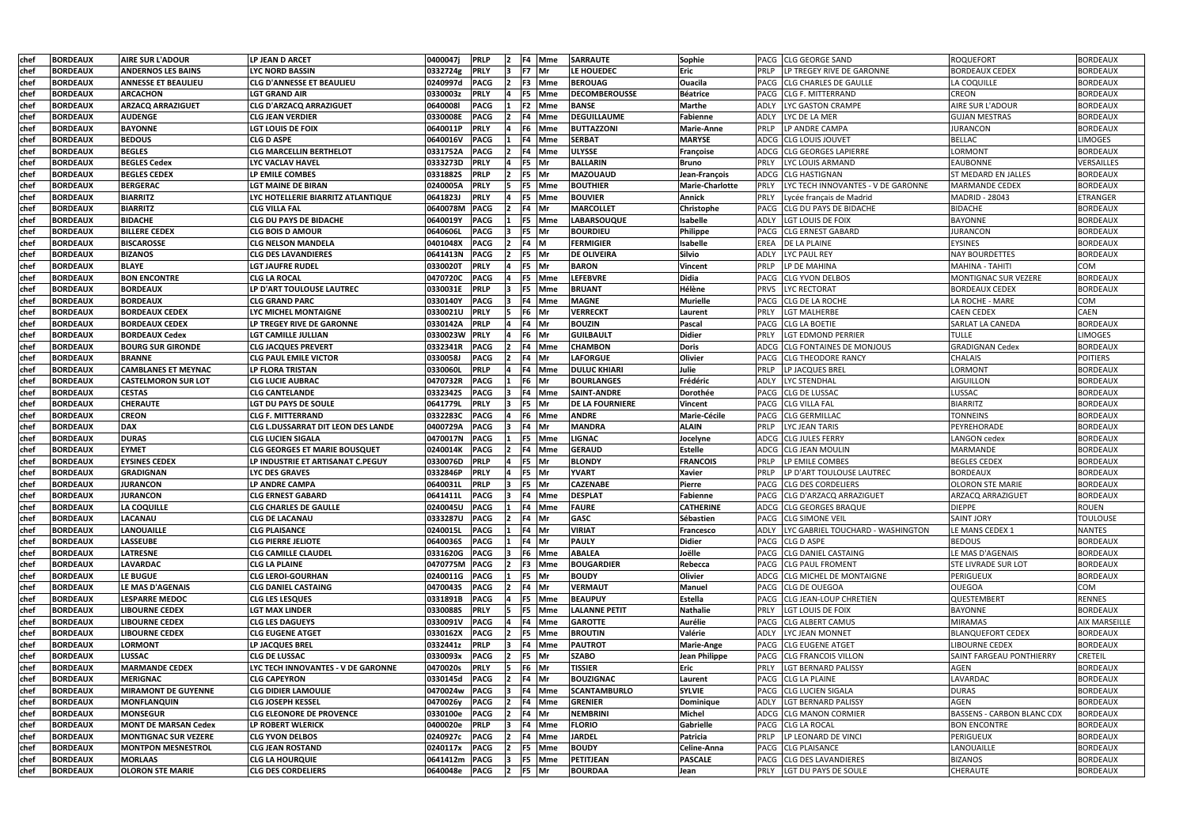| chef | BORDEAUX | AIRE SUR L'ADOUR | LP JEAN D ARCET | 0400047j | PRLP | 2 | F4 | Mme | SARRAUTE | Sophie | PACG | CLG GEORGE SAND | ROQUEFORT | BORDEAUX |
|---|---|---|---|---|---|---|---|---|---|---|---|---|---|---|
| chef | BORDEAUX | ANDERNOS LES BAINS | LYC NORD BASSIN | 0332724g | PRLY | 3 | F7 | Mr | LE HOUEDEC | Eric | PRLP | LP TREGEY RIVE DE GARONNE | BORDEAUX CEDEX | BORDEAUX |
| chef | BORDEAUX | ANNESSE ET BEAULIEU | CLG D'ANNESSE ET BEAULIEU | 0240997d | PACG | 2 | F3 | Mme | BEROUAG | Ouacila | PACG | CLG CHARLES DE GAULLE | LA COQUILLE | BORDEAUX |
| chef | BORDEAUX | ARCACHON | LYC GRAND AIR | 0330003z | PRLY | 4 | F5 | Mme | DECOMBEROUSSE | Béatrice | PACG | CLG F. MITTERRAND | CREON | BORDEAUX |
| chef | BORDEAUX | ARZACQ ARRAZIGUET | CLG D'ARZACQ ARRAZIGUET | 0640008l | PACG | 1 | F2 | Mme | BANSE | Marthe | ADLY | LYC GASTON CRAMPE | AIRE SUR L'ADOUR | BORDEAUX |
| chef | BORDEAUX | AUDENGE | CLG JEAN VERDIER | 0330008E | PACG | 2 | F4 | Mme | DEGUILLAUME | Fabienne | ADLY | LYC DE LA MER | GUJAN MESTRAS | BORDEAUX |
| chef | BORDEAUX | BAYONNE | LGT LOUIS DE FOIX | 0640011P | PRLY | 4 | F6 | Mme | BUTTAZZONI | Marie-Anne | PRLP | LP ANDRE CAMPA | JURANCON | BORDEAUX |
| chef | BORDEAUX | BEDOUS | CLG D ASPE | 0640016V | PACG | 1 | F4 | Mme | SERBAT | MARYSE | ADCG | CLG LOUIS JOUVET | BELLAC | LIMOGES |
| chef | BORDEAUX | BEGLES | CLG MARCELLIN BERTHELOT | 0331752A | PACG | 2 | F4 | Mme | ULYSSE | Françoise | ADCG | CLG GEORGES LAPIERRE | LORMONT | BORDEAUX |
| chef | BORDEAUX | BEGLES Cedex | LYC VACLAV HAVEL | 0333273D | PRLY | 4 | F5 | Mr | BALLARIN | Bruno | PRLY | LYC LOUIS ARMAND | EAUBONNE | VERSAILLES |
| chef | BORDEAUX | BEGLES CEDEX | LP EMILE COMBES | 0331882S | PRLP | 2 | F5 | Mr | MAZOUAUD | Jean-François | ADCG | CLG HASTIGNAN | ST MEDARD EN JALLES | BORDEAUX |
| chef | BORDEAUX | BERGERAC | LGT MAINE DE BIRAN | 0240005A | PRLY | 5 | F5 | Mme | BOUTHIER | Marie-Charlotte | PRLY | LYC TECH INNOVANTES - V DE GARONNE | MARMANDE CEDEX | BORDEAUX |
| chef | BORDEAUX | BIARRITZ | LYC HOTELLERIE BIARRITZ ATLANTIQUE | 0641823J | PRLY | 4 | F5 | Mme | BOUVIER | Annick | PRLY | Lycée français de Madrid | MADRID - 28043 | ETRANGER |
| chef | BORDEAUX | BIARRITZ | CLG VILLA FAL | 0640078M | PACG | 2 | F4 | Mr | MARCOLLET | Christophe | PACG | CLG DU PAYS DE BIDACHE | BIDACHE | BORDEAUX |
| chef | BORDEAUX | BIDACHE | CLG DU PAYS DE BIDACHE | 0640019Y | PACG | 1 | F5 | Mme | LABARSOUQUE | Isabelle | ADLY | LGT LOUIS DE FOIX | BAYONNE | BORDEAUX |
| chef | BORDEAUX | BILLERE CEDEX | CLG BOIS D AMOUR | 0640606L | PACG | 3 | F5 | Mr | BOURDIEU | Philippe | PACG | CLG ERNEST GABARD | JURANCON | BORDEAUX |
| chef | BORDEAUX | BISCAROSSE | CLG NELSON MANDELA | 0401048X | PACG | 2 | F4 | M | FERMIGIER | Isabelle | EREA | DE LA PLAINE | EYSINES | BORDEAUX |
| chef | BORDEAUX | BIZANOS | CLG DES LAVANDIERES | 0641413N | PACG | 2 | F5 | Mr | DE OLIVEIRA | Silvio | ADLY | LYC PAUL REY | NAY BOURDETTES | BORDEAUX |
| chef | BORDEAUX | BLAYE | LGT JAUFRE RUDEL | 0330020T | PRLY | 4 | F5 | Mr | BARON | Vincent | PRLP | LP DE MAHINA | MAHINA - TAHITI | COM |
| chef | BORDEAUX | BON ENCONTRE | CLG LA ROCAL | 0470720C | PACG | 4 | F5 | Mme | LEFEBVRE | Didia | PACG | CLG YVON DELBOS | MONTIGNAC SUR VEZERE | BORDEAUX |
| chef | BORDEAUX | BORDEAUX | LP D'ART TOULOUSE LAUTREC | 0330031E | PRLP | 3 | F5 | Mme | BRUANT | Hélène | PRVS | LYC RECTORAT | BORDEAUX CEDEX | BORDEAUX |
| chef | BORDEAUX | BORDEAUX | CLG GRAND PARC | 0330140Y | PACG | 3 | F4 | Mme | MAGNE | Murielle | PACG | CLG DE LA ROCHE | LA ROCHE - MARE | COM |
| chef | BORDEAUX | BORDEAUX CEDEX | LYC MICHEL MONTAIGNE | 0330021U | PRLY | 5 | F6 | Mr | VERRECKT | Laurent | PRLY | LGT MALHERBE | CAEN CEDEX | CAEN |
| chef | BORDEAUX | BORDEAUX CEDEX | LP TREGEY RIVE DE GARONNE | 0330142A | PRLP | 4 | F4 | Mr | BOUZIN | Pascal | PACG | CLG LA BOETIE | SARLAT LA CANEDA | BORDEAUX |
| chef | BORDEAUX | BORDEAUX Cedex | LGT CAMILLE JULLIAN | 0330023W | PRLY | 4 | F6 | Mr | GUILBAULT | Didier | PRLY | LGT EDMOND PERRIER | TULLE | LIMOGES |
| chef | BORDEAUX | BOURG SUR GIRONDE | CLG JACQUES PREVERT | 0332341R | PACG | 2 | F4 | Mme | CHAMBON | Doris | ADCG | CLG FONTAINES DE MONJOUS | GRADIGNAN Cedex | BORDEAUX |
| chef | BORDEAUX | BRANNE | CLG PAUL EMILE VICTOR | 0330058J | PACG | 2 | F4 | Mr | LAFORGUE | Olivier | PACG | CLG THEODORE RANCY | CHALAIS | POITIERS |
| chef | BORDEAUX | CAMBLANES ET MEYNAC | LP FLORA TRISTAN | 0330060L | PRLP | 4 | F4 | Mme | DULUC KHIARI | Julie | PRLP | LP JACQUES BREL | LORMONT | BORDEAUX |
| chef | BORDEAUX | CASTELMORON SUR LOT | CLG LUCIE AUBRAC | 0470732R | PACG | 1 | F6 | Mr | BOURLANGES | Frédéric | ADLY | LYC STENDHAL | AIGUILLON | BORDEAUX |
| chef | BORDEAUX | CESTAS | CLG CANTELANDE | 0332342S | PACG | 3 | F4 | Mme | SAINT-ANDRE | Dorothée | PACG | CLG DE LUSSAC | LUSSAC | BORDEAUX |
| chef | BORDEAUX | CHERAUTE | LGT DU PAYS DE SOULE | 0641779L | PRLY | 3 | F5 | Mr | DE LA FOURNIERE | Vincent | PACG | CLG VILLA FAL | BIARRITZ | BORDEAUX |
| chef | BORDEAUX | CREON | CLG F. MITTERRAND | 0332283C | PACG | 4 | F6 | Mme | ANDRE | Marie-Cécile | PACG | CLG GERMILLAC | TONNEINS | BORDEAUX |
| chef | BORDEAUX | DAX | CLG L.DUSSARRAT DIT LEON DES LANDE | 0400729A | PACG | 3 | F4 | Mr | MANDRA | ALAIN | PRLP | LYC JEAN TARIS | PEYREHORADE | BORDEAUX |
| chef | BORDEAUX | DURAS | CLG LUCIEN SIGALA | 0470017N | PACG | 1 | F5 | Mme | LIGNAC | Jocelyne | ADCG | CLG JULES FERRY | LANGON cedex | BORDEAUX |
| chef | BORDEAUX | EYMET | CLG GEORGES ET MARIE BOUSQUET | 0240014K | PACG | 2 | F4 | Mme | GERAUD | Estelle | ADCG | CLG JEAN MOULIN | MARMANDE | BORDEAUX |
| chef | BORDEAUX | EYSINES CEDEX | LP INDUSTRIE ET ARTISANAT C.PEGUY | 0330076D | PRLP | 4 | F5 | Mr | BLONDY | FRANCOIS | PRLP | LP EMILE COMBES | BEGLES CEDEX | BORDEAUX |
| chef | BORDEAUX | GRADIGNAN | LYC DES GRAVES | 0332846P | PRLY | 4 | F5 | Mr | YVART | Xavier | PRLP | LP D'ART TOULOUSE LAUTREC | BORDEAUX | BORDEAUX |
| chef | BORDEAUX | JURANCON | LP ANDRE CAMPA | 0640031L | PRLP | 3 | F5 | Mr | CAZENABE | Pierre | PACG | CLG DES CORDELIERS | OLORON STE MARIE | BORDEAUX |
| chef | BORDEAUX | JURANCON | CLG ERNEST GABARD | 0641411L | PACG | 3 | F4 | Mme | DESPLAT | Fabienne | PACG | CLG D'ARZACQ ARRAZIGUET | ARZACQ ARRAZIGUET | BORDEAUX |
| chef | BORDEAUX | LA COQUILLE | CLG CHARLES DE GAULLE | 0240045U | PACG | 1 | F4 | Mme | FAURE | CATHERINE | ADCG | CLG GEORGES BRAQUE | DIEPPE | ROUEN |
| chef | BORDEAUX | LACANAU | CLG DE LACANAU | 0333287U | PACG | 2 | F4 | Mr | GASC | Sébastien | PACG | CLG SIMONE VEIL | SAINT JORY | TOULOUSE |
| chef | BORDEAUX | LANOUAILLE | CLG PLAISANCE | 0240015L | PACG | 1 | F4 | Mr | VIRIAT | Francesco | ADLY | LYC GABRIEL TOUCHARD - WASHINGTON | LE MANS CEDEX 1 | NANTES |
| chef | BORDEAUX | LASSEUBE | CLG PIERRE JELIOTE | 0640036S | PACG | 1 | F4 | Mr | PAULY | Didier | PACG | CLG D ASPE | BEDOUS | BORDEAUX |
| chef | BORDEAUX | LATRESNE | CLG CAMILLE CLAUDEL | 0331620G | PACG | 3 | F6 | Mme | ABALEA | Joëlle | PACG | CLG DANIEL CASTAING | LE MAS D'AGENAIS | BORDEAUX |
| chef | BORDEAUX | LAVARDAC | CLG LA PLAINE | 0470775M | PACG | 2 | F3 | Mme | BOUGARDIER | Rebecca | PACG | CLG PAUL FROMENT | STE LIVRADE SUR LOT | BORDEAUX |
| chef | BORDEAUX | LE BUGUE | CLG LEROI-GOURHAN | 0240011G | PACG | 1 | F5 | Mr | BOUDY | Olivier | ADCG | CLG MICHEL DE MONTAIGNE | PERIGUEUX | BORDEAUX |
| chef | BORDEAUX | LE MAS D'AGENAIS | CLG DANIEL CASTAING | 0470043S | PACG | 2 | F4 | Mr | VERMAUT | Manuel | PACG | CLG DE OUEGOA | OUEGOA | COM |
| chef | BORDEAUX | LESPARRE MEDOC | CLG LES LESQUES | 0331891B | PACG | 4 | F5 | Mme | BEAUPUY | Estella | PACG | CLG JEAN-LOUP CHRETIEN | QUESTEMBERT | RENNES |
| chef | BORDEAUX | LIBOURNE CEDEX | LGT MAX LINDER | 0330088S | PRLY | 5 | F5 | Mme | LALANNE PETIT | Nathalie | PRLY | LGT LOUIS DE FOIX | BAYONNE | BORDEAUX |
| chef | BORDEAUX | LIBOURNE CEDEX | CLG LES DAGUEYS | 0330091V | PACG | 4 | F4 | Mme | GAROTTE | Aurélie | PACG | CLG ALBERT CAMUS | MIRAMAS | AIX MARSEILLE |
| chef | BORDEAUX | LIBOURNE CEDEX | CLG EUGENE ATGET | 0330162X | PACG | 2 | F5 | Mme | BROUTIN | Valérie | ADLY | LYC JEAN MONNET | BLANQUEFORT CEDEX | BORDEAUX |
| chef | BORDEAUX | LORMONT | LP JACQUES BREL | 0332441z | PRLP | 3 | F4 | Mme | PAUTROT | Marie-Ange | PACG | CLG EUGENE ATGET | LIBOURNE CEDEX | BORDEAUX |
| chef | BORDEAUX | LUSSAC | CLG DE LUSSAC | 0330093x | PACG | 2 | F5 | Mr | SZABO | Jean Philippe | PACG | CLG FRANCOIS VILLON | SAINT FARGEAU PONTHIERRY | CRETEIL |
| chef | BORDEAUX | MARMANDE CEDEX | LYC TECH INNOVANTES - V DE GARONNE | 0470020s | PRLY | 5 | F6 | Mr | TISSIER | Eric | PRLY | LGT BERNARD PALISSY | AGEN | BORDEAUX |
| chef | BORDEAUX | MERIGNAC | CLG CAPEYRON | 0330145d | PACG | 2 | F4 | Mr | BOUZIGNAC | Laurent | PACG | CLG LA PLAINE | LAVARDAC | BORDEAUX |
| chef | BORDEAUX | MIRAMONT DE GUYENNE | CLG DIDIER LAMOULIE | 0470024w | PACG | 3 | F4 | Mme | SCANTAMBURLO | SYLVIE | PACG | CLG LUCIEN SIGALA | DURAS | BORDEAUX |
| chef | BORDEAUX | MONFLANQUIN | CLG JOSEPH KESSEL | 0470026y | PACG | 2 | F4 | Mme | GRENIER | Dominique | ADLY | LGT BERNARD PALISSY | AGEN | BORDEAUX |
| chef | BORDEAUX | MONSEGUR | CLG ELEONORE DE PROVENCE | 0330100e | PACG | 2 | F4 | Mr | NEMBRINI | Michel | ADCG | CLG MANON CORMIER | BASSENS - CARBON BLANC CDX | BORDEAUX |
| chef | BORDEAUX | MONT DE MARSAN Cedex | LP ROBERT WLERICK | 0400020e | PRLP | 3 | F4 | Mme | FLORIO | Gabrielle | PACG | CLG LA ROCAL | BON ENCONTRE | BORDEAUX |
| chef | BORDEAUX | MONTIGNAC SUR VEZERE | CLG YVON DELBOS | 0240927c | PACG | 2 | F4 | Mme | JARDEL | Patricia | PRLP | LP LEONARD DE VINCI | PERIGUEUX | BORDEAUX |
| chef | BORDEAUX | MONTPON MESNESTROL | CLG JEAN ROSTAND | 0240117x | PACG | 2 | F5 | Mme | BOUDY | Celine-Anna | PACG | CLG PLAISANCE | LANOUAILLE | BORDEAUX |
| chef | BORDEAUX | MORLAAS | CLG LA HOURQUIE | 0641412m | PACG | 3 | F5 | Mme | PETITJEAN | PASCALE | PACG | CLG DES LAVANDIERES | BIZANOS | BORDEAUX |
| chef | BORDEAUX | OLORON STE MARIE | CLG DES CORDELIERS | 0640048e | PACG | 2 | F5 | Mr | BOURDAA | Jean | PRLY | LGT DU PAYS DE SOULE | CHERAUTE | BORDEAUX |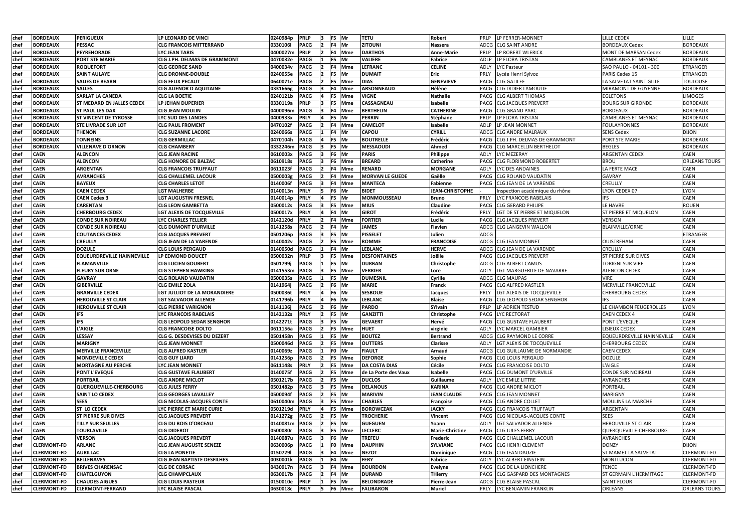| chef | BORDEAUX | PERIGUEUX | LP LEONARD DE VINCI | 0240984p | PRLP | 3 | F5 | Mr | TETU | Robert | PRLP | LP FERRER-MONNET | LILLE CEDEX | LILLE |
|---|---|---|---|---|---|---|---|---|---|---|---|---|---|---|
| chef | BORDEAUX | PESSAC | CLG FRANCOIS MITTERRAND | 0330106l | PACG | 2 | F4 | Mr | ZITOUNI | Nassera | ADCG | CLG SAINT ANDRE | BORDEAUX Cedex | BORDEAUX |
| chef | BORDEAUX | PEYREHORADE | LYC JEAN TARIS | 0400027m | PRLP | 2 | F4 | Mme | DARTHOS | Anne-Marie | PRLP | LP ROBERT WLERICK | MONT DE MARSAN Cedex | BORDEAUX |
| chef | BORDEAUX | PORT STE MARIE | CLG J.PH. DELMAS DE GRAMMONT | 0470032e | PACG | 1 | F5 | Mr | VALIERE | Fabrice | ADLP | LP FLORA TRISTAN | CAMBLANES ET MEYNAC | BORDEAUX |
| chef | BORDEAUX | ROQUEFORT | CLG GEORGE SAND | 0400034v | PACG | 2 | F4 | Mme | LEFRANC | CELINE | ADLY | LYC Pasteur | SAO PAULO - 04101 - 300 | ETRANGER |
| chef | BORDEAUX | SAINT AULAYE | CLG DRONNE-DOUBLE | 0240055e | PACG | 2 | F5 | Mr | DUMAIT | Eric | PRLY | Lycée Henri Sylvoz | PARIS Cedex 15 | ETRANGER |
| chef | BORDEAUX | SALIES DE BEARN | CLG FELIX PECAUT | 0640071e | PACG | 2 | F5 | Mme | DIAS | GENEVIEVE | PACG | CLG GALILEE | LA SALVETAT SAINT GILLE | TOULOUSE |
| chef | BORDEAUX | SALLES | CLG ALIENOR D AQUITAINE | 0331666g | PACG | 3 | F4 | Mme | ARSONNEAUD | Hélène | PACG | CLG DIDIER LAMOULIE | MIRAMONT DE GUYENNE | BORDEAUX |
| chef | BORDEAUX | SARLAT LA CANEDA | CLG LA BOETIE | 0240121b | PACG | 4 | F5 | Mme | VIGNE | Nathalie | PACG | CLG ALBERT THOMAS | EGLETONS | LIMOGES |
| chef | BORDEAUX | ST MEDARD EN JALLES CEDEX | LP JEHAN DUPERIER | 0330119a | PRLP | 3 | F5 | Mme | CASSAGNEAU | Isabelle | PACG | CLG JACQUES PREVERT | BOURG SUR GIRONDE | BORDEAUX |
| chef | BORDEAUX | ST PAUL LES DAX | CLG JEAN MOULIN | 0400096m | PACG | 3 | F4 | Mme | BERTHELIN | CATHERINE | PACG | CLG GRAND PARC | BORDEAUX | BORDEAUX |
| chef | BORDEAUX | ST VINCENT DE TYROSSE | LYC SUD DES LANDES | 0400933x | PRLY | 4 | F5 | Mr | PERRIN | Stéphane | PRLP | LP FLORA TRISTAN | CAMBLANES ET MEYNAC | BORDEAUX |
| chef | BORDEAUX | STE LIVRADE SUR LOT | CLG PAUL FROMENT | 0470102f | PACG | 2 | F4 | Mme | CAMELOT | Isabelle | ADLP | LP JEAN MONNET | FOULAYRONNES | BORDEAUX |
| chef | BORDEAUX | THENON | CLG SUZANNE LACORE | 0240066s | PACG | 1 | F4 | Mr | CAPOU | CYRILL | ADCG | CLG ANDRE MALRAUX | SENS Cedex | DIJON |
| chef | BORDEAUX | TONNEINS | CLG GERMILLAC | 0470104h | PACG | 4 | F5 | Mr | BOUTRELLE | Frédéric | PACG | CLG J.PH. DELMAS DE GRAMMONT | PORT STE MARIE | BORDEAUX |
| chef | BORDEAUX | VILLENAVE D'ORNON | CLG CHAMBERY | 0332246m | PACG | 3 | F5 | Mr | MESSAOUDI | Ahmed | PACG | CLG MARCELLIN BERTHELOT | BEGLES | BORDEAUX |
| chef | CAEN | ALENCON | CLG JEAN RACINE | 0610003x | PACG | 3 | F6 | Mr | PARIS | Philippe | ADLY | LYC MEZERAY | ARGENTAN CEDEX | CAEN |
| chef | CAEN | ALENCON | CLG HONORE DE BALZAC | 0610918s | PACG | 3 | F6 | Mme | BREARD | Catherine | PACG | CLG FLORIMOND ROBERTET | BROU | ORLEANS TOURS |
| chef | CAEN | ARGENTAN | CLG FRANCOIS TRUFFAUT | 0611023f | PACG | 2 | F4 | Mme | RENARD | MORGANE | ADLY | LYC DES ANDAINES | LA FERTE MACE | CAEN |
| chef | CAEN | AVRANCHES | CLG CHALLEMEL LACOUR | 0500003g | PACG | 2 | F4 | Mme | MORVAN LE GUEDE | Gaëlle | PACG | CLG ROLAND VAUDATIN | GAVRAY | CAEN |
| chef | CAEN | BAYEUX | CLG CHARLES LETOT | 0140006f | PACG | 3 | F4 | Mme | MANTECA | Fabienne | PACG | CLG JEAN DE LA VARENDE | CREULLY | CAEN |
| chef | CAEN | CAEN CEDEX | LGT MALHERBE | 0140013n | PRLY | 5 | F6 | Mr | BIDET | JEAN-CHRISTOPHE | - | Inspection académique du rhône | LYON CEDEX 07 | LYON |
| chef | CAEN | CAEN Cedex 3 | LGT AUGUSTIN FRESNEL | 0140014p | PRLY | 4 | F5 | Mr | MONMOUSSEAU | Bruno | PRLY | LYC FRANCOIS RABELAIS | IFS | CAEN |
| chef | CAEN | CARENTAN | CLG LEON GAMBETTA | 0500012s | PACG | 3 | F5 | Mme | MIUS | Claudine | PACG | CLG GERARD PHILIPE | LE HAVRE | ROUEN |
| chef | CAEN | CHERBOURG CEDEX | LGT ALEXIS DE TOCQUEVILLE | 0500017x | PRLY | 4 | F4 | Mr | GIROT | Frédéric | PRLY | LGT DE ST PIERRE ET MIQUELON | ST PIERRE ET MIQUELON | CAEN |
| chef | CAEN | CONDE SUR NOIREAU | LYC CHARLES TELLIER | 0142120d | PRLY | 2 | F4 | Mme | FORTIER | Lucile | PACG | CLG JACQUES PREVERT | VERSON | CAEN |
| chef | CAEN | CONDE SUR NOIREAU | CLG DUMONT D'URVILLE | 0141258s | PACG | 2 | F4 | Mr | JAMES | Flavien | ADCG | CLG LANGEVIN WALLON | BLAINVILLE/ORNE | CAEN |
| chef | CAEN | COUTANCES CEDEX | CLG JACQUES PREVERT | 0501206p | PACG | 3 | F5 | Mr | PISSELET | Julien | ADCG | | | ETRANGER |
| chef | CAEN | CREULLY | CLG JEAN DE LA VARENDE | 0140042v | PACG | 2 | F5 | Mme | ROMME | FRANCOISE | ADCG | CLG JEAN MONNET | OUISTREHAM | CAEN |
| chef | CAEN | DOZULE | CLG LOUIS PERGAUD | 0140050d | PACG | 1 | F4 | Mr | LEBLANC | HERVE | ADCG | CLG JEAN DE LA VARENDE | CREULLY | CAEN |
| chef | CAEN | EQUEURDREVILLE HAINNEVILLE | LP EDMOND DOUCET | 0500032n | PRLP | 3 | F5 | Mme | DESFONTAINES | Joëlle | PACG | CLG JACQUES PREVERT | ST PIERRE SUR DIVES | CAEN |
| chef | CAEN | FLAMANVILLE | CLG LUCIEN GOUBERT | 0501799j | PACG | 1 | F5 | Mr | DURBAN | Christophe | ADCG | CLG ALBERT CAMUS | TORIGNI SUR VIRE | CAEN |
| chef | CAEN | FLEURY SUR ORNE | CLG STEPHEN HAWKING | 0141553m | PACG | 3 | F5 | Mme | VERRIER | Lore | ADLY | LGT MARGUERITE DE NAVARRE | ALENCON CEDEX | CAEN |
| chef | CAEN | GAVRAY | CLG ROLAND VAUDATIN | 0500035s | PACG | 1 | F5 | Mr | DUMESNIL | Cyrille | ADCG | CLG MAUPAS | VIRE | CAEN |
| chef | CAEN | GIBERVILLE | CLG EMILE ZOLA | 0141964j | PACG | 2 | F6 | Mr | MARIE | Franck | PACG | CLG ALFRED KASTLER | MERVILLE FRANCEVILLE | CAEN |
| chef | CAEN | GRANVILLE CEDEX | LGT JULLIOT DE LA MORANDIERE | 0500036t | PRLY | 4 | F6 | Mr | SESBOUE | Jacques | PRLY | LGT ALEXIS DE TOCQUEVILLE | CHERBOURG CEDEX | CAEN |
| chef | CAEN | HEROUVILLE ST CLAIR | LGT SALVADOR ALLENDE | 0141796b | PRLY | 4 | F6 | Mr | LEBLANC | Blaise | PACG | CLG LEOPOLD SEDAR SENGHOR | IFS | CAEN |
| chef | CAEN | HEROUVILLE ST CLAIR | CLG PIERRE VARIGNON | 0141136j | PACG | 2 | F6 | Mr | PARDO | SYlvain | PRLP | LP ADRIEN TESTUD | LE CHAMBON FEUGEROLLES | LYON |
| chef | CAEN | IFS | LYC FRANCOIS RABELAIS | 0142132s | PRLY | 2 | F5 | Mr | GANZITTI | Christophe | PACG | LYC RECTORAT | CAEN CEDEX 4 | CAEN |
| chef | CAEN | IFS | CLG LEOPOLD SEDAR SENGHOR | 0142271t | PACG | 3 | F5 | Mr | GEVAERT | Hervé | PACG | CLG GUSTAVE FLAUBERT | PONT L'EVEQUE | CAEN |
| chef | CAEN | L'AIGLE | CLG FRANCOISE DOLTO | 0611156a | PACG | 2 | F5 | Mme | HUET | virginie | ADLY | LYC MARCEL GAMBIER | LISIEUX CEDEX | CAEN |
| chef | CAEN | LESSAY | CLG G. DESDEVISES DU DEZERT | 0501458n | PACG | 1 | F5 | Mr | BOUTEZ | Bertrand | ADCG | CLG RAYMOND LE CORRE | EQUEURDREVILLE HAINNEVILLE | CAEN |
| chef | CAEN | MARIGNY | CLG JEAN MONNET | 0500046d | PACG | 2 | F5 | Mme | OUTTERS | Clarisse | ADLY | LGT ALEXIS DE TOCQUEVILLE | CHERBOURG CEDEX | CAEN |
| chef | CAEN | MERVILLE FRANCEVILLE | CLG ALFRED KASTLER | 0140069z | PACG | 1 | F0 | Mr | FIAULT | Arnaud | ADCG | CLG GUILLAUME DE NORMANDIE | CAEN CEDEX | CAEN |
| chef | CAEN | MONDEVILLE CEDEX | CLG GUY LIARD | 0141256p | PACG | 2 | F5 | Mme | DEFORGE | Sophie | PACG | CLG LOUIS PERGAUD | DOZULE | CAEN |
| chef | CAEN | MORTAGNE AU PERCHE | LYC JEAN MONNET | 0611148s | PRLY | 2 | F5 | Mme | DA COSTA DIAS | Cécile | PACG | CLG FRANCOISE DOLTO | L'AIGLE | CAEN |
| chef | CAEN | PONT L'EVEQUE | CLG GUSTAVE FLAUBERT | 0140075f | PACG | 2 | F5 | Mme | de La Porte des Vaux | Isabelle | PACG | CLG DUMONT D'URVILLE | CONDE SUR NOIREAU | CAEN |
| chef | CAEN | PORTBAIL | CLG ANDRE MICLOT | 0501217b | PACG | 2 | F5 | Mr | DUCLOS | Guillaume | ADLY | LYC EMILE LITTRE | AVRANCHES | CAEN |
| chef | CAEN | QUERQUEVILLE-CHERBOURG | CLG JULES FERRY | 0501482p | PACG | 3 | F5 | Mme | DELANOUS | KARINA | PACG | CLG ANDRE MICLOT | PORTBAIL | CAEN |
| chef | CAEN | SAINT LO CEDEX | CLG GEORGES LAVALLEY | 0500094f | PACG | 2 | F5 | Mr | MARIVIN | JEAN CLAUDE | PACG | CLG JEAN MONNET | MARIGNY | CAEN |
| chef | CAEN | SEES | CLG NICOLAS-JACQUES CONTE | 0610040m | PACG | 3 | F5 | Mme | CHARLES | Françoise | PACG | CLG ANDRE COLLET | MOULINS LA MARCHE | CAEN |
| chef | CAEN | ST LO CEDEX | LYC PIERRE ET MARIE CURIE | 0501219d | PRLY | 4 | F5 | Mme | BOROWCZAK | JACKY | PACG | CLG FRANCOIS TRUFFAUT | ARGENTAN | CAEN |
| chef | CAEN | ST PIERRE SUR DIVES | CLG JACQUES PREVERT | 0141272g | PACG | 2 | F5 | Mr | TROCHERIE | Vincent | PACG | CLG NICOLAS-JACQUES CONTE | SEES | CAEN |
| chef | CAEN | TILLY SUR SEULLES | CLG DU BOIS D'ORCEAU | 0140081m | PACG | 2 | F5 | Mr | GUEGUEN | Yoann | ADLY | LGT SALVADOR ALLENDE | HEROUVILLE ST CLAIR | CAEN |
| chef | CAEN | TOURLAVILLE | CLG DIDEROT | 0500080r | PACG | 3 | F5 | Mme | LECLERC | Marie-Christine | PACG | CLG JULES FERRY | QUERQUEVILLE-CHERBOURG | CAEN |
| chef | CAEN | VERSON | CLG JACQUES PREVERT | 0140087u | PACG | 3 | F6 | Mr | TREFEU | Frederic | PACG | CLG CHALLEMEL LACOUR | AVRANCHES | CAEN |
| chef | CLERMONT-FD | ARLANC | CLG JEAN AUGUSTE SENEZE | 0630006p | PACG | 1 | F0 | Mme | DAUPHIN | SYLVIANE | PACG | CLG HENRI CLEMENT | DONZY | DIJON |
| chef | CLERMONT-FD | AURILLAC | CLG LA PONETIE | 0150729l | PACG | 3 | F4 | Mme | NEZOT | Dominique | PACG | CLG JEAN DAUZIE | ST MAMET LA SALVETAT | CLERMONT-FD |
| chef | CLERMONT-FD | BELLENAVES | CLG JEAN BAPTISTE DESFILHES | 0030001k | PACG | 1 | F4 | Mr | FERY | Fabrice | ADLY | LYC ALBERT EINSTEIN | MONTLUCON | CLERMONT-FD |
| chef | CLERMONT-FD | BRIVES CHARENSAC | CLG DE CORSAC | 0430917n | PACG | 3 | F4 | Mme | BOURDON | Evelyne | PACG | CLG DE LA LIONCHERE | TENCE | CLERMONT-FD |
| chef | CLERMONT-FD | CHATELGUYON | CLG CHAMPCLAUX | 0630017b | PACG | 2 | F4 | Mr | DURAND | THierry | PACG | CLG GASPARD DES MONTAGNES | ST GERMAIN L'HERMITAGE | CLERMONT-FD |
| chef | CLERMONT-FD | CHAUDES AIGUES | CLG LOUIS PASTEUR | 0150010e | PRLP | 1 | F5 | Mr | BELONDRADE | Pierre-Jean | ADCG | CLG BLAISE PASCAL | SAINT FLOUR | CLERMONT-FD |
| chef | CLERMONT-FD | CLERMONT-FERRAND | LYC BLAISE PASCAL | 0630018c | PRLY | 5 | F6 | Mme | FALIBARON | Muriel | PRLY | LYC BENJAMIN FRANKLIN | ORLEANS | ORLEANS TOURS |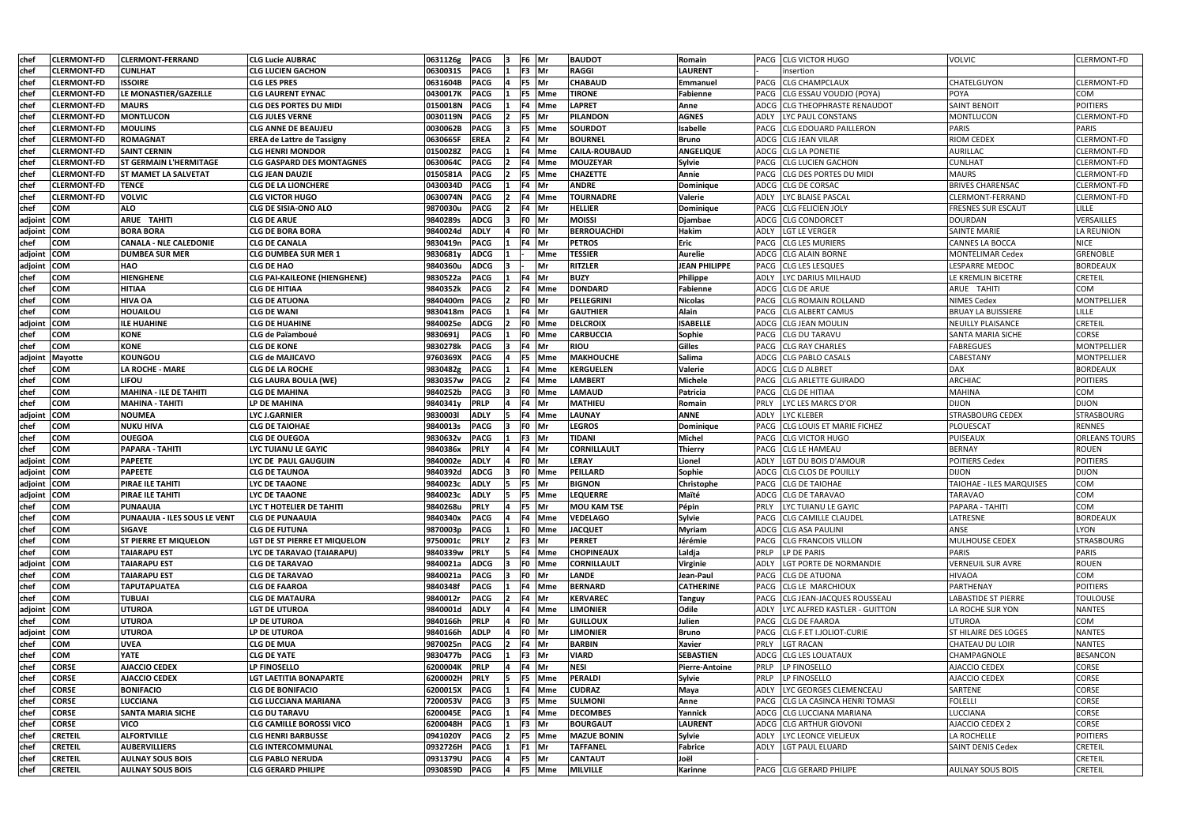| chef | CLERMONT-FD | CLERMONT-FERRAND | CLG Lucie AUBRAC | 0631126g | PACG | 3 | F6 | Mr | BAUDOT | Romain | PACG | CLG VICTOR HUGO | VOLVIC | CLERMONT-FD |
|---|---|---|---|---|---|---|---|---|---|---|---|---|---|---|
| chef | CLERMONT-FD | CUNLHAT | CLG LUCIEN GACHON | 0630031S | PACG | 1 | F3 | Mr | RAGGI | LAURENT | - | insertion | | |
| chef | CLERMONT-FD | ISSOIRE | CLG LES PRES | 0631604B | PACG | 4 | F5 | Mr | CHABAUD | Emmanuel | PACG | CLG CHAMPCLAUX | CHATELGUYON | CLERMONT-FD |
| chef | CLERMONT-FD | LE MONASTIER/GAZEILLE | CLG LAURENT EYNAC | 0430017K | PACG | 1 | F5 | Mme | TIRONE | Fabienne | PACG | CLG ESSAU VOUDJO (POYA) | POYA | COM |
| chef | CLERMONT-FD | MAURS | CLG DES PORTES DU MIDI | 0150018N | PACG | 1 | F4 | Mme | LAPRET | Anne | ADCG | CLG THEOPHRASTE RENAUDOT | SAINT BENOIT | POITIERS |
| chef | CLERMONT-FD | MONTLUCON | CLG JULES VERNE | 0030119N | PACG | 2 | F5 | Mr | PILANDON | AGNES | ADLY | LYC PAUL CONSTANS | MONTLUCON | CLERMONT-FD |
| chef | CLERMONT-FD | MOULINS | CLG ANNE DE BEAUJEU | 0030062B | PACG | 3 | F5 | Mme | SOURDOT | Isabelle | PACG | CLG EDOUARD PAILLERON | PARIS | PARIS |
| chef | CLERMONT-FD | ROMAGNAT | EREA de Lattre de Tassigny | 0630665F | EREA | 2 | F4 | Mr | BOURNEL | Bruno | ADCG | CLG JEAN VILAR | RIOM CEDEX | CLERMONT-FD |
| chef | CLERMONT-FD | SAINT CERNIN | CLG HENRI MONDOR | 0150028Z | PACG | 1 | F4 | Mme | CAILA-ROUBAUD | ANGELIQUE | ADCG | CLG LA PONETIE | AURILLAC | CLERMONT-FD |
| chef | CLERMONT-FD | ST GERMAIN L'HERMITAGE | CLG GASPARD DES MONTAGNES | 0630064C | PACG | 2 | F4 | Mme | MOUZEYAR | Sylvie | PACG | CLG LUCIEN GACHON | CUNLHAT | CLERMONT-FD |
| chef | CLERMONT-FD | ST MAMET LA SALVETAT | CLG JEAN DAUZIE | 0150581A | PACG | 2 | F5 | Mme | CHAZETTE | Annie | PACG | CLG DES PORTES DU MIDI | MAURS | CLERMONT-FD |
| chef | CLERMONT-FD | TENCE | CLG DE LA LIONCHERE | 0430034D | PACG | 1 | F4 | Mr | ANDRE | Dominique | ADCG | CLG DE CORSAC | BRIVES CHARENSAC | CLERMONT-FD |
| chef | CLERMONT-FD | VOLVIC | CLG VICTOR HUGO | 0630074N | PACG | 2 | F4 | Mme | TOURNADRE | Valerie | ADLY | LYC BLAISE PASCAL | CLERMONT-FERRAND | CLERMONT-FD |
| chef | COM | ALO | CLG DE SISIA-ONO ALO | 9870030u | PACG | 2 | F4 | Mr | HELLIER | Dominique | PACG | CLG FELICIEN JOLY | FRESNES SUR ESCAUT | LILLE |
| adjoint | COM | ARUE TAHITI | CLG DE ARUE | 9840289s | ADCG | 3 | F0 | Mr | MOISSI | Djambae | ADCG | CLG CONDORCET | DOURDAN | VERSAILLES |
| adjoint | COM | BORA BORA | CLG DE BORA BORA | 9840024d | ADLY | 4 | F0 | Mr | BERROUACHDI | Hakim | ADLY | LGT LE VERGER | SAINTE MARIE | LA REUNION |
| chef | COM | CANALA - NLE CALEDONIE | CLG DE CANALA | 9830419n | PACG | 1 | F4 | Mr | PETROS | Eric | PACG | CLG LES MURIERS | CANNES LA BOCCA | NICE |
| adjoint | COM | DUMBEA SUR MER | CLG DUMBEA SUR MER 1 | 9830681y | ADCG | 1 | - | Mme | TESSIER | Aurelie | ADCG | CLG ALAIN BORNE | MONTELIMAR Cedex | GRENOBLE |
| adjoint | COM | HAO | CLG DE HAO | 9840360u | ADCG | 3 | - | Mr | RITZLER | JEAN PHILIPPE | PACG | CLG LES LESQUES | LESPARRE MEDOC | BORDEAUX |
| chef | COM | HIENGHENE | CLG PAI-KAILEONE (HIENGHENE) | 9830522a | PACG | 1 | F4 | Mr | BUZY | Philippe | ADLY | LYC DARIUS MILHAUD | LE KREMLIN BICETRE | CRETEIL |
| chef | COM | HITIAA | CLG DE HITIAA | 9840352k | PACG | 2 | F4 | Mme | DONDARD | Fabienne | ADCG | CLG DE ARUE | ARUE TAHITI | COM |
| chef | COM | HIVA OA | CLG DE ATUONA | 9840400m | PACG | 2 | F0 | Mr | PELLEGRINI | Nicolas | PACG | CLG ROMAIN ROLLAND | NIMES Cedex | MONTPELLIER |
| chef | COM | HOUAILOU | CLG DE WANI | 9830418m | PACG | 1 | F4 | Mr | GAUTHIER | Alain | PACG | CLG ALBERT CAMUS | BRUAY LA BUISSIERE | LILLE |
| adjoint | COM | ILE HUAHINE | CLG DE HUAHINE | 9840025e | ADCG | 2 | F0 | Mme | DELCROIX | ISABELLE | ADCG | CLG JEAN MOULIN | NEUILLY PLAISANCE | CRETEIL |
| chef | COM | KONE | CLG de Païamboué | 9830691j | PACG | 1 | F0 | Mme | CARBUCCIA | Sophie | PACG | CLG DU TARAVU | SANTA MARIA SICHE | CORSE |
| chef | COM | KONE | CLG DE KONE | 9830278k | PACG | 3 | F4 | Mr | RIOU | Gilles | PACG | CLG RAY CHARLES | FABREGUES | MONTPELLIER |
| adjoint | Mayotte | KOUNGOU | CLG de MAJICAVO | 9760369X | PACG | 4 | F5 | Mme | MAKHOUCHE | Salima | ADCG | CLG PABLO CASALS | CABESTANY | MONTPELLIER |
| chef | COM | LA ROCHE - MARE | CLG DE LA ROCHE | 9830482g | PACG | 1 | F4 | Mme | KERGUELEN | Valerie | ADCG | CLG D ALBRET | DAX | BORDEAUX |
| chef | COM | LIFOU | CLG LAURA BOULA (WE) | 9830357w | PACG | 2 | F4 | Mme | LAMBERT | Michele | PACG | CLG ARLETTE GUIRADO | ARCHIAC | POITIERS |
| chef | COM | MAHINA - ILE DE TAHITI | CLG DE MAHINA | 9840252b | PACG | 3 | F0 | Mme | LAMAUD | Patricia | PACG | CLG DE HITIAA | MAHINA | COM |
| chef | COM | MAHINA - TAHITI | LP DE MAHINA | 9840341y | PRLP | 4 | F4 | Mr | MATHIEU | Romain | PRLY | LYC LES MARCS D'OR | DIJON | DIJON |
| adjoint | COM | NOUMEA | LYC J.GARNIER | 9830003l | ADLY | 5 | F4 | Mme | LAUNAY | ANNE | ADLY | LYC KLEBER | STRASBOURG CEDEX | STRASBOURG |
| chef | COM | NUKU HIVA | CLG DE TAIOHAE | 9840013s | PACG | 3 | F0 | Mr | LEGROS | Dominique | PACG | CLG LOUIS ET MARIE FICHEZ | PLOUESCAT | RENNES |
| chef | COM | OUEGOA | CLG DE OUEGOA | 9830632v | PACG | 1 | F3 | Mr | TIDANI | Michel | PACG | CLG VICTOR HUGO | PUISEAUX | ORLEANS TOURS |
| chef | COM | PAPARA - TAHITI | LYC TUIANU LE GAYIC | 9840386x | PRLY | 4 | F4 | Mr | CORNILLAULT | Thierry | PACG | CLG LE HAMEAU | BERNAY | ROUEN |
| adjoint | COM | PAPEETE | LYC DE PAUL GAUGUIN | 9840002e | ADLY | 4 | F0 | Mr | LERAY | Lionel | ADLY | LGT DU BOIS D'AMOUR | POITIERS Cedex | POITIERS |
| adjoint | COM | PAPEETE | CLG DE TAUNOA | 9840392d | ADCG | 3 | F0 | Mme | PEILLARD | Sophie | ADCG | CLG CLOS DE POUILLY | DIJON | DIJON |
| adjoint | COM | PIRAE ILE TAHITI | LYC DE TAAONE | 9840023c | ADLY | 5 | F5 | Mr | BIGNON | Christophe | PACG | CLG DE TAIOHAE | TAIOHAE - ILES MARQUISES | COM |
| adjoint | COM | PIRAE ILE TAHITI | LYC DE TAAONE | 9840023c | ADLY | 5 | F5 | Mme | LEQUERRE | Maïté | ADCG | CLG DE TARAVAO | TARAVAO | COM |
| chef | COM | PUNAAUIA | LYC T HOTELIER DE TAHITI | 9840268u | PRLY | 4 | F5 | Mr | MOU KAM TSE | Pépin | PRLY | LYC TUIANU LE GAYIC | PAPARA - TAHITI | COM |
| chef | COM | PUNAAUIA - ILES SOUS LE VENT | CLG DE PUNAAUIA | 9840340x | PACG | 4 | F4 | Mme | VEDELAGO | Sylvie | PACG | CLG CAMILLE CLAUDEL | LATRESNE | BORDEAUX |
| chef | COM | SIGAVE | CLG DE FUTUNA | 9870003p | PACG | 1 | F0 | Mme | JACQUET | Myriam | ADCG | CLG ASA PAULINI | ANSE | LYON |
| chef | COM | ST PIERRE ET MIQUELON | LGT DE ST PIERRE ET MIQUELON | 9750001c | PRLY | 2 | F3 | Mr | PERRET | Jérémie | PACG | CLG FRANCOIS VILLON | MULHOUSE CEDEX | STRASBOURG |
| chef | COM | TAIARAPU EST | LYC DE TARAVAO (TAIARAPU) | 9840339w | PRLY | 5 | F4 | Mme | CHOPINEAUX | Laldja | PRLP | LP DE PARIS | PARIS | PARIS |
| adjoint | COM | TAIARAPU EST | CLG DE TARAVAO | 9840021a | ADCG | 3 | F0 | Mme | CORNILLAULT | Virginie | ADLY | LGT PORTE DE NORMANDIE | VERNEUIL SUR AVRE | ROUEN |
| chef | COM | TAIARAPU EST | CLG DE TARAVAO | 9840021a | PACG | 3 | F0 | Mr | LANDE | Jean-Paul | PACG | CLG DE ATUONA | HIVAOA | COM |
| chef | COM | TAPUTAPUATEA | CLG DE FAAROA | 9840348f | PACG | 1 | F4 | Mme | BERNARD | CATHERINE | PACG | CLG LE MARCHIOUX | PARTHENAY | POITIERS |
| chef | COM | TUBUAI | CLG DE MATAURA | 9840012r | PACG | 2 | F4 | Mr | KERVAREC | Tanguy | PACG | CLG JEAN-JACQUES ROUSSEAU | LABASTIDE ST PIERRE | TOULOUSE |
| adjoint | COM | UTUROA | LGT DE UTUROA | 9840001d | ADLY | 4 | F4 | Mme | LIMONIER | Odile | ADLY | LYC ALFRED KASTLER - GUITTON | LA ROCHE SUR YON | NANTES |
| chef | COM | UTUROA | LP DE UTUROA | 9840166h | PRLP | 4 | F0 | Mr | GUILLOUX | Julien | PACG | CLG DE FAAROA | UTUROA | COM |
| adjoint | COM | UTUROA | LP DE UTUROA | 9840166h | ADLP | 4 | F0 | Mr | LIMONIER | Bruno | PACG | CLG F.ET I.JOLIOT-CURIE | ST HILAIRE DES LOGES | NANTES |
| chef | COM | UVEA | CLG DE MUA | 9870025n | PACG | 2 | F4 | Mr | BARBIN | Xavier | PRLY | LGT RACAN | CHATEAU DU LOIR | NANTES |
| chef | COM | YATE | CLG DE YATE | 9830477b | PACG | 1 | F3 | Mr | VIARD | SEBASTIEN | ADCG | CLG LES LOUATAUX | CHAMPAGNOLE | BESANCON |
| chef | CORSE | AJACCIO CEDEX | LP FINOSELLO | 6200004K | PRLP | 4 | F4 | Mr | NESI | Pierre-Antoine | PRLP | LP FINOSELLO | AJACCIO CEDEX | CORSE |
| chef | CORSE | AJACCIO CEDEX | LGT LAETITIA BONAPARTE | 6200002H | PRLY | 5 | F5 | Mme | PERALDI | Sylvie | PRLP | LP FINOSELLO | AJACCIO CEDEX | CORSE |
| chef | CORSE | BONIFACIO | CLG DE BONIFACIO | 6200015X | PACG | 1 | F4 | Mme | CUDRAZ | Maya | ADLY | LYC GEORGES CLEMENCEAU | SARTENE | CORSE |
| chef | CORSE | LUCCIANA | CLG LUCCIANA MARIANA | 7200053V | PACG | 3 | F5 | Mme | SULMONI | Anne | PACG | CLG LA CASINCA HENRI TOMASI | FOLELLI | CORSE |
| chef | CORSE | SANTA MARIA SICHE | CLG DU TARAVU | 6200045E | PACG | 1 | F4 | Mme | DECOMBES | Yannick | ADCG | CLG LUCCIANA MARIANA | LUCCIANA | CORSE |
| chef | CORSE | VICO | CLG CAMILLE BOROSSI VICO | 6200048H | PACG | 1 | F3 | Mr | BOURGAUT | LAURENT | ADCG | CLG ARTHUR GIOVONI | AJACCIO CEDEX 2 | CORSE |
| chef | CRETEIL | ALFORTVILLE | CLG HENRI BARBUSSE | 0941020Y | PACG | 2 | F5 | Mme | MAZUE BONIN | Sylvie | ADLY | LYC LEONCE VIELJEUX | LA ROCHELLE | POITIERS |
| chef | CRETEIL | AUBERVILLIERS | CLG INTERCOMMUNAL | 0932726H | PACG | 1 | F1 | Mr | TAFFANEL | Fabrice | ADLY | LGT PAUL ELUARD | SAINT DENIS Cedex | CRETEIL |
| chef | CRETEIL | AULNAY SOUS BOIS | CLG PABLO NERUDA | 0931379U | PACG | 4 | F5 | Mr | CANTAUT | Joël | - | | | CRETEIL |
| chef | CRETEIL | AULNAY SOUS BOIS | CLG GERARD PHILIPE | 0930859D | PACG | 4 | F5 | Mme | MILVILLE | Karinne | PACG | CLG GERARD PHILIPE | AULNAY SOUS BOIS | CRETEIL |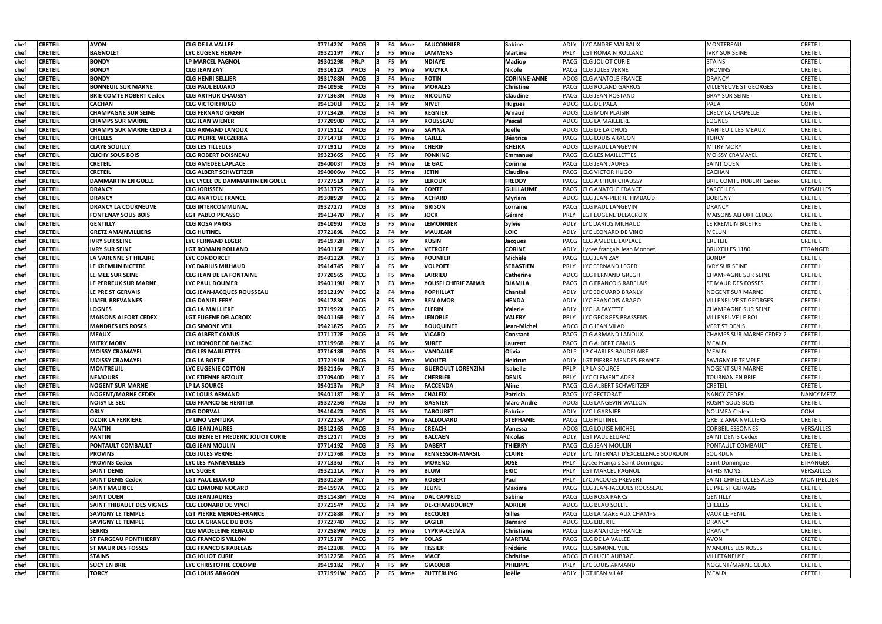| | | | | | | | | | | | | | | |
|---|---|---|---|---|---|---|---|---|---|---|---|---|---|---|
| chef | CRETEIL | AVON | CLG DE LA VALLEE | 0771422C | PACG | 3 | F4 | Mme | FAUCONNIER | Sabine | ADLY | LYC ANDRE MALRAUX | MONTEREAU | CRETEIL |
| chef | CRETEIL | BAGNOLET | LYC EUGENE HENAFF | 0932119Y | PRLY | 3 | F5 | Mme | LAMMENS | Martine | PRLY | LGT ROMAIN ROLLAND | IVRY SUR SEINE | CRETEIL |
| chef | CRETEIL | BONDY | LP MARCEL PAGNOL | 0930129K | PRLP | 3 | F5 | Mr | NDIAYE | Madiop | PACG | CLG JOLIOT CURIE | STAINS | CRETEIL |
| chef | CRETEIL | BONDY | CLG JEAN ZAY | 0931612X | PACG | 4 | F5 | Mme | MUZYKA | Nicole | PACG | CLG JULES VERNE | PROVINS | CRETEIL |
| chef | CRETEIL | BONDY | CLG HENRI SELLIER | 0931788N | PACG | 3 | F4 | Mme | ROTIN | CORINNE-ANNE | ADCG | CLG ANATOLE FRANCE | DRANCY | CRETEIL |
| chef | CRETEIL | BONNEUIL SUR MARNE | CLG PAUL ELUARD | 0941095E | PACG | 4 | F5 | Mme | MORALES | Christine | PACG | CLG ROLAND GARROS | VILLENEUVE ST GEORGES | CRETEIL |
| chef | CRETEIL | BRIE COMTE ROBERT Cedex | CLG ARTHUR CHAUSSY | 0771363N | PACG | 4 | F6 | Mme | NICOLINO | Claudine | PACG | CLG JEAN ROSTAND | BRAY SUR SEINE | CRETEIL |
| chef | CRETEIL | CACHAN | CLG VICTOR HUGO | 0941101I | PACG | 2 | F4 | Mr | NIVET | Hugues | ADCG | CLG DE PAEA | PAEA | COM |
| chef | CRETEIL | CHAMPAGNE SUR SEINE | CLG FERNAND GREGH | 0771342R | PACG | 3 | F4 | Mr | REGNIER | Arnaud | ADCG | CLG MON PLAISIR | CRECY LA CHAPELLE | CRETEIL |
| chef | CRETEIL | CHAMPS SUR MARNE | CLG JEAN WIENER | 0772090D | PACG | 2 | F4 | Mr | ROUSSEAU | Pascal | ADCG | CLG LA MAILLIERE | LOGNES | CRETEIL |
| chef | CRETEIL | CHAMPS SUR MARNE CEDEX 2 | CLG ARMAND LANOUX | 0771511Z | PACG | 2 | F5 | Mme | SAPINA | Joëlle | ADCG | CLG DE LA DHUIS | NANTEUIL LES MEAUX | CRETEIL |
| chef | CRETEIL | CHELLES | CLG PIERRE WECZERKA | 0771471F | PACG | 3 | F6 | Mme | CAILLE | Béatrice | PACG | CLG LOUIS ARAGON | TORCY | CRETEIL |
| chef | CRETEIL | CLAYE SOUILLY | CLG LES TILLEULS | 0771911J | PACG | 2 | F5 | Mme | CHERIF | KHEIRA | ADCG | CLG PAUL LANGEVIN | MITRY MORY | CRETEIL |
| chef | CRETEIL | CLICHY SOUS BOIS | CLG ROBERT DOISNEAU | 0932366S | PACG | 4 | F5 | Mr | FONKING | Emmanuel | PACG | CLG LES MAILLETTES | MOISSY CRAMAYEL | CRETEIL |
| chef | CRETEIL | CRETEIL | CLG AMEDEE LAPLACE | 0940003T | PACG | 3 | F4 | Mme | LE GAC | Corinne | PACG | CLG JEAN JAURES | SAINT OUEN | CRETEIL |
| chef | CRETEIL | CRETEIL | CLG ALBERT SCHWEITZER | 0940006w | PACG | 4 | F5 | Mme | JETIN | Claudine | PACG | CLG VICTOR HUGO | CACHAN | CRETEIL |
| chef | CRETEIL | DAMMARTIN EN GOELE | LYC LYCEE DE DAMMARTIN EN GOELE | 0772751X | PRLY | 2 | F5 | Mr | LEROUX | FREDDY | PACG | CLG ARTHUR CHAUSSY | BRIE COMTE ROBERT Cedex | CRETEIL |
| chef | CRETEIL | DRANCY | CLG JORISSEN | 0931377S | PACG | 4 | F4 | Mr | CONTE | GUILLAUME | PACG | CLG ANATOLE FRANCE | SARCELLES | VERSAILLES |
| chef | CRETEIL | DRANCY | CLG ANATOLE FRANCE | 0930892P | PACG | 2 | F5 | Mme | ACHARD | Myriam | ADCG | CLG JEAN-PIERRE TIMBAUD | BOBIGNY | CRETEIL |
| chef | CRETEIL | DRANCY LA COURNEUVE | CLG INTERCOMMUNAL | 0932727J | PACG | 3 | F3 | Mme | GRISON | Lorraine | PACG | CLG PAUL LANGEVIN | DRANCY | CRETEIL |
| chef | CRETEIL | FONTENAY SOUS BOIS | LGT PABLO PICASSO | 0941347D | PRLY | 4 | F5 | Mr | JOCK | Gérard | PRLY | LGT EUGENE DELACROIX | MAISONS ALFORT CEDEX | CRETEIL |
| chef | CRETEIL | GENTILLY | CLG ROSA PARKS | 0941099J | PACG | 3 | F5 | Mme | LEMONNIER | Sylvie | ADLY | LYC DARIUS MILHAUD | LE KREMLIN BICETRE | CRETEIL |
| chef | CRETEIL | GRETZ AMAINVILLIERS | CLG HUTINEL | 0772189L | PACG | 2 | F4 | Mr | MAUJEAN | LOIC | ADLY | LYC LEONARD DE VINCI | MELUN | CRETEIL |
| chef | CRETEIL | IVRY SUR SEINE | LYC FERNAND LEGER | 0941972H | PRLY | 2 | F5 | Mr | RUSIN | Jacques | PACG | CLG AMEDEE LAPLACE | CRETEIL | CRETEIL |
| chef | CRETEIL | IVRY SUR SEINE | LGT ROMAIN ROLLAND | 0940115P | PRLY | 3 | F5 | Mme | VETROFF | CORINE | ADLY | Lycee français Jean Monnet | BRUXELLES 1180 | ETRANGER |
| chef | CRETEIL | LA VARENNE ST HILAIRE | LYC CONDORCET | 0940122X | PRLY | 3 | F5 | Mme | POUMIER | Michèle | PACG | CLG JEAN ZAY | BONDY | CRETEIL |
| chef | CRETEIL | LE KREMLIN BICETRE | LYC DARIUS MILHAUD | 0941474S | PRLY | 4 | F5 | Mr | VOLPOET | SEBASTIEN | PRLY | LYC FERNAND LEGER | IVRY SUR SEINE | CRETEIL |
| chef | CRETEIL | LE MEE SUR SEINE | CLG JEAN DE LA FONTAINE | 0772056S | PACG | 3 | F5 | Mme | LARRIEU | Catherine | ADCG | CLG FERNAND GREGH | CHAMPAGNE SUR SEINE | CRETEIL |
| chef | CRETEIL | LE PERREUX SUR MARNE | LYC PAUL DOUMER | 0940119U | PRLY | 3 | F3 | Mme | YOUSFI CHERIF ZAHAR | DJAMILA | PACG | CLG FRANCOIS RABELAIS | ST MAUR DES FOSSES | CRETEIL |
| chef | CRETEIL | LE PRE ST GERVAIS | CLG JEAN-JACQUES ROUSSEAU | 0931219V | PACG | 2 | F4 | Mme | POPHILLAT | Chantal | ADLY | LYC EDOUARD BRANLY | NOGENT SUR MARNE | CRETEIL |
| chef | CRETEIL | LIMEIL BREVANNES | CLG DANIEL FERY | 0941783C | PACG | 2 | F5 | Mme | BEN AMOR | HENDA | ADLY | LYC FRANCOIS ARAGO | VILLENEUVE ST GEORGES | CRETEIL |
| chef | CRETEIL | LOGNES | CLG LA MAILLIERE | 0771992X | PACG | 2 | F5 | Mme | CLERIN | Valerie | ADLY | LYC LA FAYETTE | CHAMPAGNE SUR SEINE | CRETEIL |
| chef | CRETEIL | MAISONS ALFORT CEDEX | LGT EUGENE DELACROIX | 0940116R | PRLY | 4 | F6 | Mme | LENOBLE | VALERY | PRLY | LYC GEORGES BRASSENS | VILLENEUVE LE ROI | CRETEIL |
| chef | CRETEIL | MANDRES LES ROSES | CLG SIMONE VEIL | 0942187S | PACG | 2 | F5 | Mr | BOUQUINET | Jean-Michel | ADCG | CLG JEAN VILAR | VERT ST DENIS | CRETEIL |
| chef | CRETEIL | MEAUX | CLG ALBERT CAMUS | 0771172F | PACG | 4 | F5 | Mr | VICARD | Constant | PACG | CLG ARMAND LANOUX | CHAMPS SUR MARNE CEDEX 2 | CRETEIL |
| chef | CRETEIL | MITRY MORY | LYC HONORE DE BALZAC | 0771996B | PRLY | 4 | F6 | Mr | SURET | Laurent | PACG | CLG ALBERT CAMUS | MEAUX | CRETEIL |
| chef | CRETEIL | MOISSY CRAMAYEL | CLG LES MAILLETTES | 0771618R | PACG | 3 | F5 | Mme | VANDALLE | Olivia | ADLP | LP CHARLES BAUDELAIRE | MEAUX | CRETEIL |
| chef | CRETEIL | MOISSY CRAMAYEL | CLG LA BOETIE | 0772191N | PACG | 2 | F4 | Mme | MOUTEL | Heidrun | ADLY | LGT PIERRE MENDES-FRANCE | SAVIGNY LE TEMPLE | CRETEIL |
| chef | CRETEIL | MONTREUIL | LYC EUGENIE COTTON | 0932116v | PRLY | 3 | F5 | Mme | GUEROULT LORENZINI | Isabelle | PRLP | LP LA SOURCE | NOGENT SUR MARNE | CRETEIL |
| chef | CRETEIL | NEMOURS | LYC ETIENNE BEZOUT | 0770940D | PRLY | 4 | F5 | Mr | CHERRIER | DENIS | PRLY | LYC CLEMENT ADER | TOURNAN EN BRIE | CRETEIL |
| chef | CRETEIL | NOGENT SUR MARNE | LP LA SOURCE | 0940137n | PRLP | 3 | F4 | Mme | FACCENDA | Aline | PACG | CLG ALBERT SCHWEITZER | CRETEIL | CRETEIL |
| chef | CRETEIL | NOGENT/MARNE CEDEX | LYC LOUIS ARMAND | 0940118T | PRLY | 4 | F6 | Mme | CHALEIX | Patricia | PACG | LYC RECTORAT | NANCY CEDEX | NANCY METZ |
| chef | CRETEIL | NOISY LE SEC | CLG FRANCOISE HERITIER | 0932725G | PACG | 1 | F0 | Mr | GASNIER | Marc-Andre | ADCG | CLG LANGEVIN WALLON | ROSNY SOUS BOIS | CRETEIL |
| chef | CRETEIL | ORLY | CLG DORVAL | 0941042X | PACG | 3 | F5 | Mr | TABOURET | Fabrice | ADLY | LYC J.GARNIER | NOUMEA Cedex | COM |
| chef | CRETEIL | OZOIR LA FERRIERE | LP LINO VENTURA | 0772225A | PRLP | 3 | F5 | Mme | BALLOUARD | STEPHANIE | PACG | CLG HUTINEL | GRETZ AMAINVILLIERS | CRETEIL |
| chef | CRETEIL | PANTIN | CLG JEAN JAURES | 0931216S | PACG | 3 | F4 | Mme | CREACH | Vanessa | ADCG | CLG LOUISE MICHEL | CORBEIL ESSONNES | VERSAILLES |
| chef | CRETEIL | PANTIN | CLG IRENE ET FREDERIC JOLIOT CURIE | 0931217T | PACG | 3 | F5 | Mr | BALCAEN | Nicolas | ADLY | LGT PAUL ELUARD | SAINT DENIS Cedex | CRETEIL |
| chef | CRETEIL | PONTAULT COMBAULT | CLG JEAN MOULIN | 0771419Z | PACG | 3 | F5 | Mr | DABERT | THIERRY | PACG | CLG JEAN MOULIN | PONTAULT COMBAULT | CRETEIL |
| chef | CRETEIL | PROVINS | CLG JULES VERNE | 0771176K | PACG | 3 | F5 | Mme | RENNESSON-MARSIL | CLAIRE | ADLY | LYC INTERNAT D'EXCELLENCE SOURDUN | SOURDUN | CRETEIL |
| chef | CRETEIL | PROVINS Cedex | LYC LES PANNEVELLES | 0771336J | PRLY | 4 | F5 | Mr | MORENO | JOSE | PRLY | Lycée Français Saint Domingue | Saint-Domingue | ETRANGER |
| chef | CRETEIL | SAINT DENIS | LYC SUGER | 0932121A | PRLY | 4 | F6 | Mr | BLUM | ERIC | PRLY | LGT MARCEL PAGNOL | ATHIS MONS | VERSAILLES |
| chef | CRETEIL | SAINT DENIS Cedex | LGT PAUL ELUARD | 0930125F | PRLY | 5 | F6 | Mr | ROBERT | Paul | PRLY | LYC JACQUES PREVERT | SAINT CHRISTOL LES ALES | MONTPELLIER |
| chef | CRETEIL | SAINT MAURICE | CLG EDMOND NOCARD | 0941597A | PACG | 2 | F5 | Mr | JEUNE | Maxime | PACG | CLG JEAN-JACQUES ROUSSEAU | LE PRE ST GERVAIS | CRETEIL |
| chef | CRETEIL | SAINT OUEN | CLG JEAN JAURES | 0931143M | PACG | 4 | F4 | Mme | DAL CAPPELO | Sabine | PACG | CLG ROSA PARKS | GENTILLY | CRETEIL |
| chef | CRETEIL | SAINT THIBAULT DES VIGNES | CLG LEONARD DE VINCI | 0772154Y | PACG | 2 | F4 | Mr | DE-CHAMBOURCY | ADRIEN | ADCG | CLG BEAU SOLEIL | CHELLES | CRETEIL |
| chef | CRETEIL | SAVIGNY LE TEMPLE | LGT PIERRE MENDES-FRANCE | 0772188K | PRLY | 3 | F5 | Mr | BECQUET | Gilles | PACG | CLG LA MARE AUX CHAMPS | VAUX LE PENIL | CRETEIL |
| chef | CRETEIL | SAVIGNY LE TEMPLE | CLG LA GRANGE DU BOIS | 0772274D | PACG | 2 | F5 | Mr | LAGIER | Bernard | ADCG | CLG LIBERTE | DRANCY | CRETEIL |
| chef | CRETEIL | SERRIS | CLG MADELEINE RENAUD | 0772589W | PACG | 2 | F5 | Mme | CYPRIA-CELMA | Christiane | PACG | CLG ANATOLE FRANCE | DRANCY | CRETEIL |
| chef | CRETEIL | ST FARGEAU PONTHIERRY | CLG FRANCOIS VILLON | 0771517F | PACG | 3 | F5 | Mr | COLAS | MARTIAL | PACG | CLG DE LA VALLEE | AVON | CRETEIL |
| chef | CRETEIL | ST MAUR DES FOSSES | CLG FRANCOIS RABELAIS | 0941220R | PACG | 4 | F6 | Mr | TISSIER | Frédéric | PACG | CLG SIMONE VEIL | MANDRES LES ROSES | CRETEIL |
| chef | CRETEIL | STAINS | CLG JOLIOT CURIE | 0931225B | PACG | 4 | F5 | Mme | MACE | Christine | ADCG | CLG LUCIE AUBRAC | VILLETANEUSE | CRETEIL |
| chef | CRETEIL | SUCY EN BRIE | LYC CHRISTOPHE COLOMB | 0941918Z | PRLY | 4 | F5 | Mr | GIACOBBI | PHILIPPE | PRLY | LYC LOUIS ARMAND | NOGENT/MARNE CEDEX | CRETEIL |
| chef | CRETEIL | TORCY | CLG LOUIS ARAGON | 0771991W | PACG | 2 | F5 | Mme | ZUTTERLING | Joëlle | ADLY | LGT JEAN VILAR | MEAUX | CRETEIL |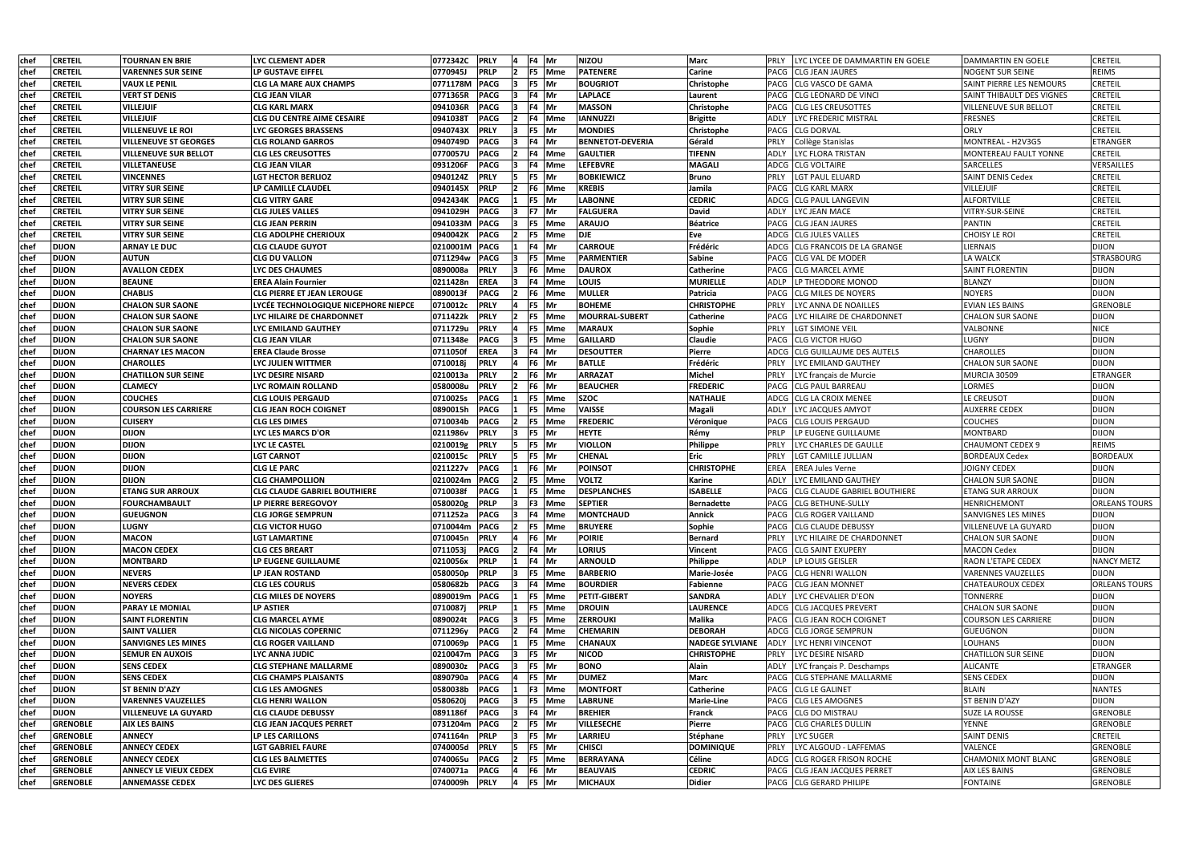| chef | CRETEIL | TOURNAN EN BRIE | LYC CLEMENT ADER | 0772342C | PRLY | 4 | F4 | Mr | NIZOU | Marc | PRLY | LYC LYCEE DE DAMMARTIN EN GOELE | DAMMARTIN EN GOELE | CRETEIL |
|---|---|---|---|---|---|---|---|---|---|---|---|---|---|---|
| chef | CRETEIL | VARENNES SUR SEINE | LP GUSTAVE EIFFEL | 0770945J | PRLP | 2 | F5 | Mme | PATENERE | Carine | PACG | CLG JEAN JAURES | NOGENT SUR SEINE | REIMS |
| chef | CRETEIL | VAUX LE PENIL | CLG LA MARE AUX CHAMPS | 0771178M | PACG | 3 | F5 | Mr | BOUGRIOT | Christophe | PACG | CLG VASCO DE GAMA | SAINT PIERRE LES NEMOURS | CRETEIL |
| chef | CRETEIL | VERT ST DENIS | CLG JEAN VILAR | 0771365R | PACG | 3 | F4 | Mr | LAPLACE | Laurent | PACG | CLG LEONARD DE VINCI | SAINT THIBAULT DES VIGNES | CRETEIL |
| chef | CRETEIL | VILLEJUIF | CLG KARL MARX | 0941036R | PACG | 3 | F4 | Mr | MASSON | Christophe | PACG | CLG LES CREUSOTTES | VILLENEUVE SUR BELLOT | CRETEIL |
| chef | CRETEIL | VILLEJUIF | CLG DU CENTRE AIME CESAIRE | 0941038T | PACG | 2 | F4 | Mme | IANNUZZI | Brigitte | ADLY | LYC FREDERIC MISTRAL | FRESNES | CRETEIL |
| chef | CRETEIL | VILLENEUVE LE ROI | LYC GEORGES BRASSENS | 0940743X | PRLY | 3 | F5 | Mr | MONDIES | Christophe | PACG | CLG DORVAL | ORLY | CRETEIL |
| chef | CRETEIL | VILLENEUVE ST GEORGES | CLG ROLAND GARROS | 0940749D | PACG | 3 | F4 | Mr | BENNETOT-DEVERIA | Gérald | PRLY | Collège Stanislas | MONTREAL - H2V3G5 | ETRANGER |
| chef | CRETEIL | VILLENEUVE SUR BELLOT | CLG LES CREUSOTTES | 0770057U | PACG | 2 | F4 | Mme | GAULTIER | TIFENN | ADLY | LYC FLORA TRISTAN | MONTEREAU FAULT YONNE | CRETEIL |
| chef | CRETEIL | VILLETANEUSE | CLG JEAN VILAR | 0931206F | PACG | 3 | F4 | Mme | LEFEBVRE | MAGALI | ADCG | CLG VOLTAIRE | SARCELLES | VERSAILLES |
| chef | CRETEIL | VINCENNES | LGT HECTOR BERLIOZ | 0940124Z | PRLY | 5 | F5 | Mr | BOBKIEWICZ | Bruno | PRLY | LGT PAUL ELUARD | SAINT DENIS Cedex | CRETEIL |
| chef | CRETEIL | VITRY SUR SEINE | LP CAMILLE CLAUDEL | 0940145X | PRLP | 2 | F6 | Mme | KREBIS | Jamila | PACG | CLG KARL MARX | VILLEJUIF | CRETEIL |
| chef | CRETEIL | VITRY SUR SEINE | CLG VITRY GARE | 0942434K | PACG | 1 | F5 | Mr | LABONNE | CEDRIC | ADCG | CLG PAUL LANGEVIN | ALFORTVILLE | CRETEIL |
| chef | CRETEIL | VITRY SUR SEINE | CLG JULES VALLES | 0941029H | PACG | 3 | F7 | Mr | FALGUERA | David | ADLY | LYC JEAN MACE | VITRY-SUR-SEINE | CRETEIL |
| chef | CRETEIL | VITRY SUR SEINE | CLG JEAN PERRIN | 0941033M | PACG | 3 | F5 | Mme | ARAUJO | Béatrice | PACG | CLG JEAN JAURES | PANTIN | CRETEIL |
| chef | CRETEIL | VITRY SUR SEINE | CLG ADOLPHE CHERIOUX | 0940042K | PACG | 2 | F5 | Mme | DJE | Eve | ADCG | CLG JULES VALLES | CHOISY LE ROI | CRETEIL |
| chef | DIJON | ARNAY LE DUC | CLG CLAUDE GUYOT | 0210001M | PACG | 1 | F4 | Mr | CARROUE | Frédéric | ADCG | CLG FRANCOIS DE LA GRANGE | LIERNAIS | DIJON |
| chef | DIJON | AUTUN | CLG DU VALLON | 0711294w | PACG | 3 | F5 | Mme | PARMENTIER | Sabine | PACG | CLG VAL DE MODER | LA WALCK | STRASBOURG |
| chef | DIJON | AVALLON CEDEX | LYC DES CHAUMES | 0890008a | PRLY | 3 | F6 | Mme | DAUROX | Catherine | PACG | CLG MARCEL AYME | SAINT FLORENTIN | DIJON |
| chef | DIJON | BEAUNE | EREA Alain Fournier | 0211428n | EREA | 3 | F4 | Mme | LOUIS | MURIELLE | ADLP | LP THEODORE MONOD | BLANZY | DIJON |
| chef | DIJON | CHABLIS | CLG PIERRE ET JEAN LEROUGE | 0890013f | PACG | 2 | F6 | Mme | MULLER | Patricia | PACG | CLG MILES DE NOYERS | NOYERS | DIJON |
| chef | DIJON | CHALON SUR SAONE | LYCÉE TECHNOLOGIQUE NICEPHORE NIEPCE | 0710012c | PRLY | 4 | F5 | Mr | BOHEME | CHRISTOPHE | PRLY | LYC ANNA DE NOAILLES | EVIAN LES BAINS | GRENOBLE |
| chef | DIJON | CHALON SUR SAONE | LYC HILAIRE DE CHARDONNET | 0711422k | PRLY | 2 | F5 | Mme | MOURRAL-SUBERT | Catherine | PACG | LYC HILAIRE DE CHARDONNET | CHALON SUR SAONE | DIJON |
| chef | DIJON | CHALON SUR SAONE | LYC EMILAND GAUTHEY | 0711729u | PRLY | 4 | F5 | Mme | MARAUX | Sophie | PRLY | LGT SIMONE VEIL | VALBONNE | NICE |
| chef | DIJON | CHALON SUR SAONE | CLG JEAN VILAR | 0711348e | PACG | 3 | F5 | Mme | GAILLARD | Claudie | PACG | CLG VICTOR HUGO | LUGNY | DIJON |
| chef | DIJON | CHARNAY LES MACON | EREA Claude Brosse | 0711050f | EREA | 3 | F4 | Mr | DESOUTTER | Pierre | ADCG | CLG GUILLAUME DES AUTELS | CHAROLLES | DIJON |
| chef | DIJON | CHAROLLES | LYC JULIEN WITTMER | 0710018j | PRLY | 4 | F6 | Mr | BATLLE | Frédéric | PRLY | LYC EMILAND GAUTHEY | CHALON SUR SAONE | DIJON |
| chef | DIJON | CHATILLON SUR SEINE | LYC DESIRE NISARD | 0210013a | PRLY | 2 | F6 | Mr | ARRAZAT | Michel | PRLY | LYC français de Murcie | MURCIA 30509 | ETRANGER |
| chef | DIJON | CLAMECY | LYC ROMAIN ROLLAND | 0580008u | PRLY | 2 | F6 | Mr | BEAUCHER | FREDERIC | PACG | CLG PAUL BARREAU | LORMES | DIJON |
| chef | DIJON | COUCHES | CLG LOUIS PERGAUD | 0710025s | PACG | 1 | F5 | Mme | SZOC | NATHALIE | ADCG | CLG LA CROIX MENEE | LE CREUSOT | DIJON |
| chef | DIJON | COURSON LES CARRIERE | CLG JEAN ROCH COIGNET | 0890015h | PACG | 1 | F5 | Mme | VAISSE | Magali | ADLY | LYC JACQUES AMYOT | AUXERRE CEDEX | DIJON |
| chef | DIJON | CUISERY | CLG LES DIMES | 0710034b | PACG | 2 | F5 | Mme | FREDERIC | Véronique | PACG | CLG LOUIS PERGAUD | COUCHES | DIJON |
| chef | DIJON | DIJON | LYC LES MARCS D'OR | 0211986v | PRLY | 3 | F5 | Mr | HEYTE | Rémy | PRLP | LP EUGENE GUILLAUME | MONTBARD | DIJON |
| chef | DIJON | DIJON | LYC LE CASTEL | 0210019g | PRLY | 5 | F5 | Mr | VIOLLON | Philippe | PRLY | LYC CHARLES DE GAULLE | CHAUMONT CEDEX 9 | REIMS |
| chef | DIJON | DIJON | LGT CARNOT | 0210015c | PRLY | 5 | F5 | Mr | CHENAL | Eric | PRLY | LGT CAMILLE JULLIAN | BORDEAUX Cedex | BORDEAUX |
| chef | DIJON | DIJON | CLG LE PARC | 0211227v | PACG | 1 | F6 | Mr | POINSOT | CHRISTOPHE | EREA | EREA Jules Verne | JOIGNY CEDEX | DIJON |
| chef | DIJON | DIJON | CLG CHAMPOLLION | 0210024m | PACG | 2 | F5 | Mme | VOLTZ | Karine | ADLY | LYC EMILAND GAUTHEY | CHALON SUR SAONE | DIJON |
| chef | DIJON | ETANG SUR ARROUX | CLG CLAUDE GABRIEL BOUTHIERE | 0710038f | PACG | 1 | F5 | Mme | DESPLANCHES | ISABELLE | PACG | CLG CLAUDE GABRIEL BOUTHIERE | ETANG SUR ARROUX | DIJON |
| chef | DIJON | FOURCHAMBAULT | LP PIERRE BEREGOVOY | 0580020g | PRLP | 3 | F3 | Mme | SEPTIER | Bernadette | PACG | CLG BETHUNE-SULLY | HENRICHEMONT | ORLEANS TOURS |
| chef | DIJON | GUEUGNON | CLG JORGE SEMPRUN | 0711252a | PACG | 3 | F4 | Mme | MONTCHAUD | Annick | PACG | CLG ROGER VAILLAND | SANVIGNES LES MINES | DIJON |
| chef | DIJON | LUGNY | CLG VICTOR HUGO | 0710044m | PACG | 2 | F5 | Mme | BRUYERE | Sophie | PACG | CLG CLAUDE DEBUSSY | VILLENEUVE LA GUYARD | DIJON |
| chef | DIJON | MACON | LGT LAMARTINE | 0710045n | PRLY | 4 | F6 | Mr | POIRIE | Bernard | PRLY | LYC HILAIRE DE CHARDONNET | CHALON SUR SAONE | DIJON |
| chef | DIJON | MACON CEDEX | CLG CES BREART | 0711053j | PACG | 2 | F4 | Mr | LORIUS | Vincent | PACG | CLG SAINT EXUPERY | MACON Cedex | DIJON |
| chef | DIJON | MONTBARD | LP EUGENE GUILLAUME | 0210056x | PRLP | 1 | F4 | Mr | ARNOULD | Philippe | ADLP | LP LOUIS GEISLER | RAON L'ETAPE CEDEX | NANCY METZ |
| chef | DIJON | NEVERS | LP JEAN ROSTAND | 0580050p | PRLP | 3 | F5 | Mme | BARBERIO | Marie-Josée | PACG | CLG HENRI WALLON | VARENNES VAUZELLES | DIJON |
| chef | DIJON | NEVERS CEDEX | CLG LES COURLIS | 0580682b | PACG | 3 | F4 | Mme | BOURDIER | Fabienne | PACG | CLG JEAN MONNET | CHATEAUROUX CEDEX | ORLEANS TOURS |
| chef | DIJON | NOYERS | CLG MILES DE NOYERS | 0890019m | PACG | 1 | F5 | Mme | PETIT-GIBERT | SANDRA | ADLY | LYC CHEVALIER D'EON | TONNERRE | DIJON |
| chef | DIJON | PARAY LE MONIAL | LP ASTIER | 0710087j | PRLP | 1 | F5 | Mme | DROUIN | LAURENCE | ADCG | CLG JACQUES PREVERT | CHALON SUR SAONE | DIJON |
| chef | DIJON | SAINT FLORENTIN | CLG MARCEL AYME | 0890024t | PACG | 3 | F5 | Mme | ZERROUKI | Malika | PACG | CLG JEAN ROCH COIGNET | COURSON LES CARRIERE | DIJON |
| chef | DIJON | SAINT VALLIER | CLG NICOLAS COPERNIC | 0711296y | PACG | 2 | F4 | Mme | CHEMARIN | DEBORAH | ADCG | CLG JORGE SEMPRUN | GUEUGNON | DIJON |
| chef | DIJON | SANVIGNES LES MINES | CLG ROGER VAILLAND | 0710069p | PACG | 1 | F5 | Mme | CHANAUX | NADEGE SYLVIANE | ADLY | LYC HENRI VINCENOT | LOUHANS | DIJON |
| chef | DIJON | SEMUR EN AUXOIS | LYC ANNA JUDIC | 0210047m | PACG | 3 | F5 | Mr | NICOD | CHRISTOPHE | PRLY | LYC DESIRE NISARD | CHATILLON SUR SEINE | DIJON |
| chef | DIJON | SENS CEDEX | CLG STEPHANE MALLARME | 0890030z | PACG | 3 | F5 | Mr | BONO | Alain | ADLY | LYC français P. Deschamps | ALICANTE | ETRANGER |
| chef | DIJON | SENS CEDEX | CLG CHAMPS PLAISANTS | 0890790a | PACG | 4 | F5 | Mr | DUMEZ | Marc | PACG | CLG STEPHANE MALLARME | SENS CEDEX | DIJON |
| chef | DIJON | ST BENIN D'AZY | CLG LES AMOGNES | 0580038b | PACG | 1 | F3 | Mme | MONTFORT | Catherine | PACG | CLG LE GALINET | BLAIN | NANTES |
| chef | DIJON | VARENNES VAUZELLES | CLG HENRI WALLON | 0580620j | PACG | 3 | F5 | Mme | LABRUNE | Marie-Line | PACG | CLG LES AMOGNES | ST BENIN D'AZY | DIJON |
| chef | DIJON | VILLENEUVE LA GUYARD | CLG CLAUDE DEBUSSY | 0891186f | PACG | 3 | F4 | Mr | BREHIER | Franck | PACG | CLG DO MISTRAU | SUZE LA ROUSSE | GRENOBLE |
| chef | GRENOBLE | AIX LES BAINS | CLG JEAN JACQUES PERRET | 0731204m | PACG | 2 | F5 | Mr | VILLESECHE | Pierre | PACG | CLG CHARLES DULLIN | YENNE | GRENOBLE |
| chef | GRENOBLE | ANNECY | LP LES CARILLONS | 0741164n | PRLP | 3 | F5 | Mr | LARRIEU | Stéphane | PRLY | LYC SUGER | SAINT DENIS | CRETEIL |
| chef | GRENOBLE | ANNECY CEDEX | LGT GABRIEL FAURE | 0740005d | PRLY | 5 | F5 | Mr | CHISCI | DOMINIQUE | PRLY | LYC ALGOUD - LAFFEMAS | VALENCE | GRENOBLE |
| chef | GRENOBLE | ANNECY CEDEX | CLG LES BALMETTES | 0740065u | PACG | 2 | F5 | Mme | BERRAYANA | Céline | ADCG | CLG ROGER FRISON ROCHE | CHAMONIX MONT BLANC | GRENOBLE |
| chef | GRENOBLE | ANNECY LE VIEUX CEDEX | CLG EVIRE | 0740071a | PACG | 4 | F6 | Mr | BEAUVAIS | CEDRIC | PACG | CLG JEAN JACQUES PERRET | AIX LES BAINS | GRENOBLE |
| chef | GRENOBLE | ANNEMASSE CEDEX | LYC DES GLIERES | 0740009h | PRLY | 4 | F5 | Mr | MICHAUX | Didier | PACG | CLG GERARD PHILIPE | FONTAINE | GRENOBLE |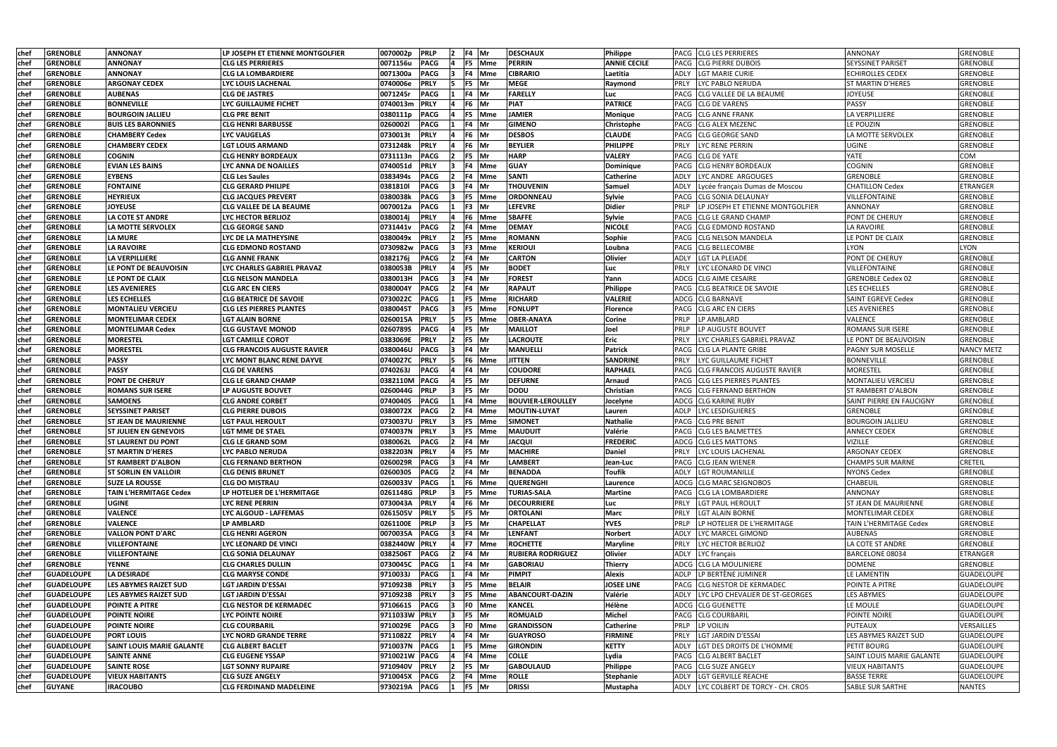| | | | | | | | | | | | | | | | |
|---|---|---|---|---|---|---|---|---|---|---|---|---|---|---|---|
| chef | GRENOBLE | ANNONAY | LP JOSEPH ET ETIENNE MONTGOLFIER | 0070002p | PRLP | 2 | F4 | Mr | DESCHAUX | Philippe | PACG | CLG LES PERRIERES | ANNONAY | GRENOBLE |
| chef | GRENOBLE | ANNONAY | CLG LES PERRIERES | 0071156u | PACG | 4 | F5 | Mme | PERRIN | ANNIE CECILE | PACG | CLG PIERRE DUBOIS | SEYSSINET PARISET | GRENOBLE |
| chef | GRENOBLE | ANNONAY | CLG LA LOMBARDIERE | 0071300a | PACG | 3 | F4 | Mme | CIBRARIO | Laetitia | ADLY | LGT MARIE CURIE | ECHIROLLES CEDEX | GRENOBLE |
| chef | GRENOBLE | ARGONAY CEDEX | LYC LOUIS LACHENAL | 0740006e | PRLY | 5 | F5 | Mr | MEGE | Raymond | PRLY | LYC PABLO NERUDA | ST MARTIN D'HERES | GRENOBLE |
| chef | GRENOBLE | AUBENAS | CLG DE JASTRES | 0071245r | PACG | 1 | F4 | Mr | FARELLY | Luc | PACG | CLG VALLEE DE LA BEAUME | JOYEUSE | GRENOBLE |
| chef | GRENOBLE | BONNEVILLE | LYC GUILLAUME FICHET | 0740013m | PRLY | 4 | F6 | Mr | PIAT | PATRICE | PACG | CLG DE VARENS | PASSY | GRENOBLE |
| chef | GRENOBLE | BOURGOIN JALLIEU | CLG PRE BENIT | 0380111p | PACG | 4 | F5 | Mme | JAMIER | Monique | PACG | CLG ANNE FRANK | LA VERPILLIERE | GRENOBLE |
| chef | GRENOBLE | BUIS LES BARONNIES | CLG HENRI BARBUSSE | 0260002l | PACG | 1 | F4 | Mr | GIMENO | Christophe | PACG | CLG ALEX MEZENC | LE POUZIN | GRENOBLE |
| chef | GRENOBLE | CHAMBERY Cedex | LYC VAUGELAS | 0730013t | PRLY | 4 | F6 | Mr | DESBOS | CLAUDE | PACG | CLG GEORGE SAND | LA MOTTE SERVOLEX | GRENOBLE |
| chef | GRENOBLE | CHAMBERY CEDEX | LGT LOUIS ARMAND | 0731248k | PRLY | 4 | F6 | Mr | BEYLIER | PHILIPPE | PRLY | LYC RENE PERRIN | UGINE | GRENOBLE |
| chef | GRENOBLE | COGNIN | CLG HENRY BORDEAUX | 0731113n | PACG | 2 | F5 | Mr | HARP | VALERY | PACG | CLG DE YATE | YATE | COM |
| chef | GRENOBLE | EVIAN LES BAINS | LYC ANNA DE NOAILLES | 0740051d | PRLY | 3 | F4 | Mme | GUAY | Dominique | PACG | CLG HENRY BORDEAUX | COGNIN | GRENOBLE |
| chef | GRENOBLE | EYBENS | CLG Les Saules | 0383494s | PACG | 2 | F4 | Mme | SANTI | Catherine | ADLY | LYC ANDRE ARGOUGES | GRENOBLE | GRENOBLE |
| chef | GRENOBLE | FONTAINE | CLG GERARD PHILIPE | 0381810l | PACG | 3 | F4 | Mr | THOUVENIN | Samuel | ADLY | Lycée français Dumas de Moscou | CHATILLON Cedex | ETRANGER |
| chef | GRENOBLE | HEYRIEUX | CLG JACQUES PREVERT | 0380038k | PACG | 3 | F5 | Mme | ORDONNEAU | Sylvie | PACG | CLG SONIA DELAUNAY | VILLEFONTAINE | GRENOBLE |
| chef | GRENOBLE | JOYEUSE | CLG VALLEE DE LA BEAUME | 0070012a | PACG | 1 | F3 | Mr | LEFEVRE | Didier | PRLP | LP JOSEPH ET ETIENNE MONTGOLFIER | ANNONAY | GRENOBLE |
| chef | GRENOBLE | LA COTE ST ANDRE | LYC HECTOR BERLIOZ | 0380014j | PRLY | 4 | F6 | Mme | SBAFFE | Sylvie | PACG | CLG LE GRAND CHAMP | PONT DE CHERUY | GRENOBLE |
| chef | GRENOBLE | LA MOTTE SERVOLEX | CLG GEORGE SAND | 0731441v | PACG | 2 | F4 | Mme | DEMAY | NICOLE | PACG | CLG EDMOND ROSTAND | LA RAVOIRE | GRENOBLE |
| chef | GRENOBLE | LA MURE | LYC DE LA MATHEYSINE | 0380049x | PRLY | 2 | F5 | Mme | ROMANN | Sophie | PACG | CLG NELSON MANDELA | LE PONT DE CLAIX | GRENOBLE |
| chef | GRENOBLE | LA RAVOIRE | CLG EDMOND ROSTAND | 0730982w | PACG | 3 | F3 | Mme | KERIOUI | Loubna | PACG | CLG BELLECOMBE | LYON | LYON |
| chef | GRENOBLE | LA VERPILLIERE | CLG ANNE FRANK | 0382176j | PACG | 2 | F4 | Mr | CARTON | Olivier | ADLY | LGT LA PLEIADE | PONT DE CHERUY | GRENOBLE |
| chef | GRENOBLE | LE PONT DE BEAUVOISIN | LYC CHARLES GABRIEL PRAVAZ | 0380053B | PRLY | 4 | F5 | Mr | BODET | Luc | PRLY | LYC LEONARD DE VINCI | VILLEFONTAINE | GRENOBLE |
| chef | GRENOBLE | LE PONT DE CLAIX | CLG NELSON MANDELA | 0380013H | PACG | 3 | F4 | Mr | FOREST | Yann | ADCG | CLG AIME CESAIRE | GRENOBLE Cedex 02 | GRENOBLE |
| chef | GRENOBLE | LES AVENIERES | CLG ARC EN CIERS | 0380004Y | PACG | 2 | F4 | Mr | RAPAUT | Philippe | PACG | CLG BEATRICE DE SAVOIE | LES ECHELLES | GRENOBLE |
| chef | GRENOBLE | LES ECHELLES | CLG BEATRICE DE SAVOIE | 0730022C | PACG | 1 | F5 | Mme | RICHARD | VALERIE | ADCG | CLG BARNAVE | SAINT EGREVE Cedex | GRENOBLE |
| chef | GRENOBLE | MONTALIEU VERCIEU | CLG LES PIERRES PLANTES | 0380045T | PACG | 3 | F5 | Mme | FONLUPT | Florence | PACG | CLG ARC EN CIERS | LES AVENIERES | GRENOBLE |
| chef | GRENOBLE | MONTELIMAR CEDEX | LGT ALAIN BORNE | 0260015A | PRLY | 5 | F5 | Mme | OBER-ANAYA | Corine | PRLP | LP AMBLARD | VALENCE | GRENOBLE |
| chef | GRENOBLE | MONTELIMAR Cedex | CLG GUSTAVE MONOD | 0260789S | PACG | 4 | F5 | Mr | MAILLOT | Joel | PRLP | LP AUGUSTE BOUVET | ROMANS SUR ISERE | GRENOBLE |
| chef | GRENOBLE | MORESTEL | LGT CAMILLE COROT | 0383069E | PRLY | 2 | F5 | Mr | LACROUTE | Eric | PRLY | LYC CHARLES GABRIEL PRAVAZ | LE PONT DE BEAUVOISIN | GRENOBLE |
| chef | GRENOBLE | MORESTEL | CLG FRANCOIS AUGUSTE RAVIER | 0380046U | PACG | 3 | F4 | Mr | MANUELLI | Patrick | PACG | CLG LA PLANTE GRIBE | PAGNY SUR MOSELLE | NANCY METZ |
| chef | GRENOBLE | PASSY | LYC MONT BLANC RENE DAYVE | 0740027C | PRLY | 5 | F6 | Mme | JITTEN | SANDRINE | PRLY | LYC GUILLAUME FICHET | BONNEVILLE | GRENOBLE |
| chef | GRENOBLE | PASSY | CLG DE VARENS | 0740263J | PACG | 4 | F4 | Mr | COUDORE | RAPHAEL | PACG | CLG FRANCOIS AUGUSTE RAVIER | MORESTEL | GRENOBLE |
| chef | GRENOBLE | PONT DE CHERUY | CLG LE GRAND CHAMP | 0382110M | PACG | 4 | F5 | Mr | DEFURNE | Arnaud | PACG | CLG LES PIERRES PLANTES | MONTALIEU VERCIEU | GRENOBLE |
| chef | GRENOBLE | ROMANS SUR ISERE | LP AUGUSTE BOUVET | 0260044G | PRLP | 3 | F5 | Mr | DODU | Christian | PACG | CLG FERNAND BERTHON | ST RAMBERT D'ALBON | GRENOBLE |
| chef | GRENOBLE | SAMOENS | CLG ANDRE CORBET | 0740040S | PACG | 1 | F4 | Mme | BOUVIER-LEROULLEY | Jocelyne | ADCG | CLG KARINE RUBY | SAINT PIERRE EN FAUCIGNY | GRENOBLE |
| chef | GRENOBLE | SEYSSINET PARISET | CLG PIERRE DUBOIS | 0380072X | PACG | 2 | F4 | Mme | MOUTIN-LUYAT | Lauren | ADLP | LYC LESDIGUIERES | GRENOBLE | GRENOBLE |
| chef | GRENOBLE | ST JEAN DE MAURIENNE | LGT PAUL HEROULT | 0730037U | PRLY | 3 | F5 | Mme | SIMONET | Nathalie | PACG | CLG PRE BENIT | BOURGOIN JALLIEU | GRENOBLE |
| chef | GRENOBLE | ST JULIEN EN GENEVOIS | LGT MME DE STAEL | 0740037N | PRLY | 3 | F5 | Mme | MAUDUIT | Valérie | PACG | CLG LES BALMETTES | ANNECY CEDEX | GRENOBLE |
| chef | GRENOBLE | ST LAURENT DU PONT | CLG LE GRAND SOM | 0380062L | PACG | 2 | F4 | Mr | JACQUI | FREDERIC | ADCG | CLG LES MATTONS | VIZILLE | GRENOBLE |
| chef | GRENOBLE | ST MARTIN D'HERES | LYC PABLO NERUDA | 0382203N | PRLY | 4 | F5 | Mr | MACHIRE | Daniel | PRLY | LYC LOUIS LACHENAL | ARGONAY CEDEX | GRENOBLE |
| chef | GRENOBLE | ST RAMBERT D'ALBON | CLG FERNAND BERTHON | 0260029R | PACG | 3 | F4 | Mr | LAMBERT | Jean-Luc | PACG | CLG JEAN WIENER | CHAMPS SUR MARNE | CRETEIL |
| chef | GRENOBLE | ST SORLIN EN VALLOIR | CLG DENIS BRUNET | 0260030S | PACG | 2 | F4 | Mr | BENADDA | Toufik | ADLY | LGT ROUMANILLE | NYONS Cedex | GRENOBLE |
| chef | GRENOBLE | SUZE LA ROUSSE | CLG DO MISTRAU | 0260033V | PACG | 1 | F6 | Mme | QUERENGHI | Laurence | ADCG | CLG MARC SEIGNOBOS | CHABEUIL | GRENOBLE |
| chef | GRENOBLE | TAIN L'HERMITAGE Cedex | LP HOTELIER DE L'HERMITAGE | 0261148G | PRLP | 3 | F5 | Mme | TURIAS-SALA | Martine | PACG | CLG LA LOMBARDIERE | ANNONAY | GRENOBLE |
| chef | GRENOBLE | UGINE | LYC RENE PERRIN | 0730043A | PRLY | 4 | F6 | Mr | DECOURRIERE | Luc | PRLY | LGT PAUL HEROULT | ST JEAN DE MAURIENNE | GRENOBLE |
| chef | GRENOBLE | VALENCE | LYC ALGOUD - LAFFEMAS | 0261505V | PRLY | 5 | F5 | Mr | ORTOLANI | Marc | PRLY | LGT ALAIN BORNE | MONTELIMAR CEDEX | GRENOBLE |
| chef | GRENOBLE | VALENCE | LP AMBLARD | 0261100E | PRLP | 3 | F5 | Mr | CHAPELLAT | YVES | PRLP | LP HOTELIER DE L'HERMITAGE | TAIN L'HERMITAGE Cedex | GRENOBLE |
| chef | GRENOBLE | VALLON PONT D'ARC | CLG HENRI AGERON | 0070035A | PACG | 3 | F4 | Mr | LENFANT | Norbert | ADLY | LYC MARCEL GIMOND | AUBENAS | GRENOBLE |
| chef | GRENOBLE | VILLEFONTAINE | LYC LEONARD DE VINCI | 0382440W | PRLY | 4 | F7 | Mme | ROCHETTE | Maryline | PRLY | LYC HECTOR BERLIOZ | LA COTE ST ANDRE | GRENOBLE |
| chef | GRENOBLE | VILLEFONTAINE | CLG SONIA DELAUNAY | 0382506T | PACG | 2 | F4 | Mr | RUBIERA RODRIGUEZ | Olivier | ADLY | LYC français | BARCELONE 08034 | ETRANGER |
| chef | GRENOBLE | YENNE | CLG CHARLES DULLIN | 0730045C | PACG | 1 | F4 | Mr | GABORIAU | Thierry | ADCG | CLG LA MOULINIERE | DOMENE | GRENOBLE |
| chef | GUADELOUPE | LA DESIRADE | CLG MARYSE CONDE | 9710033J | PACG | 1 | F4 | Mr | PIMPIT | Alexis | ADLP | LP BERTÈNE JUMINER | LE LAMENTIN | GUADELOUPE |
| chef | GUADELOUPE | LES ABYMES RAIZET SUD | LGT JARDIN D'ESSAI | 9710923B | PRLY | 3 | F5 | Mme | BELAIR | JOSEE LINE | PACG | CLG NESTOR DE KERMADEC | POINTE A PITRE | GUADELOUPE |
| chef | GUADELOUPE | LES ABYMES RAIZET SUD | LGT JARDIN D'ESSAI | 9710923B | PRLY | 3 | F5 | Mme | ABANCOURT-DAZIN | Valérie | ADLY | LYC LPO CHEVALIER DE ST-GEORGES | LES ABYMES | GUADELOUPE |
| chef | GUADELOUPE | POINTE A PITRE | CLG NESTOR DE KERMADEC | 9710661S | PACG | 3 | F0 | Mme | KANCEL | Hélène | ADCG | CLG GUENETTE | LE MOULE | GUADELOUPE |
| chef | GUADELOUPE | POINTE NOIRE | LYC POINTE NOIRE | 9711033W | PRLY | 3 | F5 | Mr | ROMUALD | Michel | PACG | CLG COURBARIL | POINTE NOIRE | GUADELOUPE |
| chef | GUADELOUPE | POINTE NOIRE | CLG COURBARIL | 9710029E | PACG | 3 | F0 | Mme | GRANDISSON | Catherine | PRLP | LP VOILIN | PUTEAUX | VERSAILLES |
| chef | GUADELOUPE | PORT LOUIS | LYC NORD GRANDE TERRE | 9711082Z | PRLY | 4 | F4 | Mr | GUAYROSO | FIRMINE | PRLY | LGT JARDIN D'ESSAI | LES ABYMES RAIZET SUD | GUADELOUPE |
| chef | GUADELOUPE | SAINT LOUIS MARIE GALANTE | CLG ALBERT BACLET | 9710037N | PACG | 1 | F5 | Mme | GIRONDIN | KETTY | ADLY | LGT DES DROITS DE L'HOMME | PETIT BOURG | GUADELOUPE |
| chef | GUADELOUPE | SAINTE ANNE | CLG EUGENE YSSAP | 9710021W | PACG | 4 | F4 | Mme | COLLE | Lydia | PACG | CLG ALBERT BACLET | SAINT LOUIS MARIE GALANTE | GUADELOUPE |
| chef | GUADELOUPE | SAINTE ROSE | LGT SONNY RUPAIRE | 9710940V | PRLY | 2 | F5 | Mr | GABOULAUD | Philippe | PACG | CLG SUZE ANGELY | VIEUX HABITANTS | GUADELOUPE |
| chef | GUADELOUPE | VIEUX HABITANTS | CLG SUZE ANGELY | 9710045X | PACG | 2 | F4 | Mme | ROLLE | Stephanie | ADLY | LGT GERVILLE REACHE | BASSE TERRE | GUADELOUPE |
| chef | GUYANE | IRACOUBO | CLG FERDINAND MADELEINE | 9730219A | PACG | 1 | F5 | Mr | DRISSI | Mustapha | ADLY | LYC COLBERT DE TORCY - CH. CROS | SABLE SUR SARTHE | NANTES |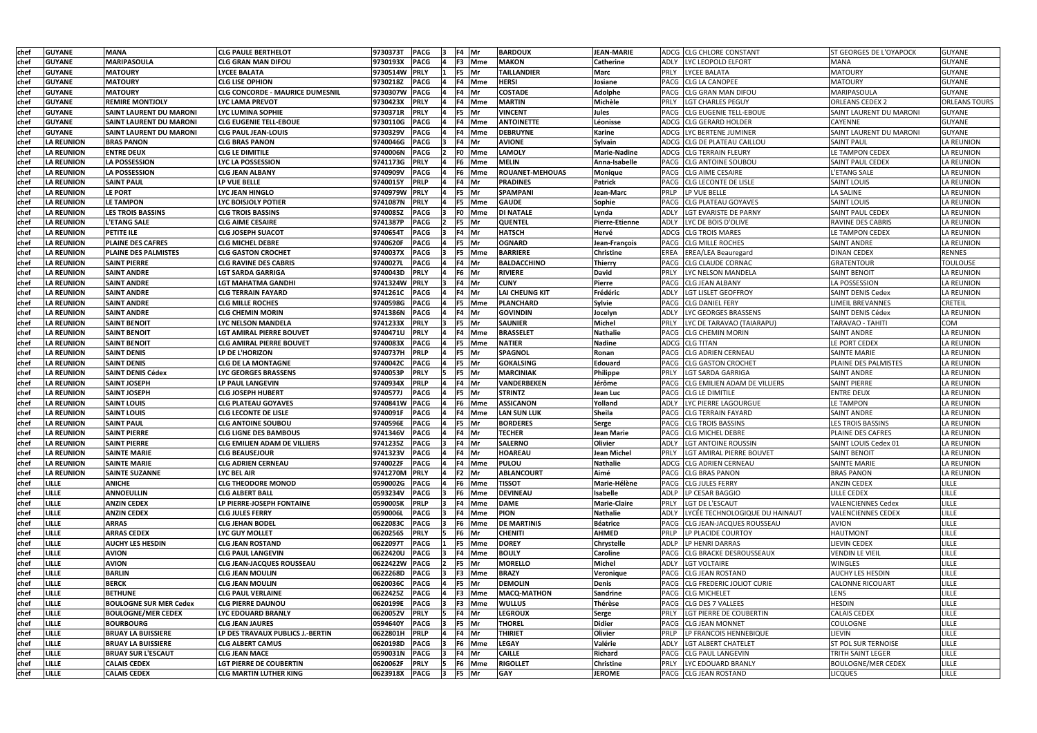| chef | GUYANE | MANA | CLG PAULE BERTHELOT | 9730373T | PACG | 3 | F4 | Mr | BARDOUX | JEAN-MARIE | ADCG | CLG CHLORE CONSTANT | ST GEORGES DE L'OYAPOCK | GUYANE |
|---|---|---|---|---|---|---|---|---|---|---|---|---|---|---|
| chef | GUYANE | MARIPASOULA | CLG GRAN MAN DIFOU | 9730193X | PACG | 4 | F3 | Mme | MAKON | Catherine | ADLY | LYC LEOPOLD ELFORT | MANA | GUYANE |
| chef | GUYANE | MATOURY | LYCEE BALATA | 9730514W | PRLY | 1 | F5 | Mr | TAILLANDIER | Marc | PRLY | LYCEE BALATA | MATOURY | GUYANE |
| chef | GUYANE | MATOURY | CLG LISE OPHION | 9730218Z | PACG | 4 | F4 | Mme | HERSI | Josiane | PACG | CLG LA CANOPEE | MATOURY | GUYANE |
| chef | GUYANE | MATOURY | CLG CONCORDE - MAURICE DUMESNIL | 9730307W | PACG | 4 | F4 | Mr | COSTADE | Adolphe | PACG | CLG GRAN MAN DIFOU | MARIPASOULA | GUYANE |
| chef | GUYANE | REMIRE MONTJOLY | LYC LAMA PREVOT | 9730423X | PRLY | 4 | F4 | Mme | MARTIN | Michèle | PRLY | LGT CHARLES PEGUY | ORLEANS CEDEX 2 | ORLEANS TOURS |
| chef | GUYANE | SAINT LAURENT DU MARONI | LYC LUMINA SOPHIE | 9730371R | PRLY | 4 | F5 | Mr | VINCENT | Jules | PACG | CLG EUGENIE TELL-EBOUE | SAINT LAURENT DU MARONI | GUYANE |
| chef | GUYANE | SAINT LAURENT DU MARONI | CLG EUGENIE TELL-EBOUE | 9730110G | PACG | 4 | F4 | Mme | ANTOINETTE | Léonisse | ADCG | CLG GERARD HOLDER | CAYENNE | GUYANE |
| chef | GUYANE | SAINT LAURENT DU MARONI | CLG PAUL JEAN-LOUIS | 9730329V | PACG | 4 | F4 | Mme | DEBRUYNE | Karine | ADCG | LYC BERTENE JUMINER | SAINT LAURENT DU MARONI | GUYANE |
| chef | LA REUNION | BRAS PANON | CLG BRAS PANON | 9740046G | PACG | 3 | F4 | Mr | AVIONE | Sylvain | ADCG | CLG DE PLATEAU CAILLOU | SAINT PAUL | LA REUNION |
| chef | LA REUNION | ENTRE DEUX | CLG LE DIMITILE | 9740006N | PACG | 2 | F0 | Mme | LAMOLY | Marie-Nadine | ADCG | CLG TERRAIN FLEURY | LE TAMPON CEDEX | LA REUNION |
| chef | LA REUNION | LA POSSESSION | LYC LA POSSESSION | 9741173G | PRLY | 4 | F6 | Mme | MELIN | Anna-Isabelle | PACG | CLG ANTOINE SOUBOU | SAINT PAUL CEDEX | LA REUNION |
| chef | LA REUNION | LA POSSESSION | CLG JEAN ALBANY | 9740909V | PACG | 4 | F6 | Mme | ROUANET-MEHOUAS | Monique | PACG | CLG AIME CESAIRE | L'ETANG SALE | LA REUNION |
| chef | LA REUNION | SAINT PAUL | LP VUE BELLE | 9740015Y | PRLP | 4 | F4 | Mr | PRADINES | Patrick | PACG | CLG LECONTE DE LISLE | SAINT LOUIS | LA REUNION |
| chef | LA REUNION | LE PORT | LYC JEAN HINGLO | 9740979W | PRLY | 4 | F5 | Mr | SPAMPANI | Jean-Marc | PRLP | LP VUE BELLE | LA SALINE | LA REUNION |
| chef | LA REUNION | LE TAMPON | LYC BOISJOLY POTIER | 9741087N | PRLY | 4 | F5 | Mme | GAUDE | Sophie | PACG | CLG PLATEAU GOYAVES | SAINT LOUIS | LA REUNION |
| chef | LA REUNION | LES TROIS BASSINS | CLG TROIS BASSINS | 9740085Z | PACG | 3 | F0 | Mme | DI NATALE | Lynda | ADLY | LGT EVARISTE DE PARNY | SAINT PAUL CEDEX | LA REUNION |
| chef | LA REUNION | L'ETANG SALE | CLG AIME CESAIRE | 9741387P | PACG | 2 | F5 | Mr | QUENTEL | Pierre-Etienne | ADLY | LYC DE BOIS D'OLIVE | RAVINE DES CABRIS | LA REUNION |
| chef | LA REUNION | PETITE ILE | CLG JOSEPH SUACOT | 9740654T | PACG | 3 | F4 | Mr | HATSCH | Hervé | ADCG | CLG TROIS MARES | LE TAMPON CEDEX | LA REUNION |
| chef | LA REUNION | PLAINE DES CAFRES | CLG MICHEL DEBRE | 9740620F | PACG | 4 | F5 | Mr | OGNARD | Jean-François | PACG | CLG MILLE ROCHES | SAINT ANDRE | LA REUNION |
| chef | LA REUNION | PLAINE DES PALMISTES | CLG GASTON CROCHET | 9740037X | PACG | 3 | F5 | Mme | BARRIERE | Christine | EREA | EREA/LEA Beauregard | DINAN CEDEX | RENNES |
| chef | LA REUNION | SAINT PIERRE | CLG RAVINE DES CABRIS | 9740027L | PACG | 4 | F4 | Mr | BALDACCHINO | Thierry | PACG | CLG CLAUDE CORNAC | GRATENTOUR | TOULOUSE |
| chef | LA REUNION | SAINT ANDRE | LGT SARDA GARRIGA | 9740043D | PRLY | 4 | F6 | Mr | RIVIERE | David | PRLY | LYC NELSON MANDELA | SAINT BENOIT | LA REUNION |
| chef | LA REUNION | SAINT ANDRE | LGT MAHATMA GANDHI | 9741324W | PRLY | 3 | F4 | Mr | CUNY | Pierre | PACG | CLG JEAN ALBANY | LA POSSESSION | LA REUNION |
| chef | LA REUNION | SAINT ANDRE | CLG TERRAIN FAYARD | 9741261C | PACG | 4 | F4 | Mr | LAI CHEUNG KIT | Frédéric | ADLY | LGT LISLET GEOFFROY | SAINT DENIS Cedex | LA REUNION |
| chef | LA REUNION | SAINT ANDRE | CLG MILLE ROCHES | 9740598G | PACG | 4 | F5 | Mme | PLANCHARD | Sylvie | PACG | CLG DANIEL FERY | LIMEIL BREVANNES | CRETEIL |
| chef | LA REUNION | SAINT ANDRE | CLG CHEMIN MORIN | 9741386N | PACG | 4 | F4 | Mr | GOVINDIN | Jocelyn | ADLY | LYC GEORGES BRASSENS | SAINT DENIS Cédex | LA REUNION |
| chef | LA REUNION | SAINT BENOIT | LYC NELSON MANDELA | 9741233X | PRLY | 3 | F5 | Mr | SAUNIER | Michel | PRLY | LYC DE TARAVAO (TAIARAPU) | TARAVAO - TAHITI | COM |
| chef | LA REUNION | SAINT BENOIT | LGT AMIRAL PIERRE BOUVET | 9740471U | PRLY | 4 | F4 | Mme | BRASSELET | Nathalie | PACG | CLG CHEMIN MORIN | SAINT ANDRE | LA REUNION |
| chef | LA REUNION | SAINT BENOIT | CLG AMIRAL PIERRE BOUVET | 9740083X | PACG | 4 | F5 | Mme | NATIER | Nadine | ADCG | CLG TITAN | LE PORT CEDEX | LA REUNION |
| chef | LA REUNION | SAINT DENIS | LP DE L'HORIZON | 9740737H | PRLP | 4 | F5 | Mr | SPAGNOL | Ronan | PACG | CLG ADRIEN CERNEAU | SAINTE MARIE | LA REUNION |
| chef | LA REUNION | SAINT DENIS | CLG DE LA MONTAGNE | 9740042C | PACG | 4 | F5 | Mr | GOKALSING | Edouard | PACG | CLG GASTON CROCHET | PLAINE DES PALMISTES | LA REUNION |
| chef | LA REUNION | SAINT DENIS Cédex | LYC GEORGES BRASSENS | 9740053P | PRLY | 5 | F5 | Mr | MARCINIAK | Philippe | PRLY | LGT SARDA GARRIGA | SAINT ANDRE | LA REUNION |
| chef | LA REUNION | SAINT JOSEPH | LP PAUL LANGEVIN | 9740934X | PRLP | 4 | F4 | Mr | VANDERBEKEN | Jérôme | PACG | CLG EMILIEN ADAM DE VILLIERS | SAINT PIERRE | LA REUNION |
| chef | LA REUNION | SAINT JOSEPH | CLG JOSEPH HUBERT | 9740577J | PACG | 4 | F5 | Mr | STRINTZ | Jean Luc | PACG | CLG LE DIMITILE | ENTRE DEUX | LA REUNION |
| chef | LA REUNION | SAINT LOUIS | CLG PLATEAU GOYAVES | 9740841W | PACG | 4 | F6 | Mme | ASSICANON | Yolland | ADLY | LYC PIERRE LAGOURGUE | LE TAMPON | LA REUNION |
| chef | LA REUNION | SAINT LOUIS | CLG LECONTE DE LISLE | 9740091F | PACG | 4 | F4 | Mme | LAN SUN LUK | Sheila | PACG | CLG TERRAIN FAYARD | SAINT ANDRE | LA REUNION |
| chef | LA REUNION | SAINT PAUL | CLG ANTOINE SOUBOU | 9740596E | PACG | 4 | F5 | Mr | BORDERES | Serge | PACG | CLG TROIS BASSINS | LES TROIS BASSINS | LA REUNION |
| chef | LA REUNION | SAINT PIERRE | CLG LIGNE DES BAMBOUS | 9741346V | PACG | 4 | F4 | Mr | TECHER | Jean Marie | PACG | CLG MICHEL DEBRE | PLAINE DES CAFRES | LA REUNION |
| chef | LA REUNION | SAINT PIERRE | CLG EMILIEN ADAM DE VILLIERS | 9741235Z | PACG | 3 | F4 | Mr | SALERNO | Olivier | ADLY | LGT ANTOINE ROUSSIN | SAINT LOUIS Cedex 01 | LA REUNION |
| chef | LA REUNION | SAINTE MARIE | CLG BEAUSEJOUR | 9741323V | PACG | 4 | F4 | Mr | HOAREAU | Jean Michel | PRLY | LGT AMIRAL PIERRE BOUVET | SAINT BENOIT | LA REUNION |
| chef | LA REUNION | SAINTE MARIE | CLG ADRIEN CERNEAU | 9740022F | PACG | 4 | F4 | Mme | PULOU | Nathalie | ADCG | CLG ADRIEN CERNEAU | SAINTE MARIE | LA REUNION |
| chef | LA REUNION | SAINTE SUZANNE | LYC BEL AIR | 9741270M | PRLY | 4 | F2 | Mr | ABLANCOURT | Aimé | PACG | CLG BRAS PANON | BRAS PANON | LA REUNION |
| chef | LILLE | ANICHE | CLG THEODORE MONOD | 0590002G | PACG | 4 | F6 | Mme | TISSOT | Marie-Hélène | PACG | CLG JULES FERRY | ANZIN CEDEX | LILLE |
| chef | LILLE | ANNOEULLIN | CLG ALBERT BALL | 0593234V | PACG | 3 | F6 | Mme | DEVINEAU | Isabelle | ADLP | LP CESAR BAGGIO | LILLE CEDEX | LILLE |
| chef | LILLE | ANZIN CEDEX | LP PIERRE-JOSEPH FONTAINE | 0590005K | PRLP | 3 | F4 | Mme | DAME | Marie-Claire | PRLY | LGT DE L'ESCAUT | VALENCIENNES Cedex | LILLE |
| chef | LILLE | ANZIN CEDEX | CLG JULES FERRY | 0590006L | PACG | 3 | F4 | Mme | PION | Nathalie | ADLY | LYCÉE TECHNOLOGIQUE DU HAINAUT | VALENCIENNES CEDEX | LILLE |
| chef | LILLE | ARRAS | CLG JEHAN BODEL | 0622083C | PACG | 3 | F6 | Mme | DE MARTINIS | Béatrice | PACG | CLG JEAN-JACQUES ROUSSEAU | AVION | LILLE |
| chef | LILLE | ARRAS CEDEX | LYC GUY MOLLET | 0620256S | PRLY | 5 | F6 | Mr | CHENITI | AHMED | PRLP | LP PLACIDE COURTOY | HAUTMONT | LILLE |
| chef | LILLE | AUCHY LES HESDIN | CLG JEAN ROSTAND | 0622097T | PACG | 1 | F5 | Mme | DOREY | Chrystelle | ADLP | LP HENRI DARRAS | LIEVIN CEDEX | LILLE |
| chef | LILLE | AVION | CLG PAUL LANGEVIN | 0622420U | PACG | 3 | F4 | Mme | BOULY | Caroline | PACG | CLG BRACKE DESROUSSEAUX | VENDIN LE VIEIL | LILLE |
| chef | LILLE | AVION | CLG JEAN-JACQUES ROUSSEAU | 0622422W | PACG | 2 | F5 | Mr | MORELLO | Michel | ADLY | LGT VOLTAIRE | WINGLES | LILLE |
| chef | LILLE | BARLIN | CLG JEAN MOULIN | 0622268D | PACG | 3 | F3 | Mme | BRAZY | Veronique | PACG | CLG JEAN ROSTAND | AUCHY LES HESDIN | LILLE |
| chef | LILLE | BERCK | CLG JEAN MOULIN | 0620036C | PACG | 4 | F5 | Mr | DEMOLIN | Denis | PACG | CLG FREDERIC JOLIOT CURIE | CALONNE RICOUART | LILLE |
| chef | LILLE | BETHUNE | CLG PAUL VERLAINE | 0622425Z | PACG | 4 | F3 | Mme | MACQ-MATHON | Sandrine | PACG | CLG MICHELET | LENS | LILLE |
| chef | LILLE | BOULOGNE SUR MER Cedex | CLG PIERRE DAUNOU | 0620199E | PACG | 3 | F3 | Mme | WULLUS | Thérèse | PACG | CLG DES 7 VALLEES | HESDIN | LILLE |
| chef | LILLE | BOULOGNE/MER CEDEX | LYC EDOUARD BRANLY | 0620052V | PRLY | 5 | F4 | Mr | LEGROUX | Serge | PRLY | LGT PIERRE DE COUBERTIN | CALAIS CEDEX | LILLE |
| chef | LILLE | BOURBOURG | CLG JEAN JAURES | 0594640Y | PACG | 3 | F5 | Mr | THOREL | Didier | PACG | CLG JEAN MONNET | COULOGNE | LILLE |
| chef | LILLE | BRUAY LA BUISSIERE | LP DES TRAVAUX PUBLICS J.-BERTIN | 0622801H | PRLP | 4 | F4 | Mr | THIRIET | Olivier | PRLP | LP FRANCOIS HENNEBIQUE | LIEVIN | LILLE |
| chef | LILLE | BRUAY LA BUISSIERE | CLG ALBERT CAMUS | 0620198D | PACG | 3 | F6 | Mme | LEGAY | Valérie | ADLY | LGT ALBERT CHATELET | ST POL SUR TERNOISE | LILLE |
| chef | LILLE | BRUAY SUR L'ESCAUT | CLG JEAN MACE | 0590031N | PACG | 3 | F4 | Mr | CAILLE | Richard | PACG | CLG PAUL LANGEVIN | TRITH SAINT LEGER | LILLE |
| chef | LILLE | CALAIS CEDEX | LGT PIERRE DE COUBERTIN | 0620062F | PRLY | 5 | F6 | Mme | RIGOLLET | Christine | PRLY | LYC EDOUARD BRANLY | BOULOGNE/MER CEDEX | LILLE |
| chef | LILLE | CALAIS CEDEX | CLG MARTIN LUTHER KING | 0623918X | PACG | 3 | F5 | Mr | GAY | JEROME | PACG | CLG JEAN ROSTAND | LICQUES | LILLE |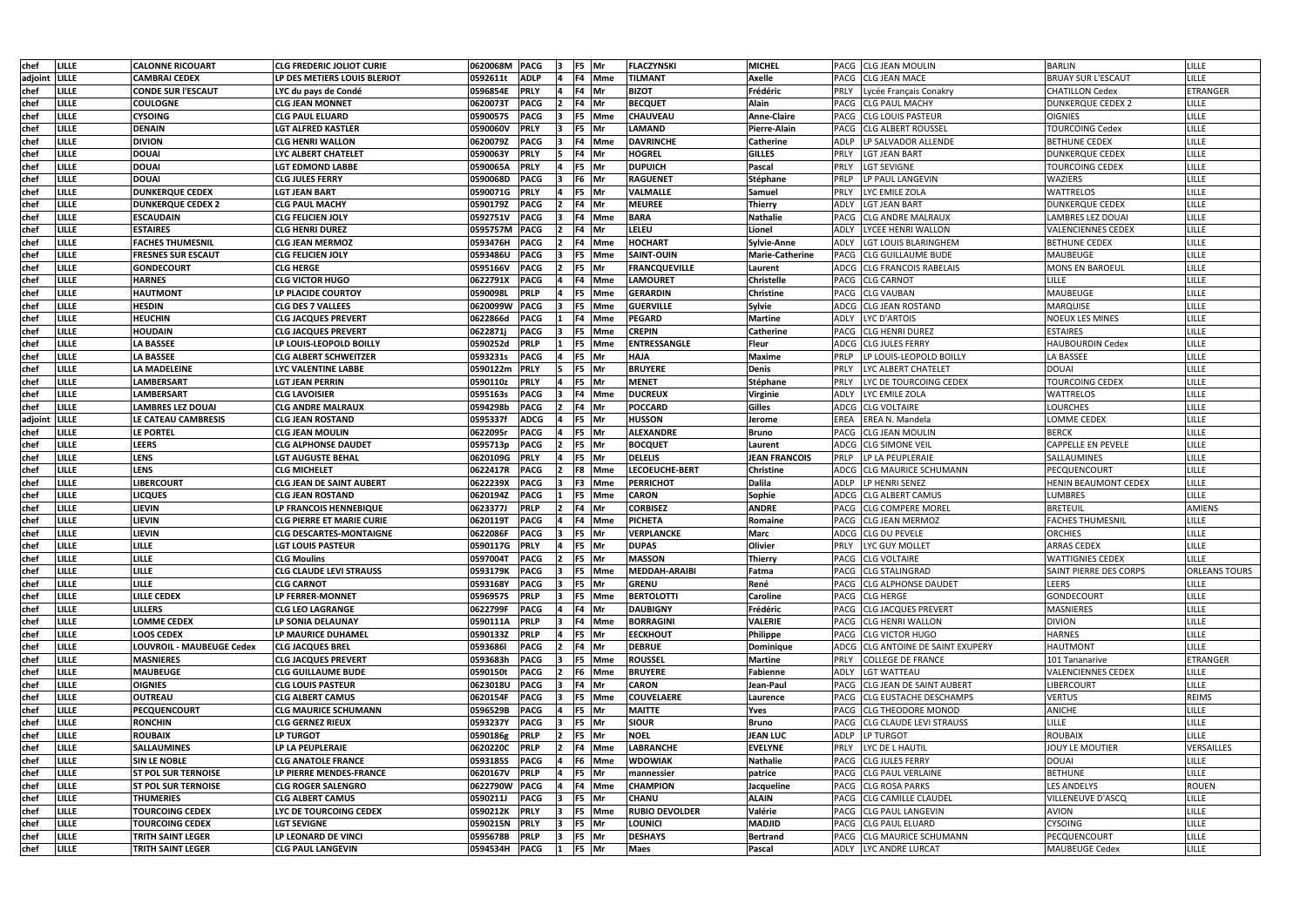| | | | | | | | | | | | | | | | |
|---|---|---|---|---|---|---|---|---|---|---|---|---|---|---|---|
| chef | LILLE | CALONNE RICOUART | CLG FREDERIC JOLIOT CURIE | 0620068M | PACG | 3 | F5 | Mr | FLACZYNSKI | MICHEL | PACG | CLG JEAN MOULIN | BARLIN | LILLE |
| adjoint | LILLE | CAMBRAI CEDEX | LP DES METIERS LOUIS BLERIOT | 0592611t | ADLP | 4 | F4 | Mme | TILMANT | Axelle | PACG | CLG JEAN MACE | BRUAY SUR L'ESCAUT | LILLE |
| chef | LILLE | CONDE SUR l'ESCAUT | LYC du pays de Condé | 0596854E | PRLY | 4 | F4 | Mr | BIZOT | Frédéric | PRLY | Lycée Français Conakry | CHATILLON Cedex | ETRANGER |
| chef | LILLE | COULOGNE | CLG JEAN MONNET | 0620073T | PACG | 2 | F4 | Mr | BECQUET | Alain | PACG | CLG PAUL MACHY | DUNKERQUE CEDEX 2 | LILLE |
| chef | LILLE | CYSOING | CLG PAUL ELUARD | 0590057S | PACG | 3 | F5 | Mme | CHAUVEAU | Anne-Claire | PACG | CLG LOUIS PASTEUR | OIGNIES | LILLE |
| chef | LILLE | DENAIN | LGT ALFRED KASTLER | 0590060V | PRLY | 3 | F5 | Mr | LAMAND | Pierre-Alain | PACG | CLG ALBERT ROUSSEL | TOURCOING Cedex | LILLE |
| chef | LILLE | DIVION | CLG HENRI WALLON | 0620079Z | PACG | 3 | F4 | Mme | DAVRINCHE | Catherine | ADLP | LP SALVADOR ALLENDE | BETHUNE CEDEX | LILLE |
| chef | LILLE | DOUAI | LYC ALBERT CHATELET | 0590063Y | PRLY | 5 | F4 | Mr | HOGREL | GILLES | PRLY | LGT JEAN BART | DUNKERQUE CEDEX | LILLE |
| chef | LILLE | DOUAI | LGT EDMOND LABBE | 0590065A | PRLY | 4 | F5 | Mr | DUPUICH | Pascal | PRLY | LGT SEVIGNE | TOURCOING CEDEX | LILLE |
| chef | LILLE | DOUAI | CLG JULES FERRY | 0590068D | PACG | 3 | F6 | Mr | RAGUENET | Stéphane | PRLP | LP PAUL LANGEVIN | WAZIERS | LILLE |
| chef | LILLE | DUNKERQUE CEDEX | LGT JEAN BART | 0590071G | PRLY | 4 | F5 | Mr | VALMALLE | Samuel | PRLY | LYC EMILE ZOLA | WATTRELOS | LILLE |
| chef | LILLE | DUNKERQUE CEDEX 2 | CLG PAUL MACHY | 0590179Z | PACG | 2 | F4 | Mr | MEUREE | Thierry | ADLY | LGT JEAN BART | DUNKERQUE CEDEX | LILLE |
| chef | LILLE | ESCAUDAIN | CLG FELICIEN JOLY | 0592751V | PACG | 3 | F4 | Mme | BARA | Nathalie | PACG | CLG ANDRE MALRAUX | LAMBRES LEZ DOUAI | LILLE |
| chef | LILLE | ESTAIRES | CLG HENRI DUREZ | 0595757M | PACG | 2 | F4 | Mr | LELEU | Lionel | ADLY | LYCEE HENRI WALLON | VALENCIENNES CEDEX | LILLE |
| chef | LILLE | FACHES THUMESNIL | CLG JEAN MERMOZ | 0593476H | PACG | 2 | F4 | Mme | HOCHART | Sylvie-Anne | ADLY | LGT LOUIS BLARINGHEM | BETHUNE CEDEX | LILLE |
| chef | LILLE | FRESNES SUR ESCAUT | CLG FELICIEN JOLY | 0593486U | PACG | 3 | F5 | Mme | SAINT-OUIN | Marie-Catherine | PACG | CLG GUILLAUME BUDE | MAUBEUGE | LILLE |
| chef | LILLE | GONDECOURT | CLG HERGE | 0595166V | PACG | 2 | F5 | Mr | FRANCQUEVILLE | Laurent | ADCG | CLG FRANCOIS RABELAIS | MONS EN BAROEUL | LILLE |
| chef | LILLE | HARNES | CLG VICTOR HUGO | 0622791X | PACG | 4 | F4 | Mme | LAMOURET | Christelle | PACG | CLG CARNOT | LILLE | LILLE |
| chef | LILLE | HAUTMONT | LP PLACIDE COURTOY | 0590098L | PRLP | 4 | F5 | Mme | GERARDIN | Christine | PACG | CLG VAUBAN | MAUBEUGE | LILLE |
| chef | LILLE | HESDIN | CLG DES 7 VALLEES | 0620099W | PACG | 3 | F5 | Mme | GUERVILLE | Sylvie | ADCG | CLG JEAN ROSTAND | MARQUISE | LILLE |
| chef | LILLE | HEUCHIN | CLG JACQUES PREVERT | 0622866d | PACG | 1 | F4 | Mme | PEGARD | Martine | ADLY | LYC D'ARTOIS | NOEUX LES MINES | LILLE |
| chef | LILLE | HOUDAIN | CLG JACQUES PREVERT | 0622871j | PACG | 3 | F5 | Mme | CREPIN | Catherine | PACG | CLG HENRI DUREZ | ESTAIRES | LILLE |
| chef | LILLE | LA BASSEE | LP LOUIS-LEOPOLD BOILLY | 0590252d | PRLP | 1 | F5 | Mme | ENTRESSANGLE | Fleur | ADCG | CLG JULES FERRY | HAUBOURDIN Cedex | LILLE |
| chef | LILLE | LA BASSEE | CLG ALBERT SCHWEITZER | 0593231s | PACG | 4 | F5 | Mr | HAJA | Maxime | PRLP | LP LOUIS-LEOPOLD BOILLY | LA BASSEE | LILLE |
| chef | LILLE | LA MADELEINE | LYC VALENTINE LABBE | 0590122m | PRLY | 5 | F5 | Mr | BRUYERE | Denis | PRLY | LYC ALBERT CHATELET | DOUAI | LILLE |
| chef | LILLE | LAMBERSART | LGT JEAN PERRIN | 0590110z | PRLY | 4 | F5 | Mr | MENET | Stéphane | PRLY | LYC DE TOURCOING CEDEX | TOURCOING CEDEX | LILLE |
| chef | LILLE | LAMBERSART | CLG LAVOISIER | 0595163s | PACG | 3 | F4 | Mme | DUCREUX | Virginie | ADLY | LYC EMILE ZOLA | WATTRELOS | LILLE |
| chef | LILLE | LAMBRES LEZ DOUAI | CLG ANDRE MALRAUX | 0594298b | PACG | 2 | F4 | Mr | POCCARD | Gilles | ADCG | CLG VOLTAIRE | LOURCHES | LILLE |
| adjoint | LILLE | LE CATEAU CAMBRESIS | CLG JEAN ROSTAND | 0595337f | ADCG | 4 | F5 | Mr | HUSSON | Jerome | EREA | EREA N. Mandela | LOMME CEDEX | LILLE |
| chef | LILLE | LE PORTEL | CLG JEAN MOULIN | 0622095r | PACG | 4 | F5 | Mr | ALEXANDRE | Bruno | PACG | CLG JEAN MOULIN | BERCK | LILLE |
| chef | LILLE | LEERS | CLG ALPHONSE DAUDET | 0595713p | PACG | 2 | F5 | Mr | BOCQUET | Laurent | ADCG | CLG SIMONE VEIL | CAPPELLE EN PEVELE | LILLE |
| chef | LILLE | LENS | LGT AUGUSTE BEHAL | 0620109G | PRLY | 4 | F5 | Mr | DELELIS | JEAN FRANCOIS | PRLP | LP LA PEUPLERAIE | SALLAUMINES | LILLE |
| chef | LILLE | LENS | CLG MICHELET | 0622417R | PACG | 2 | F8 | Mme | LECOEUCHE-BERT | Christine | ADCG | CLG MAURICE SCHUMANN | PECQUENCOURT | LILLE |
| chef | LILLE | LIBERCOURT | CLG JEAN DE SAINT AUBERT | 0622239X | PACG | 3 | F3 | Mme | PERRICHOT | Dalila | ADLP | LP HENRI SENEZ | HENIN BEAUMONT CEDEX | LILLE |
| chef | LILLE | LICQUES | CLG JEAN ROSTAND | 0620194Z | PACG | 1 | F5 | Mme | CARON | Sophie | ADCG | CLG ALBERT CAMUS | LUMBRES | LILLE |
| chef | LILLE | LIEVIN | LP FRANCOIS HENNEBIQUE | 0623377J | PRLP | 2 | F4 | Mr | CORBISEZ | ANDRE | PACG | CLG COMPERE MOREL | BRETEUIL | AMIENS |
| chef | LILLE | LIEVIN | CLG PIERRE ET MARIE CURIE | 0620119T | PACG | 4 | F4 | Mme | PICHETA | Romaine | PACG | CLG JEAN MERMOZ | FACHES THUMESNIL | LILLE |
| chef | LILLE | LIEVIN | CLG DESCARTES-MONTAIGNE | 0622086F | PACG | 3 | F5 | Mr | VERPLANCKE | Marc | ADCG | CLG DU PEVELE | ORCHIES | LILLE |
| chef | LILLE | LILLE | LGT LOUIS PASTEUR | 0590117G | PRLY | 4 | F5 | Mr | DUPAS | Olivier | PRLY | LYC GUY MOLLET | ARRAS CEDEX | LILLE |
| chef | LILLE | LILLE | CLG Moulins | 0597004T | PACG | 2 | F5 | Mr | MASSON | Thierry | PACG | CLG VOLTAIRE | WATTIGNIES CEDEX | LILLE |
| chef | LILLE | LILLE | CLG CLAUDE LEVI STRAUSS | 0593179K | PACG | 3 | F5 | Mme | MEDDAH-ARAIBI | Fatma | PACG | CLG STALINGRAD | SAINT PIERRE DES CORPS | ORLEANS TOURS |
| chef | LILLE | LILLE | CLG CARNOT | 0593168Y | PACG | 3 | F5 | Mr | GRENU | René | PACG | CLG ALPHONSE DAUDET | LEERS | LILLE |
| chef | LILLE | LILLE CEDEX | LP FERRER-MONNET | 0596957S | PRLP | 3 | F5 | Mme | BERTOLOTTI | Caroline | PACG | CLG HERGE | GONDECOURT | LILLE |
| chef | LILLE | LILLERS | CLG LEO LAGRANGE | 0622799F | PACG | 4 | F4 | Mr | DAUBIGNY | Frédéric | PACG | CLG JACQUES PREVERT | MASNIERES | LILLE |
| chef | LILLE | LOMME CEDEX | LP SONIA DELAUNAY | 0590111A | PRLP | 3 | F4 | Mme | BORRAGINI | VALERIE | PACG | CLG HENRI WALLON | DIVION | LILLE |
| chef | LILLE | LOOS CEDEX | LP MAURICE DUHAMEL | 0590133Z | PRLP | 4 | F5 | Mr | EECKHOUT | Philippe | PACG | CLG VICTOR HUGO | HARNES | LILLE |
| chef | LILLE | LOUVROIL - MAUBEUGE Cedex | CLG JACQUES BREL | 0593686l | PACG | 2 | F4 | Mr | DEBRUE | Dominique | ADCG | CLG ANTOINE DE SAINT EXUPERY | HAUTMONT | LILLE |
| chef | LILLE | MASNIERES | CLG JACQUES PREVERT | 0593683h | PACG | 3 | F5 | Mme | ROUSSEL | Martine | PRLY | COLLEGE DE FRANCE | 101 Tananarive | ETRANGER |
| chef | LILLE | MAUBEUGE | CLG GUILLAUME BUDE | 0590150t | PACG | 2 | F6 | Mme | BRUYERE | Fabienne | ADLY | LGT WATTEAU | VALENCIENNES CEDEX | LILLE |
| chef | LILLE | OIGNIES | CLG LOUIS PASTEUR | 0623018U | PACG | 3 | F4 | Mr | CARON | Jean-Paul | PACG | CLG JEAN DE SAINT AUBERT | LIBERCOURT | LILLE |
| chef | LILLE | OUTREAU | CLG ALBERT CAMUS | 0620154F | PACG | 3 | F5 | Mme | COUVELAERE | Laurence | PACG | CLG EUSTACHE DESCHAMPS | VERTUS | REIMS |
| chef | LILLE | PECQUENCOURT | CLG MAURICE SCHUMANN | 0596529B | PACG | 4 | F5 | Mr | MAITTE | Yves | PACG | CLG THEODORE MONOD | ANICHE | LILLE |
| chef | LILLE | RONCHIN | CLG GERNEZ RIEUX | 0593237Y | PACG | 3 | F5 | Mr | SIOUR | Bruno | PACG | CLG CLAUDE LEVI STRAUSS | LILLE | LILLE |
| chef | LILLE | ROUBAIX | LP TURGOT | 0590186g | PRLP | 2 | F5 | Mr | NOEL | JEAN LUC | ADLP | LP TURGOT | ROUBAIX | LILLE |
| chef | LILLE | SALLAUMINES | LP LA PEUPLERAIE | 0620220C | PRLP | 2 | F4 | Mme | LABRANCHE | EVELYNE | PRLY | LYC DE L HAUTIL | JOUY LE MOUTIER | VERSAILLES |
| chef | LILLE | SIN LE NOBLE | CLG ANATOLE FRANCE | 0593185S | PACG | 4 | F6 | Mme | WDOWIAK | Nathalie | PACG | CLG JULES FERRY | DOUAI | LILLE |
| chef | LILLE | ST POL SUR TERNOISE | LP PIERRE MENDES-FRANCE | 0620167V | PRLP | 4 | F5 | Mr | mannessier | patrice | PACG | CLG PAUL VERLAINE | BETHUNE | LILLE |
| chef | LILLE | ST POL SUR TERNOISE | CLG ROGER SALENGRO | 0622790W | PACG | 4 | F4 | Mme | CHAMPION | Jacqueline | PACG | CLG ROSA PARKS | LES ANDELYS | ROUEN |
| chef | LILLE | THUMERIES | CLG ALBERT CAMUS | 0590211J | PACG | 3 | F5 | Mr | CHANU | ALAIN | PACG | CLG CAMILLE CLAUDEL | VILLENEUVE D'ASCQ | LILLE |
| chef | LILLE | TOURCOING CEDEX | LYC DE TOURCOING CEDEX | 0590212K | PRLY | 3 | F5 | Mme | RUBIO DEVOLDER | Valérie | PACG | CLG PAUL LANGEVIN | AVION | LILLE |
| chef | LILLE | TOURCOING CEDEX | LGT SEVIGNE | 0590215N | PRLY | 3 | F5 | Mr | LOUNICI | MADJID | PACG | CLG PAUL ELUARD | CYSOING | LILLE |
| chef | LILLE | TRITH SAINT LEGER | LP LEONARD DE VINCI | 0595678B | PRLP | 3 | F5 | Mr | DESHAYS | Bertrand | PACG | CLG MAURICE SCHUMANN | PECQUENCOURT | LILLE |
| chef | LILLE | TRITH SAINT LEGER | CLG PAUL LANGEVIN | 0594534H | PACG | 1 | F5 | Mr | Maes | Pascal | ADLY | LYC ANDRE LURCAT | MAUBEUGE Cedex | LILLE |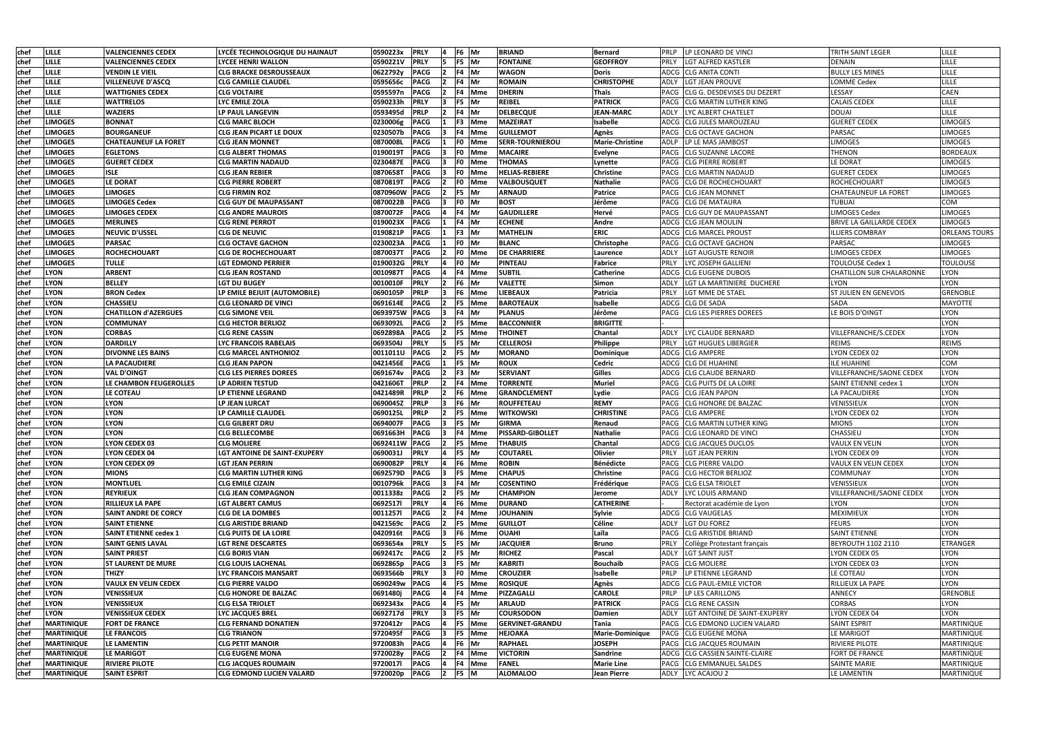| | | | | | | | | | | | | | | | |
|---|---|---|---|---|---|---|---|---|---|---|---|---|---|---|---|
| chef | LILLE | VALENCIENNES CEDEX | LYCÉE TECHNOLOGIQUE DU HAINAUT | 0590223x | PRLY | 4 | F6 | Mr | BRIAND | Bernard | PRLP | LP LEONARD DE VINCI | TRITH SAINT LEGER | LILLE |
| chef | LILLE | VALENCIENNES CEDEX | LYCEE HENRI WALLON | 0590221V | PRLY | 5 | F5 | Mr | FONTAINE | GEOFFROY | PRLY | LGT ALFRED KASTLER | DENAIN | LILLE |
| chef | LILLE | VENDIN LE VIEIL | CLG BRACKE DESROUSSEAUX | 0622792y | PACG | 2 | F4 | Mr | WAGON | Doris | ADCG | CLG ANITA CONTI | BULLY LES MINES | LILLE |
| chef | LILLE | VILLENEUVE D'ASCQ | CLG CAMILLE CLAUDEL | 0595656c | PACG | 2 | F4 | Mr | ROMAIN | CHRISTOPHE | ADLY | LGT JEAN PROUVE | LOMME Cedex | LILLE |
| chef | LILLE | WATTIGNIES CEDEX | CLG VOLTAIRE | 0595597n | PACG | 2 | F4 | Mme | DHERIN | Thaïs | PACG | CLG G. DESDEVISES DU DEZERT | LESSAY | CAEN |
| chef | LILLE | WATTRELOS | LYC EMILE ZOLA | 0590233h | PRLY | 3 | F5 | Mr | REIBEL | PATRICK | PACG | CLG MARTIN LUTHER KING | CALAIS CEDEX | LILLE |
| chef | LILLE | WAZIERS | LP PAUL LANGEVIN | 0593495d | PRLP | 2 | F4 | Mr | DELBECQUE | JEAN-MARC | ADLY | LYC ALBERT CHATELET | DOUAI | LILLE |
| chef | LIMOGES | BONNAT | CLG MARC BLOCH | 0230006g | PACG | 1 | F3 | Mme | MAZEIRAT | Isabelle | ADCG | CLG JULES MAROUZEAU | GUERET CEDEX | LIMOGES |
| chef | LIMOGES | BOURGANEUF | CLG JEAN PICART LE DOUX | 0230507b | PACG | 3 | F4 | Mme | GUILLEMOT | Agnès | PACG | CLG OCTAVE GACHON | PARSAC | LIMOGES |
| chef | LIMOGES | CHATEAUNEUF LA FORET | CLG JEAN MONNET | 0870008L | PACG | 1 | F0 | Mme | SERR-TOURNIEROU | Marie-Christine | ADLP | LP LE MAS JAMBOST | LIMOGES | LIMOGES |
| chef | LIMOGES | EGLETONS | CLG ALBERT THOMAS | 0190019T | PACG | 3 | F0 | Mme | MACAIRE | Evelyne | PACG | CLG SUZANNE LACORE | THENON | BORDEAUX |
| chef | LIMOGES | GUERET CEDEX | CLG MARTIN NADAUD | 0230487E | PACG | 3 | F0 | Mme | THOMAS | Lynette | PACG | CLG PIERRE ROBERT | LE DORAT | LIMOGES |
| chef | LIMOGES | ISLE | CLG JEAN REBIER | 0870658T | PACG | 3 | F0 | Mme | HELIAS-REBIERE | Christine | PACG | CLG MARTIN NADAUD | GUERET CEDEX | LIMOGES |
| chef | LIMOGES | LE DORAT | CLG PIERRE ROBERT | 0870819T | PACG | 2 | F0 | Mme | VALBOUSQUET | Nathalie | PACG | CLG DE ROCHECHOUART | ROCHECHOUART | LIMOGES |
| chef | LIMOGES | LIMOGES | CLG FIRMIN ROZ | 0870960W | PACG | 2 | F5 | Mr | ARNAUD | Patrice | PACG | CLG JEAN MONNET | CHATEAUNEUF LA FORET | LIMOGES |
| chef | LIMOGES | LIMOGES Cedex | CLG GUY DE MAUPASSANT | 0870022B | PACG | 3 | F0 | Mr | BOST | Jérôme | PACG | CLG DE MATAURA | TUBUAI | COM |
| chef | LIMOGES | LIMOGES CEDEX | CLG ANDRE MAUROIS | 0870072F | PACG | 4 | F4 | Mr | GAUDILLERE | Hervé | PACG | CLG GUY DE MAUPASSANT | LIMOGES Cedex | LIMOGES |
| chef | LIMOGES | MERLINES | CLG RENE PERROT | 0190023X | PACG | 1 | F4 | Mr | ECHENE | Andre | ADCG | CLG JEAN MOULIN | BRIVE LA GAILLARDE CEDEX | LIMOGES |
| chef | LIMOGES | NEUVIC D'USSEL | CLG DE NEUVIC | 0190821P | PACG | 1 | F3 | Mr | MATHELIN | ERIC | ADCG | CLG MARCEL PROUST | ILLIERS COMBRAY | ORLEANS TOURS |
| chef | LIMOGES | PARSAC | CLG OCTAVE GACHON | 0230023A | PACG | 1 | F0 | Mr | BLANC | Christophe | PACG | CLG OCTAVE GACHON | PARSAC | LIMOGES |
| chef | LIMOGES | ROCHECHOUART | CLG DE ROCHECHOUART | 0870037T | PACG | 2 | F0 | Mme | DE CHARRIERE | Laurence | ADLY | LGT AUGUSTE RENOIR | LIMOGES CEDEX | LIMOGES |
| chef | LIMOGES | TULLE | LGT EDMOND PERRIER | 0190032G | PRLY | 4 | F0 | Mr | PINTEAU | Fabrice | PRLY | LYC JOSEPH GALLIENI | TOULOUSE Cedex 1 | TOULOUSE |
| chef | LYON | ARBENT | CLG JEAN ROSTAND | 0010987T | PACG | 4 | F4 | Mme | SUBTIL | Catherine | ADCG | CLG EUGENE DUBOIS | CHATILLON SUR CHALARONNE | LYON |
| chef | LYON | BELLEY | LGT DU BUGEY | 0010010F | PRLY | 2 | F6 | Mr | VALETTE | Simon | ADLY | LGT LA MARTINIERE DUCHERE | LYON | LYON |
| chef | LYON | BRON Cedex | LP EMILE BEJUIT (AUTOMOBILE) | 0690105P | PRLP | 3 | F6 | Mme | LIEBEAUX | Patricia | PRLY | LGT MME DE STAEL | ST JULIEN EN GENEVOIS | GRENOBLE |
| chef | LYON | CHASSIEU | CLG LEONARD DE VINCI | 0691614E | PACG | 2 | F5 | Mme | BAROTEAUX | Isabelle | ADCG | CLG DE SADA | SADA | MAYOTTE |
| chef | LYON | CHATILLON d'AZERGUES | CLG SIMONE VEIL | 0693975W | PACG | 3 | F4 | Mr | PLANUS | Jérôme | PACG | CLG LES PIERRES DOREES | LE BOIS D'OINGT | LYON |
| chef | LYON | COMMUNAY | CLG HECTOR BERLIOZ | 0693092L | PACG | 2 | F5 | Mme | BACCONNIER | BRIGITTE | - | | | LYON |
| chef | LYON | CORBAS | CLG RENE CASSIN | 0692898A | PACG | 2 | F5 | Mme | THOINET | Chantal | ADLY | LYC CLAUDE BERNARD | VILLEFRANCHE/S.CEDEX | LYON |
| chef | LYON | DARDILLY | LYC FRANCOIS RABELAIS | 0693504J | PRLY | 5 | F5 | Mr | CELLEROSI | Philippe | PRLY | LGT HUGUES LIBERGIER | REIMS | REIMS |
| chef | LYON | DIVONNE LES BAINS | CLG MARCEL ANTHONIOZ | 0011011U | PACG | 2 | F5 | Mr | MORAND | Dominique | ADCG | CLG AMPERE | LYON CEDEX 02 | LYON |
| chef | LYON | LA PACAUDIERE | CLG JEAN PAPON | 0421456E | PACG | 1 | F5 | Mr | ROUX | Cedric | ADCG | CLG DE HUAHINE | ILE HUAHINE | COM |
| chef | LYON | VAL D'OINGT | CLG LES PIERRES DOREES | 0691674v | PACG | 2 | F3 | Mr | SERVIANT | Gilles | ADCG | CLG CLAUDE BERNARD | VILLEFRANCHE/SAONE CEDEX | LYON |
| chef | LYON | LE CHAMBON FEUGEROLLES | LP ADRIEN TESTUD | 0421606T | PRLP | 2 | F4 | Mme | TORRENTE | Muriel | PACG | CLG PUITS DE LA LOIRE | SAINT ETIENNE cedex 1 | LYON |
| chef | LYON | LE COTEAU | LP ETIENNE LEGRAND | 0421489R | PRLP | 2 | F6 | Mme | GRANDCLEMENT | Lydie | PACG | CLG JEAN PAPON | LA PACAUDIERE | LYON |
| chef | LYON | LYON | LP JEAN LURCAT | 0690045Z | PRLP | 3 | F6 | Mr | ROUFFETEAU | REMY | PACG | CLG HONORE DE BALZAC | VENISSIEUX | LYON |
| chef | LYON | LYON | LP CAMILLE CLAUDEL | 0690125L | PRLP | 2 | F5 | Mme | WITKOWSKI | CHRISTINE | PACG | CLG AMPERE | LYON CEDEX 02 | LYON |
| chef | LYON | LYON | CLG GILBERT DRU | 0694007F | PACG | 3 | F5 | Mr | GIRMA | Renaud | PACG | CLG MARTIN LUTHER KING | MIONS | LYON |
| chef | LYON | LYON | CLG BELLECOMBE | 0691663H | PACG | 3 | F4 | Mme | PISSARD-GIBOLLET | Nathalie | PACG | CLG LEONARD DE VINCI | CHASSIEU | LYON |
| chef | LYON | LYON CEDEX 03 | CLG MOLIERE | 0692411W | PACG | 2 | F5 | Mme | THABUIS | Chantal | ADCG | CLG JACQUES DUCLOS | VAULX EN VELIN | LYON |
| chef | LYON | LYON CEDEX 04 | LGT ANTOINE DE SAINT-EXUPERY | 0690031J | PRLY | 4 | F5 | Mr | COUTAREL | Olivier | PRLY | LGT JEAN PERRIN | LYON CEDEX 09 | LYON |
| chef | LYON | LYON CEDEX 09 | LGT JEAN PERRIN | 0690082P | PRLY | 4 | F6 | Mme | ROBIN | Bénédicte | PACG | CLG PIERRE VALDO | VAULX EN VELIN CEDEX | LYON |
| chef | LYON | MIONS | CLG MARTIN LUTHER KING | 0692579D | PACG | 3 | F5 | Mme | CHAPUS | Christine | PACG | CLG HECTOR BERLIOZ | COMMUNAY | LYON |
| chef | LYON | MONTLUEL | CLG EMILE CIZAIN | 0010796k | PACG | 3 | F4 | Mr | COSENTINO | Frédérique | PACG | CLG ELSA TRIOLET | VENISSIEUX | LYON |
| chef | LYON | REYRIEUX | CLG JEAN COMPAGNON | 0011338z | PACG | 2 | F5 | Mr | CHAMPION | Jerome | ADLY | LYC LOUIS ARMAND | VILLEFRANCHE/SAONE CEDEX | LYON |
| chef | LYON | RILLIEUX LA PAPE | LGT ALBERT CAMUS | 0692517l | PRLY | 4 | F6 | Mme | DURAND | CATHERINE | - | Rectorat académie de Lyon | LYON | LYON |
| chef | LYON | SAINT ANDRE DE CORCY | CLG DE LA DOMBES | 0011257l | PACG | 2 | F4 | Mme | JOUHANIN | Sylvie | ADCG | CLG VAUGELAS | MEXIMIEUX | LYON |
| chef | LYON | SAINT ETIENNE | CLG ARISTIDE BRIAND | 0421569c | PACG | 2 | F5 | Mme | GUILLOT | Céline | ADLY | LGT DU FOREZ | FEURS | LYON |
| chef | LYON | SAINT ETIENNE cedex 1 | CLG PUITS DE LA LOIRE | 0420916t | PACG | 3 | F6 | Mme | OUAHI | Laïla | PACG | CLG ARISTIDE BRIAND | SAINT ETIENNE | LYON |
| chef | LYON | SAINT GENIS LAVAL | LGT RENE DESCARTES | 0693654x | PRLY | 5 | F5 | Mr | JACQUIER | Bruno | PRLY | Collège Protestant français | BEYROUTH 1102 2110 | ETRANGER |
| chef | LYON | SAINT PRIEST | CLG BORIS VIAN | 0692417c | PACG | 2 | F5 | Mr | RICHEZ | Pascal | ADLY | LGT SAINT JUST | LYON CEDEX 05 | LYON |
| chef | LYON | ST LAURENT DE MURE | CLG LOUIS LACHENAL | 0692865p | PACG | 3 | F5 | Mr | KABRITI | Bouchaib | PACG | CLG MOLIERE | LYON CEDEX 03 | LYON |
| chef | LYON | THIZY | LYC FRANCOIS MANSART | 0693566b | PRLY | 3 | F0 | Mme | CROUZIER | Isabelle | PRLP | LP ETIENNE LEGRAND | LE COTEAU | LYON |
| chef | LYON | VAULX EN VELIN CEDEX | CLG PIERRE VALDO | 0690249w | PACG | 4 | F5 | Mme | ROSIQUE | Agnès | ADCG | CLG PAUL-EMILE VICTOR | RILLIEUX LA PAPE | LYON |
| chef | LYON | VENISSIEUX | CLG HONORE DE BALZAC | 0691480j | PACG | 4 | F4 | Mme | PIZZAGALLI | CAROLE | PRLP | LP LES CARILLONS | ANNECY | GRENOBLE |
| chef | LYON | VENISSIEUX | CLG ELSA TRIOLET | 0692343x | PACG | 4 | F5 | Mr | ARLAUD | PATRICK | PACG | CLG RENE CASSIN | CORBAS | LYON |
| chef | LYON | VENISSIEUX CEDEX | LYC JACQUES BREL | 0692717d | PRLY | 3 | F5 | Mr | COURSODON | Damien | ADLY | LGT ANTOINE DE SAINT-EXUPERY | LYON CEDEX 04 | LYON |
| chef | MARTINIQUE | FORT DE FRANCE | CLG FERNAND DONATIEN | 9720412r | PACG | 4 | F5 | Mme | GERVINET-GRANDU | Tania | PACG | CLG EDMOND LUCIEN VALARD | SAINT ESPRIT | MARTINIQUE |
| chef | MARTINIQUE | LE FRANCOIS | CLG TRIANON | 9720495f | PACG | 3 | F5 | Mme | HEJOAKA | Marie-Dominique | PACG | CLG EUGENE MONA | LE MARIGOT | MARTINIQUE |
| chef | MARTINIQUE | LE LAMENTIN | CLG PETIT MANOIR | 9720083h | PACG | 4 | F6 | Mr | RAPHAEL | JOSEPH | PACG | CLG JACQUES ROUMAIN | RIVIERE PILOTE | MARTINIQUE |
| chef | MARTINIQUE | LE MARIGOT | CLG EUGENE MONA | 9720028y | PACG | 2 | F4 | Mme | VICTORIN | Sandrine | ADCG | CLG CASSIEN SAINTE-CLAIRE | FORT DE FRANCE | MARTINIQUE |
| chef | MARTINIQUE | RIVIERE PILOTE | CLG JACQUES ROUMAIN | 9720017l | PACG | 4 | F4 | Mme | FANEL | Marie Line | PACG | CLG EMMANUEL SALDES | SAINTE MARIE | MARTINIQUE |
| chef | MARTINIQUE | SAINT ESPRIT | CLG EDMOND LUCIEN VALARD | 9720020p | PACG | 2 | F5 | M | ALOMALOO | Jean Pierre | ADLY | LYC ACAJOU 2 | LE LAMENTIN | MARTINIQUE |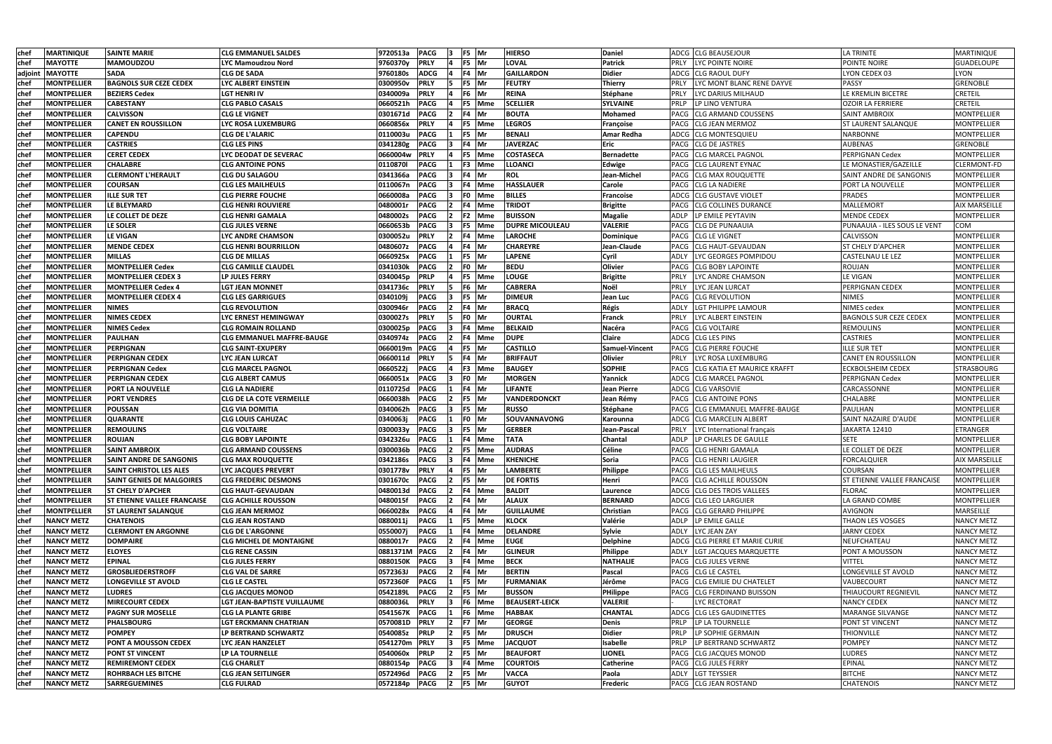| chef | MARTINIQUE | SAINTE MARIE | CLG EMMANUEL SALDES | 9720513a | PACG | 3 | F5 | Mr | HIERSO | Daniel | ADCG | CLG BEAUSEJOUR | LA TRINITE | MARTINIQUE |
|---|---|---|---|---|---|---|---|---|---|---|---|---|---|---|
| chef | MAYOTTE | MAMOUDZOU | LYC Mamoudzou Nord | 9760370y | PRLY | 4 | F5 | Mr | LOVAL | Patrick | PRLY | LYC POINTE NOIRE | POINTE NOIRE | GUADELOUPE |
| adjoint | MAYOTTE | SADA | CLG DE SADA | 9760180s | ADCG | 4 | F4 | Mr | GAILLARDON | Didier | ADCG | CLG RAOUL DUFY | LYON CEDEX 03 | LYON |
| chef | MONTPELLIER | BAGNOLS SUR CEZE CEDEX | LYC ALBERT EINSTEIN | 0300950v | PRLY | 5 | F5 | Mr | FEUTRY | Thierry | PRLY | LYC MONT BLANC RENE DAYVE | PASSY | GRENOBLE |
| chef | MONTPELLIER | BEZIERS Cedex | LGT HENRI IV | 0340009a | PRLY | 4 | F6 | Mr | REINA | Stéphane | PRLY | LYC DARIUS MILHAUD | LE KREMLIN BICETRE | CRETEIL |
| chef | MONTPELLIER | CABESTANY | CLG PABLO CASALS | 0660521h | PACG | 4 | F5 | Mme | SCELLIER | SYLVAINE | PRLP | LP LINO VENTURA | OZOIR LA FERRIERE | CRETEIL |
| chef | MONTPELLIER | CALVISSON | CLG LE VIGNET | 0301671d | PACG | 2 | F4 | Mr | BOUTA | Mohamed | PACG | CLG ARMAND COUSSENS | SAINT AMBROIX | MONTPELLIER |
| chef | MONTPELLIER | CANET EN ROUSSILLON | LYC ROSA LUXEMBURG | 0660856x | PRLY | 4 | F5 | Mme | LEGROS | Françoise | PACG | CLG JEAN MERMOZ | ST LAURENT SALANQUE | MONTPELLIER |
| chef | MONTPELLIER | CAPENDU | CLG DE L'ALARIC | 0110003u | PACG | 1 | F5 | Mr | BENALI | Amar Redha | ADCG | CLG MONTESQUIEU | NARBONNE | MONTPELLIER |
| chef | MONTPELLIER | CASTRIES | CLG LES PINS | 0341280g | PACG | 3 | F4 | Mr | JAVERZAC | Eric | PACG | CLG DE JASTRES | AUBENAS | GRENOBLE |
| chef | MONTPELLIER | CERET CEDEX | LYC DEODAT DE SEVERAC | 0660004w | PRLY | 4 | F5 | Mme | COSTASECA | Bernadette | PACG | CLG MARCEL PAGNOL | PERPIGNAN Cedex | MONTPELLIER |
| chef | MONTPELLIER | CHALABRE | CLG ANTOINE PONS | 0110870l | PACG | 1 | F3 | Mme | LLOANCI | Edwige | PACG | CLG LAURENT EYNAC | LE MONASTIER/GAZEILLE | CLERMONT-FD |
| chef | MONTPELLIER | CLERMONT L'HERAULT | CLG DU SALAGOU | 0341366a | PACG | 3 | F4 | Mr | ROL | Jean-Michel | PACG | CLG MAX ROUQUETTE | SAINT ANDRE DE SANGONIS | MONTPELLIER |
| chef | MONTPELLIER | COURSAN | CLG LES MAILHEULS | 0110067n | PACG | 3 | F4 | Mme | HASSLAUER | Carole | PACG | CLG LA NADIERE | PORT LA NOUVELLE | MONTPELLIER |
| chef | MONTPELLIER | ILLE SUR TET | CLG PIERRE FOUCHE | 0660008a | PACG | 3 | F0 | Mme | BILLES | Francoise | ADCG | CLG GUSTAVE VIOLET | PRADES | MONTPELLIER |
| chef | MONTPELLIER | LE BLEYMARD | CLG HENRI ROUVIERE | 0480001r | PACG | 2 | F4 | Mme | TRIDOT | Brigitte | PACG | CLG COLLINES DURANCE | MALLEMORT | AIX MARSEILLE |
| chef | MONTPELLIER | LE COLLET DE DEZE | CLG HENRI GAMALA | 0480002s | PACG | 2 | F2 | Mme | BUISSON | Magalie | ADLP | LP EMILE PEYTAVIN | MENDE CEDEX | MONTPELLIER |
| chef | MONTPELLIER | LE SOLER | CLG JULES VERNE | 0660653b | PACG | 3 | F5 | Mme | DUPRE MICOULEAU | VALERIE | PACG | CLG DE PUNAAUIA | PUNAAUIA - ILES SOUS LE VENT | COM |
| chef | MONTPELLIER | LE VIGAN | LYC ANDRE CHAMSON | 0300052u | PRLY | 2 | F4 | Mme | LAROCHE | Dominique | PACG | CLG LE VIGNET | CALVISSON | MONTPELLIER |
| chef | MONTPELLIER | MENDE CEDEX | CLG HENRI BOURRILLON | 0480607z | PACG | 4 | F4 | Mr | CHAREYRE | Jean-Claude | PACG | CLG HAUT-GEVAUDAN | ST CHELY D'APCHER | MONTPELLIER |
| chef | MONTPELLIER | MILLAS | CLG DE MILLAS | 0660925x | PACG | 1 | F5 | Mr | LAPENE | Cyril | ADLY | LYC GEORGES POMPIDOU | CASTELNAU LE LEZ | MONTPELLIER |
| chef | MONTPELLIER | MONTPELLIER Cedex | CLG CAMILLE CLAUDEL | 0341030k | PACG | 2 | F0 | Mr | BEDU | Olivier | PACG | CLG BOBY LAPOINTE | ROUJAN | MONTPELLIER |
| chef | MONTPELLIER | MONTPELLIER CEDEX 3 | LP JULES FERRY | 0340045p | PRLP | 4 | F5 | Mme | LOUGE | Brigitte | PRLY | LYC ANDRE CHAMSON | LE VIGAN | MONTPELLIER |
| chef | MONTPELLIER | MONTPELLIER Cedex 4 | LGT JEAN MONNET | 0341736c | PRLY | 5 | F6 | Mr | CABRERA | Noël | PRLY | LYC JEAN LURCAT | PERPIGNAN CEDEX | MONTPELLIER |
| chef | MONTPELLIER | MONTPELLIER CEDEX 4 | CLG LES GARRIGUES | 0340109j | PACG | 3 | F5 | Mr | DIMEUR | Jean Luc | PACG | CLG REVOLUTION | NIMES | MONTPELLIER |
| chef | MONTPELLIER | NIMES | CLG REVOLUTION | 0300946r | PACG | 2 | F4 | Mr | BRACQ | Régis | ADLY | LGT PHILIPPE LAMOUR | NIMES cedex | MONTPELLIER |
| chef | MONTPELLIER | NIMES CEDEX | LYC ERNEST HEMINGWAY | 0300027s | PRLY | 5 | F0 | Mr | OURTAL | Franck | PRLY | LYC ALBERT EINSTEIN | BAGNOLS SUR CEZE CEDEX | MONTPELLIER |
| chef | MONTPELLIER | NIMES Cedex | CLG ROMAIN ROLLAND | 0300025p | PACG | 3 | F4 | Mme | BELKAID | Nacéra | PACG | CLG VOLTAIRE | REMOULINS | MONTPELLIER |
| chef | MONTPELLIER | PAULHAN | CLG EMMANUEL MAFFRE-BAUGE | 0340974z | PACG | 2 | F4 | Mme | DUPE | Claire | ADCG | CLG LES PINS | CASTRIES | MONTPELLIER |
| chef | MONTPELLIER | PERPIGNAN | CLG SAINT-EXUPERY | 0660019m | PACG | 4 | F5 | Mr | CASTILLO | Samuel-Vincent | PACG | CLG PIERRE FOUCHE | ILLE SUR TET | MONTPELLIER |
| chef | MONTPELLIER | PERPIGNAN CEDEX | LYC JEAN LURCAT | 0660011d | PRLY | 5 | F4 | Mr | BRIFFAUT | Olivier | PRLY | LYC ROSA LUXEMBURG | CANET EN ROUSSILLON | MONTPELLIER |
| chef | MONTPELLIER | PERPIGNAN Cedex | CLG MARCEL PAGNOL | 0660522j | PACG | 4 | F3 | Mme | BAUGEY | SOPHIE | PACG | CLG KATIA ET MAURICE KRAFFT | ECKBOLSHEIM CEDEX | STRASBOURG |
| chef | MONTPELLIER | PERPIGNAN CEDEX | CLG ALBERT CAMUS | 0660051x | PACG | 3 | F0 | Mr | MORGEN | Yannick | ADCG | CLG MARCEL PAGNOL | PERPIGNAN Cedex | MONTPELLIER |
| chef | MONTPELLIER | PORT LA NOUVELLE | CLG LA NADIERE | 0110725d | PACG | 1 | F4 | Mr | LIFANTE | Jean Pierre | ADCG | CLG VARSOVIE | CARCASSONNE | MONTPELLIER |
| chef | MONTPELLIER | PORT VENDRES | CLG DE LA COTE VERMEILLE | 0660038h | PACG | 2 | F5 | Mr | VANDERDONCKT | Jean Rémy | PACG | CLG ANTOINE PONS | CHALABRE | MONTPELLIER |
| chef | MONTPELLIER | POUSSAN | CLG VIA DOMITIA | 0340062h | PACG | 3 | F5 | Mr | RUSSO | Stéphane | PACG | CLG EMMANUEL MAFFRE-BAUGE | PAULHAN | MONTPELLIER |
| chef | MONTPELLIER | QUARANTE | CLG LOUIS CAHUZAC | 0340063j | PACG | 1 | F0 | Mr | SOUVANNAVONG | Karounna | ADCG | CLG MARCELIN ALBERT | SAINT NAZAIRE D'AUDE | MONTPELLIER |
| chef | MONTPELLIER | REMOULINS | CLG VOLTAIRE | 0300033y | PACG | 3 | F5 | Mr | GERBER | Jean-Pascal | PRLY | LYC International français | JAKARTA 12410 | ETRANGER |
| chef | MONTPELLIER | ROUJAN | CLG BOBY LAPOINTE | 0342326u | PACG | 1 | F4 | Mme | TATA | Chantal | ADLP | LP CHARLES DE GAULLE | SETE | MONTPELLIER |
| chef | MONTPELLIER | SAINT AMBROIX | CLG ARMAND COUSSENS | 0300036b | PACG | 2 | F5 | Mme | AUDRAS | Céline | PACG | CLG HENRI GAMALA | LE COLLET DE DEZE | MONTPELLIER |
| chef | MONTPELLIER | SAINT ANDRE DE SANGONIS | CLG MAX ROUQUETTE | 0342186s | PACG | 3 | F4 | Mme | KHENICHE | Soria | PACG | CLG HENRI LAUGIER | FORCALQUIER | AIX MARSEILLE |
| chef | MONTPELLIER | SAINT CHRISTOL LES ALES | LYC JACQUES PREVERT | 0301778v | PRLY | 4 | F5 | Mr | LAMBERTE | Philippe | PACG | CLG LES MAILHEULS | COURSAN | MONTPELLIER |
| chef | MONTPELLIER | SAINT GENIES DE MALGOIRES | CLG FREDERIC DESMONS | 0301670c | PACG | 2 | F5 | Mr | DE FORTIS | Henri | PACG | CLG ACHILLE ROUSSON | ST ETIENNE VALLEE FRANCAISE | MONTPELLIER |
| chef | MONTPELLIER | ST CHELY D'APCHER | CLG HAUT-GEVAUDAN | 0480013d | PACG | 2 | F4 | Mme | BALDIT | Laurence | ADCG | CLG DES TROIS VALLEES | FLORAC | MONTPELLIER |
| chef | MONTPELLIER | ST ETIENNE VALLEE FRANCAISE | CLG ACHILLE ROUSSON | 0480015f | PACG | 2 | F4 | Mr | ALAUX | BERNARD | ADCG | CLG LEO LARGUIER | LA GRAND COMBE | MONTPELLIER |
| chef | MONTPELLIER | ST LAURENT SALANQUE | CLG JEAN MERMOZ | 0660028x | PACG | 4 | F4 | Mr | GUILLAUME | Christian | PACG | CLG GERARD PHILIPPE | AVIGNON | MARSEILLE |
| chef | NANCY METZ | CHATENOIS | CLG JEAN ROSTAND | 0880011j | PACG | 1 | F5 | Mme | KLOCK | Valérie | ADLP | LP EMILE GALLE | THAON LES VOSGES | NANCY METZ |
| chef | NANCY METZ | CLERMONT EN ARGONNE | CLG DE L'ARGONNE | 0550007j | PACG | 1 | F4 | Mme | DELANDRE | Sylvie | ADLY | LYC JEAN ZAY | JARNY CEDEX | NANCY METZ |
| chef | NANCY METZ | DOMPAIRE | CLG MICHEL DE MONTAIGNE | 0880017r | PACG | 2 | F4 | Mme | EUGE | Delphine | ADCG | CLG PIERRE ET MARIE CURIE | NEUFCHATEAU | NANCY METZ |
| chef | NANCY METZ | ELOYES | CLG RENE CASSIN | 0881371M | PACG | 2 | F4 | Mr | GLINEUR | Philippe | ADLY | LGT JACQUES MARQUETTE | PONT A MOUSSON | NANCY METZ |
| chef | NANCY METZ | EPINAL | CLG JULES FERRY | 0880150K | PACG | 3 | F4 | Mme | BECK | NATHALIE | PACG | CLG JULES VERNE | VITTEL | NANCY METZ |
| chef | NANCY METZ | GROSBLIEDERSTROFF | CLG VAL DE SARRE | 0572363J | PACG | 2 | F4 | Mr | BERTIN | Pascal | PACG | CLG LE CASTEL | LONGEVILLE ST AVOLD | NANCY METZ |
| chef | NANCY METZ | LONGEVILLE ST AVOLD | CLG LE CASTEL | 0572360F | PACG | 1 | F5 | Mr | FURMANIAK | Jérôme | PACG | CLG EMILIE DU CHATELET | VAUBECOURT | NANCY METZ |
| chef | NANCY METZ | LUDRES | CLG JACQUES MONOD | 0542189L | PACG | 2 | F5 | Mr | BUSSON | PHilippe | PACG | CLG FERDINAND BUISSON | THIAUCOURT REGNIEVIL | NANCY METZ |
| chef | NANCY METZ | MIRECOURT CEDEX | LGT JEAN-BAPTISTE VUILLAUME | 0880036L | PRLY | 3 | F6 | Mme | BEAUSERT-LEICK | VALERIE | - | LYC RECTORAT | NANCY CEDEX | NANCY METZ |
| chef | NANCY METZ | PAGNY SUR MOSELLE | CLG LA PLANTE GRIBE | 0541567K | PACG | 1 | F6 | Mme | HABBAK | CHANTAL | ADCG | CLG LES GAUDINETTES | MARANGE SILVANGE | NANCY METZ |
| chef | NANCY METZ | PHALSBOURG | LGT ERCKMANN CHATRIAN | 0570081D | PRLY | 2 | F7 | Mr | GEORGE | Denis | PRLP | LP LA TOURNELLE | PONT ST VINCENT | NANCY METZ |
| chef | NANCY METZ | POMPEY | LP BERTRAND SCHWARTZ | 0540085z | PRLP | 2 | F5 | Mr | DRUSCH | Didier | PRLP | LP SOPHIE GERMAIN | THIONVILLE | NANCY METZ |
| chef | NANCY METZ | PONT A MOUSSON CEDEX | LYC JEAN HANZELET | 0541270m | PRLY | 3 | F5 | Mme | JACQUOT | Isabelle | PRLP | LP BERTRAND SCHWARTZ | POMPEY | NANCY METZ |
| chef | NANCY METZ | PONT ST VINCENT | LP LA TOURNELLE | 0540060x | PRLP | 2 | F5 | Mr | BEAUFORT | LIONEL | PACG | CLG JACQUES MONOD | LUDRES | NANCY METZ |
| chef | NANCY METZ | REMIREMONT CEDEX | CLG CHARLET | 0880154p | PACG | 3 | F4 | Mme | COURTOIS | Catherine | PACG | CLG JULES FERRY | EPINAL | NANCY METZ |
| chef | NANCY METZ | ROHRBACH LES BITCHE | CLG JEAN SEITLINGER | 0572496d | PACG | 2 | F5 | Mr | VACCA | Paola | ADLY | LGT TEYSSIER | BITCHE | NANCY METZ |
| chef | NANCY METZ | SARREGUEMINES | CLG FULRAD | 0572184p | PACG | 2 | F5 | Mr | GUYOT | Frederic | PACG | CLG JEAN ROSTAND | CHATENOIS | NANCY METZ |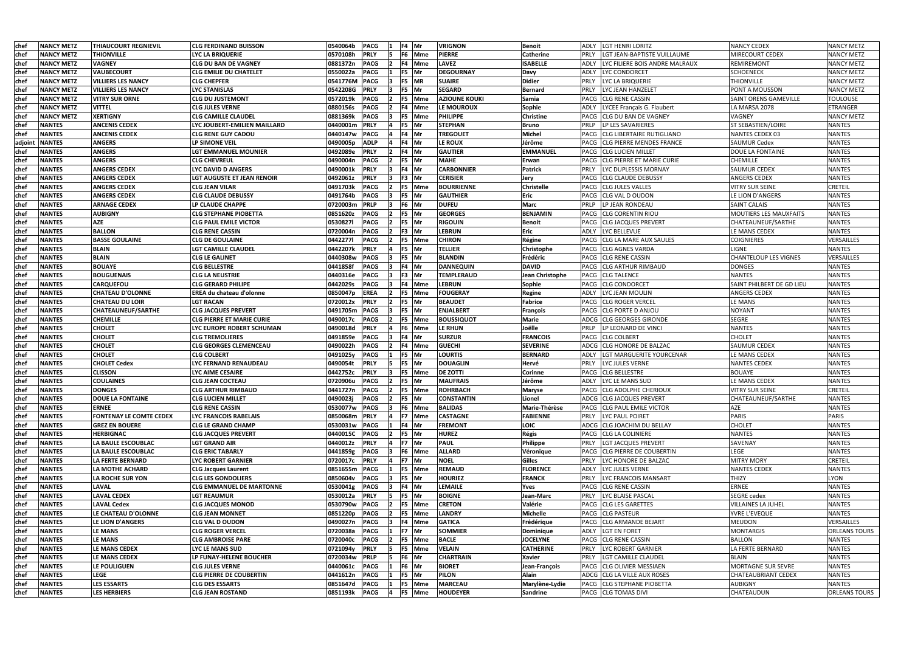| chef | NANCY METZ | THIAUCOURT REGNIEVIL | CLG FERDINAND BUISSON | 0540064b | PACG | 1 | F4 | Mr | VRIGNON | Benoit | ADLY | LGT HENRI LORITZ | NANCY CEDEX | NANCY METZ |
|---|---|---|---|---|---|---|---|---|---|---|---|---|---|---|
| chef | NANCY METZ | THIONVILLE | LYC LA BRIQUERIE | 0570108h | PRLY | 5 | F6 | Mme | PIERRE | Catherine | PRLY | LGT JEAN-BAPTISTE VUILLAUME | MIRECOURT CEDEX | NANCY METZ |
| chef | NANCY METZ | VAGNEY | CLG DU BAN DE VAGNEY | 0881372n | PACG | 2 | F4 | Mme | LAVEZ | ISABELLE | ADLY | LYC FILIERE BOIS ANDRE MALRAUX | REMIREMONT | NANCY METZ |
| chef | NANCY METZ | VAUBECOURT | CLG EMILIE DU CHATELET | 0550022a | PACG | 1 | F5 | Mr | DEGOURNAY | Davy | ADLY | LYC CONDORCET | SCHOENECK | NANCY METZ |
| chef | NANCY METZ | VILLIERS LES NANCY | CLG CHEPFER | 0541776M | PACG | 3 | F5 | MR | SUAIRE | Didier | PRLY | LYC LA BRIQUERIE | THIONVILLE | NANCY METZ |
| chef | NANCY METZ | VILLIERS LES NANCY | LYC STANISLAS | 0542208G | PRLY | 3 | F5 | Mr | SEGARD | Bernard | PRLY | LYC JEAN HANZELET | PONT A MOUSSON | NANCY METZ |
| chef | NANCY METZ | VITRY SUR ORNE | CLG DU JUSTEMONT | 0572019k | PACG | 2 | F5 | Mme | AZIOUNE KOUKI | Samia | PACG | CLG RENE CASSIN | SAINT ORENS GAMEVILLE | TOULOUSE |
| chef | NANCY METZ | VITTEL | CLG JULES VERNE | 0880156s | PACG | 2 | F4 | Mme | LE MOUROUX | Sophie | ADLY | LYCEE Français G. Flaubert | LA MARSA 2078 | ETRANGER |
| chef | NANCY METZ | XERTIGNY | CLG CAMILLE CLAUDEL | 0881369k | PACG | 3 | F5 | Mme | PHILIPPE | Christine | PACG | CLG DU BAN DE VAGNEY | VAGNEY | NANCY METZ |
| chef | NANTES | ANCENIS CEDEX | LYC JOUBERT-EMILIEN MAILLARD | 0440001m | PRLY | 4 | F5 | Mr | STEPHAN | Bruno | PRLP | LP LES SAVARIERES | ST SEBASTIEN/LOIRE | NANTES |
| chef | NANTES | ANCENIS CEDEX | CLG RENE GUY CADOU | 0440147w | PACG | 4 | F4 | Mr | TREGOUET | Michel | PACG | CLG LIBERTAIRE RUTIGLIANO | NANTES CEDEX 03 | NANTES |
| adjoint | NANTES | ANGERS | LP SIMONE VEIL | 0490005p | ADLP | 4 | F4 | Mr | LE ROUX | Jérôme | PACG | CLG PIERRE MENDES FRANCE | SAUMUR Cedex | NANTES |
| chef | NANTES | ANGERS | LGT EMMANUEL MOUNIER | 0492089e | PRLY | 2 | F4 | Mr | GAUTIER | EMMANUEL | PACG | CLG LUCIEN MILLET | DOUE LA FONTAINE | NANTES |
| chef | NANTES | ANGERS | CLG CHEVREUL | 0490004n | PACG | 2 | F5 | Mr | MAHE | Erwan | PACG | CLG PIERRE ET MARIE CURIE | CHEMILLE | NANTES |
| chef | NANTES | ANGERS CEDEX | LYC DAVID D ANGERS | 0490001k | PRLY | 3 | F4 | Mr | CARBONNIER | Patrick | PRLY | LYC DUPLESSIS MORNAY | SAUMUR CEDEX | NANTES |
| chef | NANTES | ANGERS CEDEX | LGT AUGUSTE ET JEAN RENOIR | 0492061z | PRLY | 3 | F3 | Mr | CERISIER | Jery | PACG | CLG CLAUDE DEBUSSY | ANGERS CEDEX | NANTES |
| chef | NANTES | ANGERS CEDEX | CLG JEAN VILAR | 0491703k | PACG | 2 | F5 | Mme | BOURRIENNE | Christelle | PACG | CLG JULES VALLES | VITRY SUR SEINE | CRETEIL |
| chef | NANTES | ANGERS CEDEX | CLG CLAUDE DEBUSSY | 0491764b | PACG | 3 | F5 | Mr | GAUTHIER | Eric | PACG | CLG VAL D OUDON | LE LION D'ANGERS | NANTES |
| chef | NANTES | ARNAGE CEDEX | LP CLAUDE CHAPPE | 0720003m | PRLP | 3 | F6 | Mr | DUFEU | Marc | PRLP | LP JEAN RONDEAU | SAINT CALAIS | NANTES |
| chef | NANTES | AUBIGNY | CLG STEPHANE PIOBETTA | 0851620z | PACG | 2 | F5 | Mr | GEORGES | BENJAMIN | PACG | CLG CORENTIN RIOU | MOUTIERS LES MAUXFAITS | NANTES |
| chef | NANTES | AZE | CLG PAUL EMILE VICTOR | 0530827l | PACG | 2 | F5 | Mr | RIGOUIN | Benoit | PACG | CLG JACQUES PREVERT | CHATEAUNEUF/SARTHE | NANTES |
| chef | NANTES | BALLON | CLG RENE CASSIN | 0720004n | PACG | 2 | F3 | Mr | LEBRUN | Eric | ADLY | LYC BELLEVUE | LE MANS CEDEX | NANTES |
| chef | NANTES | BASSE GOULAINE | CLG DE GOULAINE | 0442277l | PACG | 2 | F5 | Mme | CHIRON | Régine | PACG | CLG LA MARE AUX SAULES | COIGNIERES | VERSAILLES |
| chef | NANTES | BLAIN | LGT CAMILLE CLAUDEL | 0442207k | PRLY | 4 | F5 | Mr | TELLIER | Christophe | PACG | CLG AGNES VARDA | LIGNE | NANTES |
| chef | NANTES | BLAIN | CLG LE GALINET | 0440308w | PACG | 3 | F5 | Mr | BLANDIN | Frédéric | PACG | CLG RENE CASSIN | CHANTELOUP LES VIGNES | VERSAILLES |
| chef | NANTES | BOUAYE | CLG BELLESTRE | 0441858f | PACG | 3 | F4 | Mr | DANNEQUIN | DAVID | PACG | CLG ARTHUR RIMBAUD | DONGES | NANTES |
| chef | NANTES | BOUGUENAIS | CLG LA NEUSTRIE | 0440316e | PACG | 3 | F3 | Mr | TEMPLERAUD | Jean Christophe | PACG | CLG TALENCE | NANTES | NANTES |
| chef | NANTES | CARQUEFOU | CLG GERARD PHILIPE | 0442029s | PACG | 3 | F4 | Mme | LEBRUN | Sophie | PACG | CLG CONDORCET | SAINT PHILBERT DE GD LIEU | NANTES |
| chef | NANTES | CHATEAU D'OLONNE | EREA du chateau d'olonne | 0850047p | EREA | 2 | F5 | Mme | FOUGERAY | Regine | ADLY | LYC JEAN MOULIN | ANGERS CEDEX | NANTES |
| chef | NANTES | CHATEAU DU LOIR | LGT RACAN | 0720012x | PRLY | 2 | F5 | Mr | BEAUDET | Fabrice | PACG | CLG ROGER VERCEL | LE MANS | NANTES |
| chef | NANTES | CHATEAUNEUF/SARTHE | CLG JACQUES PREVERT | 0491705m | PACG | 3 | F5 | Mr | ENJALBERT | François | PACG | CLG PORTE D ANJOU | NOYANT | NANTES |
| chef | NANTES | CHEMILLE | CLG PIERRE ET MARIE CURIE | 0490017c | PACG | 2 | F5 | Mme | BOUSSIQUOT | Marie | ADCG | CLG GEORGES GIRONDE | SEGRE | NANTES |
| chef | NANTES | CHOLET | LYC EUROPE ROBERT SCHUMAN | 0490018d | PRLY | 4 | F6 | Mme | LE RHUN | Joëlle | PRLP | LP LEONARD DE VINCI | NANTES | NANTES |
| chef | NANTES | CHOLET | CLG TREMOLIERES | 0491859e | PACG | 3 | F4 | Mr | SURZUR | FRANCOIS | PACG | CLG COLBERT | CHOLET | NANTES |
| chef | NANTES | CHOLET | CLG GEORGES CLEMENCEAU | 0490022h | PACG | 2 | F4 | Mme | GUECHI | SEVERINE | ADCG | CLG HONORE DE BALZAC | SAUMUR CEDEX | NANTES |
| chef | NANTES | CHOLET | CLG COLBERT | 0491025y | PACG | 1 | F5 | Mr | LOURTIS | BERNARD | ADLY | LGT MARGUERITE YOURCENAR | LE MANS CEDEX | NANTES |
| chef | NANTES | CHOLET Cedex | LYC FERNAND RENAUDEAU | 0490054t | PRLY | 5 | F5 | Mr | DOUAGLIN | Hervé | PRLY | LYC JULES VERNE | NANTES CEDEX | NANTES |
| chef | NANTES | CLISSON | LYC AIME CESAIRE | 0442752c | PRLY | 3 | F5 | Mme | DE ZOTTI | Corinne | PACG | CLG BELLESTRE | BOUAYE | NANTES |
| chef | NANTES | COULAINES | CLG JEAN COCTEAU | 0720906u | PACG | 2 | F5 | Mr | MAUFRAIS | Jérôme | ADLY | LYC LE MANS SUD | LE MANS CEDEX | NANTES |
| chef | NANTES | DONGES | CLG ARTHUR RIMBAUD | 0441727n | PACG | 2 | F5 | Mme | ROHRBACH | Maryse | PACG | CLG ADOLPHE CHERIOUX | VITRY SUR SEINE | CRETEIL |
| chef | NANTES | DOUE LA FONTAINE | CLG LUCIEN MILLET | 0490023j | PACG | 2 | F5 | Mr | CONSTANTIN | Lionel | ADCG | CLG JACQUES PREVERT | CHATEAUNEUF/SARTHE | NANTES |
| chef | NANTES | ERNEE | CLG RENE CASSIN | 0530077w | PACG | 3 | F6 | Mme | BALIDAS | Marie-Thérèse | PACG | CLG PAUL EMILE VICTOR | AZE | NANTES |
| chef | NANTES | FONTENAY LE COMTE CEDEX | LYC FRANCOIS RABELAIS | 0850068m | PRLY | 4 | F7 | Mme | CASTAGNE | FABIENNE | PRLY | LYC PAUL POIRET | PARIS | PARIS |
| chef | NANTES | GREZ EN BOUERE | CLG LE GRAND CHAMP | 0530031w | PACG | 1 | F4 | Mr | FREMONT | LOIC | ADCG | CLG JOACHIM DU BELLAY | CHOLET | NANTES |
| chef | NANTES | HERBIGNAC | CLG JACQUES PREVERT | 0440015C | PACG | 2 | F5 | Mr | HUREZ | Régis | PACG | CLG LA COLINIERE | NANTES | NANTES |
| chef | NANTES | LA BAULE ESCOUBLAC | LGT GRAND AIR | 0440012z | PRLY | 4 | F7 | Mr | PAUL | Philippe | PRLY | LGT JACQUES PREVERT | SAVENAY | NANTES |
| chef | NANTES | LA BAULE ESCOUBLAC | CLG ERIC TABARLY | 0441859g | PACG | 3 | F6 | Mme | ALLARD | Véronique | PACG | CLG PIERRE DE COUBERTIN | LEGE | NANTES |
| chef | NANTES | LA FERTE BERNARD | LYC ROBERT GARNIER | 0720017c | PRLY | 4 | F7 | Mr | NOEL | Gilles | PRLY | LYC HONORE DE BALZAC | MITRY MORY | CRETEIL |
| chef | NANTES | LA MOTHE ACHARD | CLG Jacques Laurent | 0851655m | PACG | 1 | F5 | Mme | REMAUD | FLORENCE | ADLY | LYC JULES VERNE | NANTES CEDEX | NANTES |
| chef | NANTES | LA ROCHE SUR YON | CLG LES GONDOLIERS | 0850604v | PACG | 3 | F5 | Mr | HOURIEZ | FRANCK | PRLY | LYC FRANCOIS MANSART | THIZY | LYON |
| chef | NANTES | LAVAL | CLG EMMANUEL DE MARTONNE | 0530041g | PACG | 3 | F4 | Mr | LEMAILE | Yves | PACG | CLG RENE CASSIN | ERNEE | NANTES |
| chef | NANTES | LAVAL CEDEX | LGT REAUMUR | 0530012a | PRLY | 5 | F5 | Mr | BOIGNE | Jean-Marc | PRLY | LYC BLAISE PASCAL | SEGRE cedex | NANTES |
| chef | NANTES | LAVAL Cedex | CLG JACQUES MONOD | 0530790w | PACG | 2 | F5 | Mme | CRETON | Valérie | PACG | CLG LES GARETTES | VILLAINES LA JUHEL | NANTES |
| chef | NANTES | LE CHATEAU D'OLONNE | CLG JEAN MONNET | 0851220p | PACG | 2 | F5 | Mme | LANDRY | Michelle | PACG | CLG PASTEUR | YVRE L'EVEQUE | NANTES |
| chef | NANTES | LE LION D'ANGERS | CLG VAL D OUDON | 0490027n | PACG | 3 | F4 | Mme | GATICA | Frédérique | PACG | CLG ARMANDE BEJART | MEUDON | VERSAILLES |
| chef | NANTES | LE MANS | CLG ROGER VERCEL | 0720038a | PACG | 1 | F7 | Mr | SOMMIER | Dominique | ADLY | LGT EN FORET | MONTARGIS | ORLEANS TOURS |
| chef | NANTES | LE MANS | CLG AMBROISE PARE | 0720040c | PACG | 2 | F5 | Mme | BACLE | JOCELYNE | PACG | CLG RENE CASSIN | BALLON | NANTES |
| chef | NANTES | LE MANS CEDEX | LYC LE MANS SUD | 0721094y | PRLY | 5 | F5 | Mme | VELAIN | CATHERINE | PRLY | LYC ROBERT GARNIER | LA FERTE BERNARD | NANTES |
| chef | NANTES | LE MANS CEDEX | LP FUNAY-HELENE BOUCHER | 0720034w | PRLP | 5 | F6 | Mr | CHARTRAIN | Xavier | PRLY | LGT CAMILLE CLAUDEL | BLAIN | NANTES |
| chef | NANTES | LE POULIGUEN | CLG JULES VERNE | 0440061c | PACG | 1 | F6 | Mr | BIORET | Jean-François | PACG | CLG OLIVIER MESSIAEN | MORTAGNE SUR SEVRE | NANTES |
| chef | NANTES | LEGE | CLG PIERRE DE COUBERTIN | 0441612n | PACG | 1 | F5 | Mr | PILON | Alain | ADCG | CLG LA VILLE AUX ROSES | CHATEAUBRIANT CEDEX | NANTES |
| chef | NANTES | LES ESSARTS | CLG DES ESSARTS | 0851647d | PACG | 1 | F5 | Mme | MARCEAU | Marylène-Lydie | PACG | CLG STEPHANE PIOBETTA | AUBIGNY | NANTES |
| chef | NANTES | LES HERBIERS | CLG JEAN ROSTAND | 0851193k | PACG | 4 | F5 | Mme | HOUDEYER | Sandrine | PACG | CLG TOMAS DIVI | CHATEAUDUN | ORLEANS TOURS |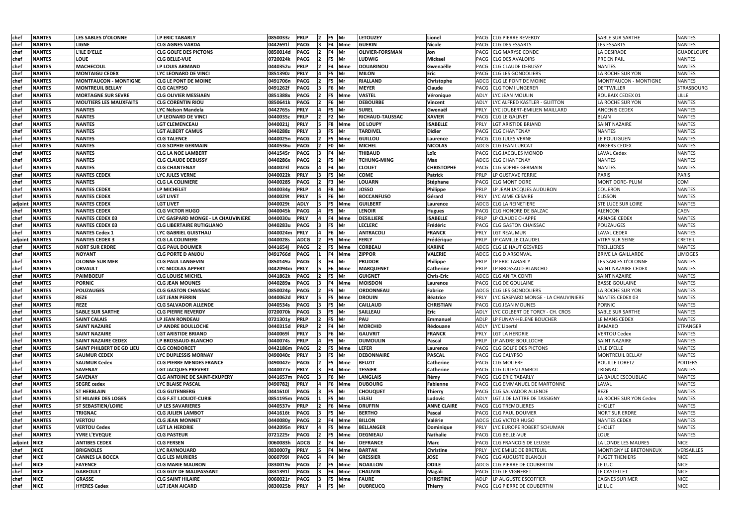| chef | NANTES | LES SABLES D'OLONNE | LP ERIC TABARLY | 0850033z | PRLP | 2 | F5 | Mr | LETOUZEY | Lionel | PACG | CLG PIERRE REVERDY | SABLE SUR SARTHE | NANTES |
|---|---|---|---|---|---|---|---|---|---|---|---|---|---|---|
| chef | NANTES | LIGNE | CLG AGNES VARDA | 0442691l | PACG | 3 | F4 | Mme | GUERIN | Nicole | PACG | CLG DES ESSARTS | LES ESSARTS | NANTES |
| chef | NANTES | L'ILE D'ELLE | CLG GOLFE DES PICTONS | 0850014d | PACG | 2 | F4 | Mr | OLIVIER-FORSMAN | Jon | PACG | CLG MARYSE CONDE | LA DESIRADE | GUADELOUPE |
| chef | NANTES | LOUE | CLG BELLE-VUE | 0720024k | PACG | 2 | F5 | Mr | LUDWIG | Mickael | PACG | CLG DES AVALOIRS | PRE EN PAIL | NANTES |
| chef | NANTES | MACHECOUL | LP LOUIS ARMAND | 0440352u | PRLP | 2 | F4 | Mme | DOUARINOU | Gwenaëlle | PACG | CLG CLAUDE DEBUSSY | NANTES | NANTES |
| chef | NANTES | MONTAIGU CEDEX | LYC LEONARD DE VINCI | 0851390z | PRLY | 4 | F5 | Mr | MILON | Eric | PACG | CLG LES GONDOLIERS | LA ROCHE SUR YON | NANTES |
| chef | NANTES | MONTFAUCON - MONTIGNE | CLG LE PONT DE MOINE | 0491706n | PACG | 2 | F5 | Mr | RIALLAND | Christophe | ADCG | CLG LE PONT DE MOINE | MONTFAUCON - MONTIGNE | NANTES |
| chef | NANTES | MONTREUIL BELLAY | CLG CALYPSO | 0491262f | PACG | 3 | F6 | Mr | MEYER | Claude | PACG | CLG TOMI UNGERER | DETTWILLER | STRASBOURG |
| chef | NANTES | MORTAGNE SUR SEVRE | CLG OLIVIER MESSIAEN | 0851388x | PACG | 2 | F5 | Mme | VASTEL | Véronique | ADLY | LYC JEAN MOULIN | ROUBAIX CEDEX 01 | LILLE |
| chef | NANTES | MOUTIERS LES MAUXFAITS | CLG CORENTIN RIOU | 0850641k | PACG | 2 | F6 | Mr | DEBOURBE | Vincent | ADLY | LYC ALFRED KASTLER - GUITTON | LA ROCHE SUR YON | NANTES |
| chef | NANTES | NANTES | LYC Nelson Mandela | 0442765s | PRLY | 4 | F5 | Mr | SUREL | Gwenaël | PRLY | LYC JOUBERT-EMILIEN MAILLARD | ANCENIS CEDEX | NANTES |
| chef | NANTES | NANTES | LP LEONARD DE VINCI | 0440035z | PRLP | 2 | F2 | Mr | RICHAUD-TAUSSAC | XAVIER | PACG | CLG LE GALINET | BLAIN | NANTES |
| chef | NANTES | NANTES | LGT CLEMENCEAU | 0440021j | PRLY | 5 | F8 | Mme | DE LOUPY | ISABELLE | PRLY | LGT ARISTIDE BRIAND | SAINT NAZAIRE | NANTES |
| chef | NANTES | NANTES | LGT ALBERT CAMUS | 0440288z | PRLY | 3 | F5 | Mr | TARDIVEL | Didier | PACG | CLG CHANTENAY | NANTES | NANTES |
| chef | NANTES | NANTES | CLG TALENCE | 0440025n | PACG | 2 | F5 | Mme | GUILLOU | Laurence | PACG | CLG JULES VERNE | LE POULIGUEN | NANTES |
| chef | NANTES | NANTES | CLG SOPHIE GERMAIN | 0440536u | PACG | 2 | F0 | Mr | MICHEL | NICOLAS | ADCG | CLG JEAN LURCAT | ANGERS CEDEX | NANTES |
| chef | NANTES | NANTES | CLG LA NOE LAMBERT | 0441545r | PACG | 3 | F4 | Mr | THIBAUD | Loïc | PACG | CLG JACQUES MONOD | LAVAL Cedex | NANTES |
| chef | NANTES | NANTES | CLG CLAUDE DEBUSSY | 0440286x | PACG | 2 | F5 | Mr | TCHUNG-MING | Max | ADCG | CLG CHANTENAY | NANTES | NANTES |
| chef | NANTES | NANTES | CLG CHANTENAY | 0440023l | PACG | 4 | F4 | Mr | CLOUET | CHRISTOPHE | PACG | CLG SOPHIE GERMAIN | NANTES | NANTES |
| chef | NANTES | NANTES CEDEX | LYC JULES VERNE | 0440022k | PRLY | 3 | F5 | Mr | COME | Patrick | PRLP | LP GUSTAVE FERRIE | PARIS | PARIS |
| chef | NANTES | NANTES | CLG LA COLINIERE | 0440028S | PACG | 2 | F3 | Mr | LOUARN | Stéphane | PACG | CLG MONT DORE | MONT DORE- PLUM | COM |
| chef | NANTES | NANTES CEDEX | LP MICHELET | 0440034y | PRLP | 4 | F8 | Mr | JOSSO | Philippe | PRLP | LP JEAN JACQUES AUDUBON | COUERON | NANTES |
| chef | NANTES | NANTES CEDEX | LGT LIVET | 0440029t | PRLY | 5 | F6 | Mr | BOCCANFUSO | Gérard | PRLY | LYC AIME CESAIRE | CLISSON | NANTES |
| adjoint | NANTES | NANTES CEDEX | LGT LIVET | 0440029t | ADLY | 5 | F5 | Mme | GUILBERT | Laurence | ADCG | CLG LA REINETIERE | STE LUCE SUR LOIRE | NANTES |
| chef | NANTES | NANTES CEDEX | CLG VICTOR HUGO | 0440045k | PACG | 4 | F5 | Mr | LENOIR | Hugues | PACG | CLG HONORE DE BALZAC | ALENCON | CAEN |
| chef | NANTES | NANTES CEDEX 03 | LYC GASPARD MONGE - LA CHAUVINIERE | 0440030u | PRLY | 4 | F4 | Mme | DESILLIERE | ISABELLE | PRLP | LP CLAUDE CHAPPE | ARNAGE CEDEX | NANTES |
| chef | NANTES | NANTES CEDEX 03 | CLG LIBERTAIRE RUTIGLIANO | 0440283u | PACG | 3 | F5 | Mr | LECLERC | Frédéric | PACG | CLG GASTON CHAISSAC | POUZAUGES | NANTES |
| chef | NANTES | NANTES Cedex 1 | LYC GABRIEL GUISTHAU | 0440024m | PRLY | 4 | F6 | Mr | ANTRACOLI | FRANCK | PRLY | LGT REAUMUR | LAVAL CEDEX | NANTES |
| adjoint | NANTES | NANTES CEDEX 3 | CLG LA COLINIERE | 0440028s | ADCG | 2 | F5 | Mme | FERLY | Frédérique | PRLP | LP CAMILLE CLAUDEL | VITRY SUR SEINE | CRETEIL |
| chef | NANTES | NORT SUR ERDRE | CLG PAUL DOUMER | 0441654j | PACG | 2 | F5 | Mme | CORBEAU | KARINE | ADCG | CLG LE HAUT GESVRES | TREILLIERES | NANTES |
| chef | NANTES | NOYANT | CLG PORTE D ANJOU | 0491766d | PACG | 1 | F4 | Mme | ZIPPOR | VALERIE | ADCG | CLG D ARSONVAL | BRIVE LA GAILLARDE | LIMOGES |
| chef | NANTES | OLONNE SUR MER | CLG PAUL LANGEVIN | 0850149a | PACG | 3 | F4 | Mr | PRUDOR | Philippe | PRLP | LP ERIC TABARLY | LES SABLES D'OLONNE | NANTES |
| chef | NANTES | ORVAULT | LYC NICOLAS APPERT | 0442094m | PRLY | 5 | F6 | Mme | MARQUENET | Catherine | PRLP | LP BROSSAUD-BLANCHO | SAINT NAZAIRE CEDEX | NANTES |
| chef | NANTES | PAIMBOEUF | CLG LOUISE MICHEL | 0441862k | PACG | 2 | F5 | Mr | GUIGNET | Chris-Eric | ADCG | CLG ANITA CONTI | SAINT NAZAIRE | NANTES |
| chef | NANTES | PORNIC | CLG JEAN MOUNES | 0440289a | PACG | 3 | F4 | Mme | MOISDON | Laurence | PACG | CLG DE GOULAINE | BASSE GOULAINE | NANTES |
| chef | NANTES | POUZAUGES | CLG GASTON CHAISSAC | 0850024p | PACG | 2 | F5 | Mr | ORDONNEAU | Fabrice | ADCG | CLG LES GONDOLIERS | LA ROCHE SUR YON | NANTES |
| chef | NANTES | REZE | LGT JEAN PERRIN | 0440062d | PRLY | 5 | F5 | Mme | DROUIN | Béatrice | PRLY | LYC GASPARD MONGE - LA CHAUVINIERE | NANTES CEDEX 03 | NANTES |
| chef | NANTES | REZE | CLG SALVADOR ALLENDE | 0440534s | PACG | 3 | F5 | Mr | CAILLAUD | CHRISTIAN | PACG | CLG JEAN MOUNES | PORNIC | NANTES |
| chef | NANTES | SABLE SUR SARTHE | CLG PIERRE REVERDY | 0720070k | PACG | 3 | F5 | Mr | SAILLEAU | Eric | ADLY | LYC COLBERT DE TORCY - CH. CROS | SABLE SUR SARTHE | NANTES |
| chef | NANTES | SAINT CALAIS | LP JEAN RONDEAU | 0721301y | PRLP | 2 | F5 | Mr | PAU | Emmanuel | ADLP | LP FUNAY-HELENE BOUCHER | LE MANS CEDEX | NANTES |
| chef | NANTES | SAINT NAZAIRE | LP ANDRE BOULLOCHE | 0440315d | PRLP | 2 | F4 | Mr | MORCHID | Rédouane | ADLY | LYC Liberté | BAMAKO | ETRANGER |
| chef | NANTES | SAINT NAZAIRE | LGT ARISTIDE BRIAND | 0440069l | PRLY | 5 | F6 | Mr | GAUVRIT | FRANCK | PRLY | LGT LA HERDRIE | VERTOU Cedex | NANTES |
| chef | NANTES | SAINT NAZAIRE CEDEX | LP BROSSAUD-BLANCHO | 0440074s | PRLP | 4 | F5 | Mr | DUMOULIN | Pascal | PRLP | LP ANDRE BOULLOCHE | SAINT NAZAIRE | NANTES |
| chef | NANTES | SAINT PHILBERT DE GD LIEU | CLG CONDORCET | 0442186m | PACG | 2 | F5 | Mme | LEFER | Laurence | PACG | CLG GOLFE DES PICTONS | L'ILE D'ELLE | NANTES |
| chef | NANTES | SAUMUR CEDEX | LYC DUPLESSIS MORNAY | 0490040c | PRLY | 3 | F5 | Mr | DEBONNAIRE | PASCAL | PACG | CLG CALYPSO | MONTREUIL BELLAY | NANTES |
| chef | NANTES | SAUMUR Cedex | CLG PIERRE MENDES FRANCE | 0490042e | PACG | 2 | F5 | Mme | BEUZIT | Catherine | PACG | CLG MOLIERE | BOUILLE LORETZ | POITIERS |
| chef | NANTES | SAVENAY | LGT JACQUES PREVERT | 0440077v | PRLY | 3 | F4 | Mme | TESSIER | Catherine | PACG | CLG JULIEN LAMBOT | TRIGNAC | NANTES |
| chef | NANTES | SAVENAY | CLG ANTOINE DE SAINT-EXUPERY | 0441657m | PACG | 3 | F6 | Mr | LANGLAIS | Rémy | PACG | CLG ERIC TABARLY | LA BAULE ESCOUBLAC | NANTES |
| chef | NANTES | SEGRE cedex | LYC BLAISE PASCAL | 0490782j | PRLY | 4 | F6 | Mme | DUBOURG | Fabienne | PACG | CLG EMMANUEL DE MARTONNE | LAVAL | NANTES |
| chef | NANTES | ST HERBLAIN | CLG GUTENBERG | 0441610l | PACG | 3 | F5 | Mr | CHOUQUET | Thierry | PACG | CLG SALVADOR ALLENDE | REZE | NANTES |
| chef | NANTES | ST HILAIRE DES LOGES | CLG F.ET I.JOLIOT-CURIE | 0851195m | PACG | 1 | F5 | Mr | LELEU | Ludovic | ADLY | LGT J.DE LATTRE DE TASSIGNY | LA ROCHE SUR YON Cedex | NANTES |
| chef | NANTES | ST SEBASTIEN/LOIRE | LP LES SAVARIERES | 0440537v | PRLP | 2 | F6 | Mme | DRUFFIN | ANNE CLAIRE | PACG | CLG TREMOLIERES | CHOLET | NANTES |
| chef | NANTES | TRIGNAC | CLG JULIEN LAMBOT | 0441616t | PACG | 3 | F5 | Mr | BERTHO | Pascal | PACG | CLG PAUL DOUMER | NORT SUR ERDRE | NANTES |
| chef | NANTES | VERTOU | CLG JEAN MONNET | 0440080y | PACG | 2 | F4 | Mme | BILLON | Valérie | ADCG | CLG VICTOR HUGO | NANTES CEDEX | NANTES |
| chef | NANTES | VERTOU Cedex | LGT LA HERDRIE | 0442095n | PRLY | 4 | F5 | Mme | BELLANGER | Dominique | PRLY | LYC EUROPE ROBERT SCHUMAN | CHOLET | NANTES |
| chef | NANTES | YVRE L'EVEQUE | CLG PASTEUR | 0721225r | PACG | 2 | F5 | Mme | DEGNIEAU | Nathalie | PACG | CLG BELLE-VUE | LOUE | NANTES |
| adjoint | NICE | ANTIBES CEDEX | CLG FERSEN | 0060083h | ADCG | 2 | F4 | Mr | DEFRANCE | Marc | PACG | CLG FRANCOIS DE LEUSSE | LA LONDE LES MAURES | NICE |
| chef | NICE | BRIGNOLES | LYC RAYNOUARD | 0830007g | PRLY | 5 | F4 | Mme | BARTAK | Christine | PRLY | LYC EMILIE DE BRETEUIL | MONTIGNY LE BRETONNEUX | VERSAILLES |
| chef | NICE | CANNES LA BOCCA | CLG LES MURIERS | 0060799l | PACG | 4 | F4 | Mr | GRESSIER | JOSE | PACG | CLG AUGUSTE BLANQUI | PUGET THENIERS | NICE |
| chef | NICE | FAYENCE | CLG MARIE MAURON | 0830019v | PACG | 2 | F5 | Mme | NOAILLON | ODILE | ADCG | CLG PIERRE DE COUBERTIN | LE LUC | NICE |
| chef | NICE | GAREOULT | CLG GUY DE MAUPASSANT | 0831391l | PACG | 3 | F4 | Mme | CHAUVIN | Magali | PACG | CLG LE VIGNERET | LE CASTELLET | NICE |
| chef | NICE | GRASSE | CLG SAINT HILAIRE | 0060021r | PACG | 3 | F5 | Mme | FAURE | CHRISTINE | ADLP | LP AUGUSTE ESCOFFIER | CAGNES SUR MER | NICE |
| chef | NICE | HYERES Cedex | LGT JEAN AICARD | 0830025b | PRLY | 4 | F5 | Mr | DUBREUCQ | Thierry | PACG | CLG PIERRE DE COUBERTIN | LE LUC | NICE |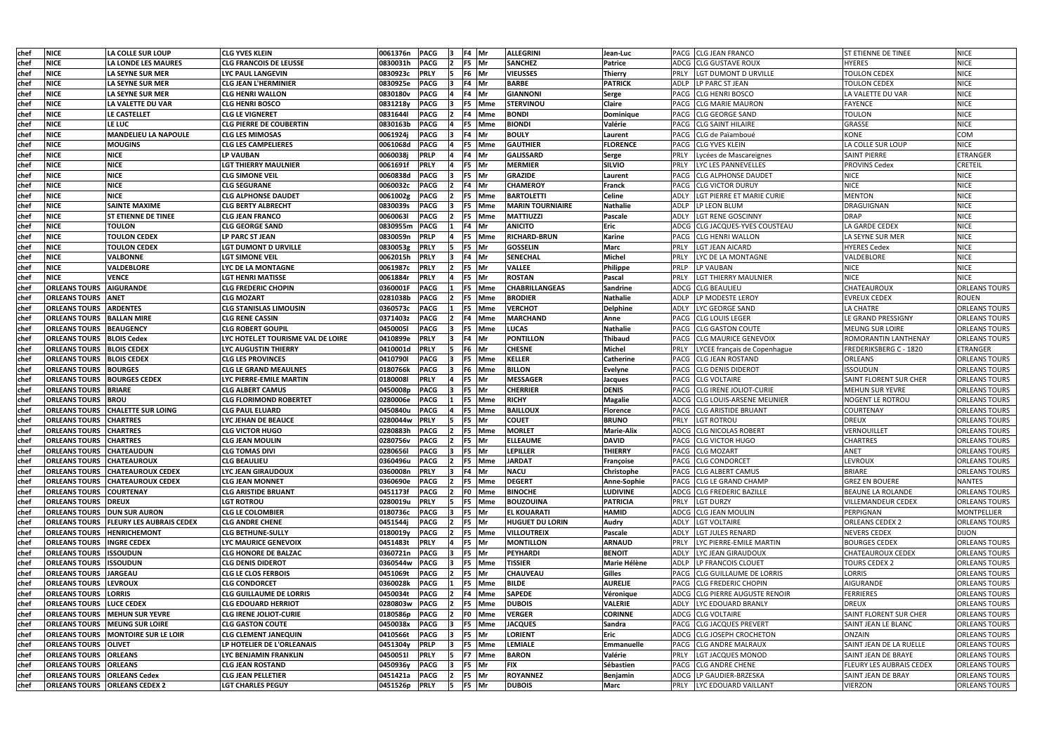| chef | NICE | LA COLLE SUR LOUP | CLG YVES KLEIN | 0061376n | PACG | 3 | F4 | Mr | ALLEGRINI | Jean-Luc | PACG | CLG JEAN FRANCO | ST ETIENNE DE TINEE | NICE |
|---|---|---|---|---|---|---|---|---|---|---|---|---|---|---|
| chef | NICE | LA LONDE LES MAURES | CLG FRANCOIS DE LEUSSE | 0830031h | PACG | 2 | F5 | Mr | SANCHEZ | Patrice | ADCG | CLG GUSTAVE ROUX | HYERES | NICE |
| chef | NICE | LA SEYNE SUR MER | LYC PAUL LANGEVIN | 0830923c | PRLY | 5 | F6 | Mr | VIEUSSES | Thierry | PRLY | LGT DUMONT D URVILLE | TOULON CEDEX | NICE |
| chef | NICE | LA SEYNE SUR MER | CLG JEAN L'HERMINIER | 0830925e | PACG | 3 | F4 | Mr | BARBE | PATRICK | ADLP | LP PARC ST JEAN | TOULON CEDEX | NICE |
| chef | NICE | LA SEYNE SUR MER | CLG HENRI WALLON | 0830180v | PACG | 4 | F4 | Mr | GIANNONI | Serge | PACG | CLG HENRI BOSCO | LA VALETTE DU VAR | NICE |
| chef | NICE | LA VALETTE DU VAR | CLG HENRI BOSCO | 0831218y | PACG | 3 | F5 | Mme | STERVINOU | Claire | PACG | CLG MARIE MAURON | FAYENCE | NICE |
| chef | NICE | LE CASTELLET | CLG LE VIGNERET | 0831644l | PACG | 2 | F4 | Mme | BONDI | Dominique | PACG | CLG GEORGE SAND | TOULON | NICE |
| chef | NICE | LE LUC | CLG PIERRE DE COUBERTIN | 0830163b | PACG | 4 | F5 | Mme | BIONDI | Valérie | PACG | CLG SAINT HILAIRE | GRASSE | NICE |
| chef | NICE | MANDELIEU LA NAPOULE | CLG LES MIMOSAS | 0061924j | PACG | 3 | F4 | Mr | BOULY | Laurent | PACG | CLG de Païamboué | KONE | COM |
| chef | NICE | MOUGINS | CLG LES CAMPELIERES | 0061068d | PACG | 4 | F5 | Mme | GAUTHIER | FLORENCE | PACG | CLG YVES KLEIN | LA COLLE SUR LOUP | NICE |
| chef | NICE | NICE | LP VAUBAN | 0060038j | PRLP | 4 | F4 | Mr | GALISSARD | Serge | PRLY | Lycées de Mascareignes | SAINT PIERRE | ETRANGER |
| chef | NICE | NICE | LGT THIERRY MAULNIER | 0061691f | PRLY | 4 | F5 | Mr | MERMIER | SILVIO | PRLY | LYC LES PANNEVELLES | PROVINS Cedex | CRETEIL |
| chef | NICE | NICE | CLG SIMONE VEIL | 0060838d | PACG | 3 | F5 | Mr | GRAZIDE | Laurent | PACG | CLG ALPHONSE DAUDET | NICE | NICE |
| chef | NICE | NICE | CLG SEGURANE | 0060032c | PACG | 2 | F4 | Mr | CHAMEROY | Franck | PACG | CLG VICTOR DURUY | NICE | NICE |
| chef | NICE | NICE | CLG ALPHONSE DAUDET | 0061002g | PACG | 2 | F5 | Mme | BARTOLETTI | Celine | ADLY | LGT PIERRE ET MARIE CURIE | MENTON | NICE |
| chef | NICE | SAINTE MAXIME | CLG BERTY ALBRECHT | 0830039s | PACG | 3 | F5 | Mme | MARIN TOURNIAIRE | Nathalie | ADLP | LP LEON BLUM | DRAGUIGNAN | NICE |
| chef | NICE | ST ETIENNE DE TINEE | CLG JEAN FRANCO | 0060063l | PACG | 2 | F5 | Mme | MATTIUZZI | Pascale | ADLY | LGT RENE GOSCINNY | DRAP | NICE |
| chef | NICE | TOULON | CLG GEORGE SAND | 0830955m | PACG | 1 | F4 | Mr | ANICITO | Eric | ADCG | CLG JACQUES-YVES COUSTEAU | LA GARDE CEDEX | NICE |
| chef | NICE | TOULON CEDEX | LP PARC ST JEAN | 0830059n | PRLP | 4 | F5 | Mme | RICHARD-BRUN | Karine | PACG | CLG HENRI WALLON | LA SEYNE SUR MER | NICE |
| chef | NICE | TOULON CEDEX | LGT DUMONT D URVILLE | 0830053g | PRLY | 5 | F5 | Mr | GOSSELIN | Marc | PRLY | LGT JEAN AICARD | HYERES Cedex | NICE |
| chef | NICE | VALBONNE | LGT SIMONE VEIL | 0062015h | PRLY | 3 | F4 | Mr | SENECHAL | Michel | PRLY | LYC DE LA MONTAGNE | VALDEBLORE | NICE |
| chef | NICE | VALDEBLORE | LYC DE LA MONTAGNE | 0061987c | PRLY | 2 | F5 | Mr | VALLEE | Philippe | PRLP | LP VAUBAN | NICE | NICE |
| chef | NICE | VENCE | LGT HENRI MATISSE | 0061884r | PRLY | 4 | F5 | Mr | ROSTAN | Pascal | PRLY | LGT THIERRY MAULNIER | NICE | NICE |
| chef | ORLEANS TOURS | AIGURANDE | CLG FREDERIC CHOPIN | 0360001F | PACG | 1 | F5 | Mme | CHABRILLANGEAS | Sandrine | ADCG | CLG BEAULIEU | CHATEAUROUX | ORLEANS TOURS |
| chef | ORLEANS TOURS | ANET | CLG MOZART | 0281038b | PACG | 2 | F5 | Mme | BRODIER | Nathalie | ADLP | LP MODESTE LEROY | EVREUX CEDEX | ROUEN |
| chef | ORLEANS TOURS | ARDENTES | CLG STANISLAS LIMOUSIN | 0360573c | PACG | 1 | F5 | Mme | VERCHOT | Delphine | ADLY | LYC GEORGE SAND | LA CHATRE | ORLEANS TOURS |
| chef | ORLEANS TOURS | BALLAN MIRE | CLG RENE CASSIN | 0371403z | PACG | 2 | F4 | Mme | MARCHAND | Anne | PACG | CLG LOUIS LEGER | LE GRAND PRESSIGNY | ORLEANS TOURS |
| chef | ORLEANS TOURS | BEAUGENCY | CLG ROBERT GOUPIL | 0450005l | PACG | 3 | F5 | Mme | LUCAS | Nathalie | PACG | CLG GASTON COUTE | MEUNG SUR LOIRE | ORLEANS TOURS |
| chef | ORLEANS TOURS | BLOIS Cedex | LYC HOTEL.ET TOURISME VAL DE LOIRE | 0410899e | PRLY | 3 | F4 | Mr | PONTILLON | Thibaud | PACG | CLG MAURICE GENEVOIX | ROMORANTIN LANTHENAY | ORLEANS TOURS |
| chef | ORLEANS TOURS | BLOIS CEDEX | LYC AUGUSTIN THIERRY | 0410001d | PRLY | 5 | F6 | Mr | CHESNE | Michel | PRLY | LYCEE français de Copenhague | FREDERIKSBERG C - 1820 | ETRANGER |
| chef | ORLEANS TOURS | BLOIS CEDEX | CLG LES PROVINCES | 0410790l | PACG | 3 | F5 | Mme | KELLER | Catherine | PACG | CLG JEAN ROSTAND | ORLEANS | ORLEANS TOURS |
| chef | ORLEANS TOURS | BOURGES | CLG LE GRAND MEAULNES | 0180766k | PACG | 3 | F6 | Mme | BILLON | Evelyne | PACG | CLG DENIS DIDEROT | ISSOUDUN | ORLEANS TOURS |
| chef | ORLEANS TOURS | BOURGES CEDEX | LYC PIERRE-EMILE MARTIN | 0180008l | PRLY | 4 | F5 | Mr | MESSAGER | Jacques | PACG | CLG VOLTAIRE | SAINT FLORENT SUR CHER | ORLEANS TOURS |
| chef | ORLEANS TOURS | BRIARE | CLG ALBERT CAMUS | 0450008p | PACG | 3 | F5 | Mr | CHERRIER | DENIS | PACG | CLG IRENE JOLIOT-CURIE | MEHUN SUR YEVRE | ORLEANS TOURS |
| chef | ORLEANS TOURS | BROU | CLG FLORIMOND ROBERTET | 0280006e | PACG | 1 | F5 | Mme | RICHY | Magalie | ADCG | CLG LOUIS-ARSENE MEUNIER | NOGENT LE ROTROU | ORLEANS TOURS |
| chef | ORLEANS TOURS | CHALETTE SUR LOING | CLG PAUL ELUARD | 0450840u | PACG | 4 | F5 | Mme | BAILLOUX | Florence | PACG | CLG ARISTIDE BRUANT | COURTENAY | ORLEANS TOURS |
| chef | ORLEANS TOURS | CHARTRES | LYC JEHAN DE BEAUCE | 0280044w | PRLY | 5 | F5 | Mr | COUET | BRUNO | PRLY | LGT ROTROU | DREUX | ORLEANS TOURS |
| chef | ORLEANS TOURS | CHARTRES | CLG VICTOR HUGO | 0280883h | PACG | 2 | F5 | Mme | MORLET | Marie-Alix | ADCG | CLG NICOLAS ROBERT | VERNOUILLET | ORLEANS TOURS |
| chef | ORLEANS TOURS | CHARTRES | CLG JEAN MOULIN | 0280756v | PACG | 2 | F5 | Mr | ELLEAUME | DAVID | PACG | CLG VICTOR HUGO | CHARTRES | ORLEANS TOURS |
| chef | ORLEANS TOURS | CHATEAUDUN | CLG TOMAS DIVI | 0280656l | PACG | 3 | F5 | Mr | LEPILLER | THIERRY | PACG | CLG MOZART | ANET | ORLEANS TOURS |
| chef | ORLEANS TOURS | CHATEAUROUX | CLG BEAULIEU | 0360496u | PACG | 2 | F5 | Mme | JARDAT | Françoise | PACG | CLG CONDORCET | LEVROUX | ORLEANS TOURS |
| chef | ORLEANS TOURS | CHATEAUROUX CEDEX | LYC JEAN GIRAUDOUX | 0360008n | PRLY | 3 | F4 | Mr | NACU | Christophe | PACG | CLG ALBERT CAMUS | BRIARE | ORLEANS TOURS |
| chef | ORLEANS TOURS | CHATEAUROUX CEDEX | CLG JEAN MONNET | 0360690e | PACG | 2 | F5 | Mme | DEGERT | Anne-Sophie | PACG | CLG LE GRAND CHAMP | GREZ EN BOUERE | NANTES |
| chef | ORLEANS TOURS | COURTENAY | CLG ARISTIDE BRUANT | 0451173f | PACG | 2 | F0 | Mme | BINOCHE | LUDIVINE | ADCG | CLG FREDERIC BAZILLE | BEAUNE LA ROLANDE | ORLEANS TOURS |
| chef | ORLEANS TOURS | DREUX | LGT ROTROU | 0280019u | PRLY | 5 | F5 | Mme | BOUZOUINA | PATRICIA | PRLY | LGT DURZY | VILLEMANDEUR CEDEX | ORLEANS TOURS |
| chef | ORLEANS TOURS | DUN SUR AURON | CLG LE COLOMBIER | 0180736c | PACG | 3 | F5 | Mr | EL KOUARATI | HAMID | ADCG | CLG JEAN MOULIN | PERPIGNAN | MONTPELLIER |
| chef | ORLEANS TOURS | FLEURY LES AUBRAIS CEDEX | CLG ANDRE CHENE | 0451544j | PACG | 2 | F5 | Mr | HUGUET DU LORIN | Audry | ADLY | LGT VOLTAIRE | ORLEANS CEDEX 2 | ORLEANS TOURS |
| chef | ORLEANS TOURS | HENRICHEMONT | CLG BETHUNE-SULLY | 0180019y | PACG | 2 | F5 | Mme | VILLOUTREIX | Pascale | ADLY | LGT JULES RENARD | NEVERS CEDEX | DIJON |
| chef | ORLEANS TOURS | INGRE CEDEX | LYC MAURICE GENEVOIX | 0451483t | PRLY | 4 | F5 | Mr | MONTILLON | ARNAUD | PRLY | LYC PIERRE-EMILE MARTIN | BOURGES CEDEX | ORLEANS TOURS |
| chef | ORLEANS TOURS | ISSOUDUN | CLG HONORE DE BALZAC | 0360721n | PACG | 3 | F5 | Mr | PEYHARDI | BENOIT | ADLY | LYC JEAN GIRAUDOUX | CHATEAUROUX CEDEX | ORLEANS TOURS |
| chef | ORLEANS TOURS | ISSOUDUN | CLG DENIS DIDEROT | 0360544w | PACG | 3 | F5 | Mme | TISSIER | Marie Hélène | ADLP | LP FRANCOIS CLOUET | TOURS CEDEX 2 | ORLEANS TOURS |
| chef | ORLEANS TOURS | JARGEAU | CLG LE CLOS FERBOIS | 0451069t | PACG | 2 | F5 | Mr | CHAUVEAU | Gilles | PACG | CLG GUILLAUME DE LORRIS | LORRIS | ORLEANS TOURS |
| chef | ORLEANS TOURS | LEVROUX | CLG CONDORCET | 0360028k | PACG | 1 | F5 | Mme | BILDE | AURELIE | PACG | CLG FREDERIC CHOPIN | AIGURANDE | ORLEANS TOURS |
| chef | ORLEANS TOURS | LORRIS | CLG GUILLAUME DE LORRIS | 0450034t | PACG | 2 | F4 | Mme | SAPEDE | Véronique | ADCG | CLG PIERRE AUGUSTE RENOIR | FERRIERES | ORLEANS TOURS |
| chef | ORLEANS TOURS | LUCE CEDEX | CLG EDOUARD HERRIOT | 0280803w | PACG | 2 | F5 | Mme | DUBOIS | VALERIE | ADLY | LYC EDOUARD BRANLY | DREUX | ORLEANS TOURS |
| chef | ORLEANS TOURS | MEHUN SUR YEVRE | CLG IRENE JOLIOT-CURIE | 0180586p | PACG | 2 | F0 | Mme | VERGER | CORINNE | ADCG | CLG VOLTAIRE | SAINT FLORENT SUR CHER | ORLEANS TOURS |
| chef | ORLEANS TOURS | MEUNG SUR LOIRE | CLG GASTON COUTE | 0450038x | PACG | 3 | F5 | Mme | JACQUES | Sandra | PACG | CLG JACQUES PREVERT | SAINT JEAN LE BLANC | ORLEANS TOURS |
| chef | ORLEANS TOURS | MONTOIRE SUR LE LOIR | CLG CLEMENT JANEQUIN | 0410566t | PACG | 3 | F5 | Mr | LORIENT | Eric | ADCG | CLG JOSEPH CROCHETON | ONZAIN | ORLEANS TOURS |
| chef | ORLEANS TOURS | OLIVET | LP HOTELIER DE L'ORLEANAIS | 0451304y | PRLP | 3 | F5 | Mme | LEMIALE | Emmanuelle | PACG | CLG ANDRE MALRAUX | SAINT JEAN DE LA RUELLE | ORLEANS TOURS |
| chef | ORLEANS TOURS | ORLEANS | LYC BENJAMIN FRANKLIN | 0450051l | PRLY | 5 | F7 | Mme | BARON | Valérie | PRLY | LGT JACQUES MONOD | SAINT JEAN DE BRAYE | ORLEANS TOURS |
| chef | ORLEANS TOURS | ORLEANS | CLG JEAN ROSTAND | 0450936y | PACG | 3 | F5 | Mr | FIX | Sébastien | PACG | CLG ANDRE CHENE | FLEURY LES AUBRAIS CEDEX | ORLEANS TOURS |
| chef | ORLEANS TOURS | ORLEANS Cedex | CLG JEAN PELLETIER | 0451421a | PACG | 2 | F5 | Mr | ROYANNEZ | Benjamin | ADCG | LP GAUDIER-BRZESKA | SAINT JEAN DE BRAY | ORLEANS TOURS |
| chef | ORLEANS TOURS | ORLEANS CEDEX 2 | LGT CHARLES PEGUY | 0451526p | PRLY | 5 | F5 | Mr | DUBOIS | Marc | PRLY | LYC EDOUARD VAILLANT | VIERZON | ORLEANS TOURS |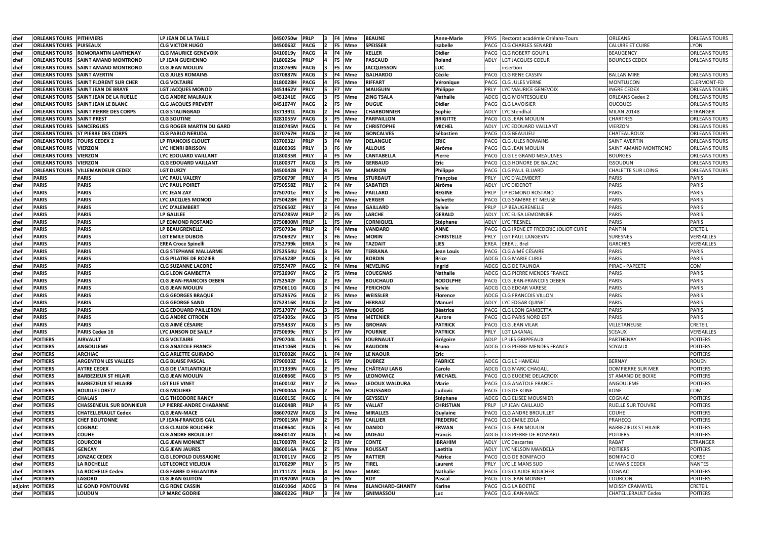| chef | ORLEANS TOURS | PITHIVIERS | LP JEAN DE LA TAILLE | 0450750w | PRLP | 3 | F4 | Mme | BEAUNE | Anne-Marie | PRVS | Rectorat académie Orléans-Tours | ORLEANS | ORLEANS TOURS |
|---|---|---|---|---|---|---|---|---|---|---|---|---|---|---|
| chef | ORLEANS TOURS | PUISEAUX | CLG VICTOR HUGO | 0450063Z | PACG | 2 | F5 | Mme | SPEISSER | Isabelle | PACG | CLG CHARLES SENARD | CALUIRE ET CUIRE | LYON |
| chef | ORLEANS TOURS | ROMORANTIN LANTHENAY | CLG MAURICE GENEVOIX | 0410019y | PACG | 4 | F4 | Mr | KELLER | Didier | PACG | CLG ROBERT GOUPIL | BEAUGENCY | ORLEANS TOURS |
| chef | ORLEANS TOURS | SAINT AMAND MONTROND | LP JEAN GUEHENNO | 0180025e | PRLP | 4 | F5 | Mr | PASCAUD | Roland | ADLY | LGT JACQUES COEUR | BOURGES CEDEX | ORLEANS TOURS |
| chef | ORLEANS TOURS | SAINT AMAND MONTROND | CLG JEAN MOULIN | 0180769N | PACG | 3 | F5 | Mr | JACQUESSON | LUC | - | insertion | | |
| chef | ORLEANS TOURS | SAINT AVERTIN | CLG JULES ROMAINS | 0370887N | PACG | 3 | F4 | Mme | GALHARDO | Cécile | PACG | CLG RENE CASSIN | BALLAN MIRE | ORLEANS TOURS |
| chef | ORLEANS TOURS | SAINT FLORENT SUR CHER | CLG VOLTAIRE | 0180028H | PACG | 4 | F5 | Mme | RIFFART | Véronique | PACG | CLG JULES VERNE | MONTLUCON | CLERMONT-FD |
| chef | ORLEANS TOURS | SAINT JEAN DE BRAYE | LGT JACQUES MONOD | 0451462V | PRLY | 5 | F7 | Mr | MAUGUIN | Philippe | PRLY | LYC MAURICE GENEVOIX | INGRE CEDEX | ORLEANS TOURS |
| chef | ORLEANS TOURS | SAINT JEAN DE LA RUELLE | CLG ANDRE MALRAUX | 0451241E | PACG | 3 | F5 | Mme | ZING TSALA | Nathalie | ADCG | CLG MONTESQUIEU | ORLEANS Cedex 2 | ORLEANS TOURS |
| chef | ORLEANS TOURS | SAINT JEAN LE BLANC | CLG JACQUES PREVERT | 0451074Y | PACG | 2 | F5 | Mr | DUGUE | Didier | PACG | CLG LAVOISIER | OUCQUES | ORLEANS TOURS |
| chef | ORLEANS TOURS | SAINT PIERRE DES CORPS | CLG STALINGRAD | 0371391L | PACG | 2 | F4 | Mme | CHARBONNIER | Sophie | ADLY | LYC Stendhal | MILAN 20148 | ETRANGER |
| chef | ORLEANS TOURS | SAINT PREST | CLG SOUTINE | 0281055V | PACG | 3 | F5 | Mme | PARPAILLON | BRIGITTE | PACG | CLG JEAN MOULIN | CHARTRES | ORLEANS TOURS |
| chef | ORLEANS TOURS | SANCERGUES | CLG ROGER MARTIN DU GARD | 0180745M | PACG | 1 | F4 | Mr | CHRISTOPHE | MICHEL | ADLY | LYC EDOUARD VAILLANT | VIERZON | ORLEANS TOURS |
| chef | ORLEANS TOURS | ST PIERRE DES CORPS | CLG PABLO NERUDA | 0370767H | PACG | 2 | F4 | Mr | GONCALVES | Sébastien | PACG | CLG BEAULIEU | CHATEAUROUX | ORLEANS TOURS |
| chef | ORLEANS TOURS | TOURS CEDEX 2 | LP FRANCOIS CLOUET | 0370032J | PRLP | 3 | F4 | Mr | DELANGUE | ERIC | PACG | CLG JULES ROMAINS | SAINT AVERTIN | ORLEANS TOURS |
| chef | ORLEANS TOURS | VIERZON | LYC HENRI BRISSON | 0180036S | PRLY | 3 | F6 | Mr | ALLOUIS | Jérôme | PACG | CLG JEAN MOULIN | SAINT AMAND MONTROND | ORLEANS TOURS |
| chef | ORLEANS TOURS | VIERZON | LYC EDOUARD VAILLANT | 0180035R | PRLY | 4 | F5 | Mr | CANTABELLA | Pierre | PACG | CLG LE GRAND MEAULNES | BOURGES | ORLEANS TOURS |
| chef | ORLEANS TOURS | VIERZON | CLG EDOUARD VAILLANT | 0180037T | PACG | 3 | F5 | Mr | GERBAUD | Eric | PACG | CLG HONORE DE BALZAC | ISSOUDUN | ORLEANS TOURS |
| chef | ORLEANS TOURS | VILLEMANDEUR CEDEX | LGT DURZY | 0450042B | PRLY | 4 | F5 | Mr | MARION | Philippe | PACG | CLG PAUL ELUARD | CHALETTE SUR LOING | ORLEANS TOURS |
| chef | PARIS | PARIS | LYC PAUL VALERY | 0750679F | PRLY | 4 | F5 | Mme | STURBAUT | Françoise | PRLY | LYC D'ALEMBERT | PARIS | PARIS |
| chef | PARIS | PARIS | LYC PAUL POIRET | 0750558Z | PRLY | 2 | F4 | Mr | SABATIER | Jérôme | ADLY | LYC DIDEROT | PARIS | PARIS |
| chef | PARIS | PARIS | LYC JEAN ZAY | 0750701e | PRLY | 3 | F6 | Mme | PAILLARD | REGINE | PRLP | LP EDMOND ROSTAND | PARIS | PARIS |
| chef | PARIS | PARIS | LYC JACQUES MONOD | 0750428H | PRLY | 2 | F0 | Mme | VERGER | Sylvette | PACG | CLG SAMBRE ET MEUSE | PARIS | PARIS |
| chef | PARIS | PARIS | LYC D'ALEMBERT | 0750650Z | PRLY | 3 | F4 | Mme | GAILLARD | Sylvie | PRLP | LP BEAUGRENELLE | PARIS | PARIS |
| chef | PARIS | PARIS | LP GALILEE | 0750785W | PRLP | 2 | F5 | Mr | LARCHE | GERALD | ADLY | LYC ELISA LEMONNIER | PARIS | PARIS |
| chef | PARIS | PARIS | LP EDMOND ROSTAND | 0750800M | PRLP | 1 | F5 | Mr | CORNIQUEL | Stéphane | ADLY | LYC FRESNEL | PARIS | PARIS |
| chef | PARIS | PARIS | LP BEAUGRENELLE | 0750793e | PRLP | 2 | F4 | Mme | VANDARD | ANNE | PACG | CLG IRENE ET FREDERIC JOLIOT CURIE | PANTIN | CRETEIL |
| chef | PARIS | PARIS | LGT EMILE DUBOIS | 0750692V | PRLY | 3 | F6 | Mme | MORIN | CHRISTELLE | PRLY | LGT PAUL LANGEVIN | SURESNES | VERSAILLES |
| chef | PARIS | PARIS | EREA Croce Spinelli | 0752799k | EREA | 3 | F4 | Mr | TAZDAIT | LIES | EREA | EREA J. Brel | GARCHES | VERSAILLES |
| chef | PARIS | PARIS | CLG STEPHANE MALLARME | 0752554U | PACG | 3 | F5 | Mr | TERRANA | Jean Louis | PACG | CLG AIMÉ CÉSAIRE | PARIS | PARIS |
| chef | PARIS | PARIS | CLG PILATRE DE ROZIER | 0754528P | PACG | 3 | F4 | Mr | BORDIN | Brice | ADCG | CLG MARIE CURIE | PARIS | PARIS |
| chef | PARIS | PARIS | CLG SUZANNE LACORE | 0755747P | PACG | 2 | F4 | Mme | NEVELING | Ingrid | ADCG | CLG DE TAUNOA | PIRAE - PAPEETE | COM |
| chef | PARIS | PARIS | CLG LEON GAMBETTA | 0752696Y | PACG | 2 | F5 | Mme | COUEGNAS | Nathalie | ADCG | CLG PIERRE MENDES FRANCE | PARIS | PARIS |
| chef | PARIS | PARIS | CLG JEAN-FRANCOIS OEBEN | 0752542F | PACG | 2 | F3 | Mr | BOUCHAUD | RODOLPHE | PACG | CLG JEAN-FRANCOIS OEBEN | PARIS | PARIS |
| chef | PARIS | PARIS | CLG JEAN MOULIN | 0750611G | PACG | 3 | F4 | Mme | PERICHON | Sylvie | ADCG | CLG EDGAR VARESE | PARIS | PARIS |
| chef | PARIS | PARIS | CLG GEORGES BRAQUE | 0752957G | PACG | 2 | F5 | Mme | WEISSLER | Florence | ADCG | CLG FRANCOIS VILLON | PARIS | PARIS |
| chef | PARIS | PARIS | CLG GEORGE SAND | 0752316K | PACG | 2 | F4 | Mr | HERRAIZ | Manuel | ADLY | LYC EDGAR QUINET | PARIS | PARIS |
| chef | PARIS | PARIS | CLG EDOUARD PAILLERON | 0751707Y | PACG | 3 | F5 | Mme | DUBOIS | Béatrice | PACG | CLG LEON GAMBETTA | PARIS | PARIS |
| chef | PARIS | PARIS | CLG ANDRE CITROEN | 0754305x | PACG | 3 | F5 | Mme | METENIER | Aurore | PACG | CLG PARIS NORD EST | PARIS | PARIS |
| chef | PARIS | PARIS | CLG AIMÉ CÉSAIRE | 0755433Y | PACG | 3 | F5 | Mr | GROHAN | PATRICK | PACG | CLG JEAN VILAR | VILLETANEUSE | CRETEIL |
| chef | PARIS | PARIS Cedex 16 | LYC JANSON DE SAILLY | 0750699c | PRLY | 5 | F7 | Mr | FOURNIE | PATRICK | PRLY | LGT LAKANAL | SCEAUX | VERSAILLES |
| chef | POITIERS | AIRVAULT | CLG VOLTAIRE | 0790704L | PACG | 1 | F5 | Mr | JOURNAULT | Grégoire | ADLP | LP LES GRIPPEAUX | PARTHENAY | POITIERS |
| chef | POITIERS | ANGOULEME | CLG ANATOLE FRANCE | 0161106R | PACG | 1 | F6 | Mr | BAUDOIN | Bruno | ADCG | CLG PIERRE MENDES FRANCE | SOYAUX | POITIERS |
| chef | POITIERS | ARCHIAC | CLG ARLETTE GUIRADO | 0170002K | PACG | 1 | F4 | Mr | LE NAOUR | Eric | - | | | POITIERS |
| chef | POITIERS | ARGENTON LES VALLEES | CLG BLAISE PASCAL | 0790003Z | PACG | 1 | F5 | Mr | DUBREZ | FABRICE | ADCG | CLG LE HAMEAU | BERNAY | ROUEN |
| chef | POITIERS | AYTRE CEDEX | CLG DE L'ATLANTIQUE | 0171339N | PACG | 2 | F5 | Mme | CHÂTEAU LANG | Carole | ADCG | CLG MARC CHAGALL | DOMPIERRE SUR MER | POITIERS |
| chef | POITIERS | BARBEZIEUX ST HILAIR | CLG JEAN MOULIN | 0160866E | PACG | 3 | F5 | Mr | LEONOWICZ | MICHAEL | PACG | CLG EUGENE DELACROIX | ST AMAND DE BOIXE | POITIERS |
| chef | POITIERS | BARBEZIEUX ST HILAIRE | LGT ELIE VINET | 0160010Z | PRLY | 2 | F5 | Mme | LEDOUX WALDURA | Marie | PACG | CLG ANATOLE FRANCE | ANGOULEME | POITIERS |
| chef | POITIERS | BOUILLE LORETZ | CLG MOLIERE | 0790004A | PACG | 2 | F6 | Mr | FOUSSARD | Ludovic | PACG | CLG DE KONE | KONE | COM |
| chef | POITIERS | CHALAIS | CLG THEODORE RANCY | 0160015E | PACG | 1 | F4 | Mr | GEYSSELY | Stéphane | ADCG | CLG ELISEE MOUSNIER | COGNAC | POITIERS |
| chef | POITIERS | CHASSENEUIL SUR BONNIEUR | LP PIERRE-ANDRE CHABANNE | 0160048R | PRLP | 4 | F5 | Mr | VALLAT | CHRISTIAN | PRLP | LP JEAN CAILLAUD | RUELLE SUR TOUVRE | POITIERS |
| chef | POITIERS | CHATELLERAULT Cedex | CLG JEAN-MACE | 0860702W | PACG | 3 | F4 | Mme | MIRALLES | Guylaine | PACG | CLG ANDRE BROUILLET | COUHE | POITIERS |
| chef | POITIERS | CHEF BOUTONNE | LP JEAN-FRANCOIS CAIL | 0790015M | PRLP | 2 | F5 | Mr | CAILLIER | FREDERIC | PACG | CLG EMILE ZOLA | PRAHECQ | POITIERS |
| chef | POITIERS | COGNAC | CLG CLAUDE BOUCHER | 0160864C | PACG | 3 | F4 | Mr | DANDO | ERWAN | PACG | CLG JEAN MOULIN | BARBEZIEUX ST HILAIR | POITIERS |
| chef | POITIERS | COUHE | CLG ANDRE BROUILLET | 0860014Y | PACG | 1 | F4 | Mr | JADEAU | Francis | ADCG | CLG PIERRE DE RONSARD | POITIERS | POITIERS |
| chef | POITIERS | COURCON | CLG JEAN MONNET | 0170007R | PACG | 2 | F3 | Mr | CONTE | IBRAHIM | ADLY | LYC Descartes | RABAT | ETRANGER |
| chef | POITIERS | GENCAY | CLG JEAN JAURES | 0860016A | PACG | 2 | F5 | Mme | ROUSSAT | Laetitia | ADLY | LYC NELSON MANDELA | POITIERS | POITIERS |
| chef | POITIERS | JONZAC CEDEX | CLG LEOPOLD DUSSAIGNE | 0170011V | PACG | 2 | F5 | Mr | RATTIER | Patrice | PACG | CLG DE BONIFACIO | BONIFACIO | CORSE |
| chef | POITIERS | LA ROCHELLE | LGT LEONCE VIELJEUX | 0170029P | PRLY | 5 | F5 | Mr | TIREL | Laurent | PRLY | LYC LE MANS SUD | LE MANS CEDEX | NANTES |
| chef | POITIERS | LA ROCHELLE Cedex | CLG FABRE D EGLANTINE | 0171117X | PACG | 4 | F4 | Mme | MARC | Nathalie | PACG | CLG CLAUDE BOUCHER | COGNAC | POITIERS |
| chef | POITIERS | LAGORD | CLG JEAN GUITON | 0170970M | PACG | 4 | F5 | Mr | ROY | Pascal | PACG | CLG JEAN MONNET | COURCON | POITIERS |
| adjoint | POITIERS | LE GOND PONTOUVRE | CLG RENE CASSIN | 0160106d | ADCG | 3 | F4 | Mme | BLANCHARD-GHANTY | Karine | PACG | CLG LA BOETIE | MOISSY CRAMAYEL | CRETEIL |
| chef | POITIERS | LOUDUN | LP MARC GODRIE | 0860022G | PRLP | 3 | F4 | Mr | GNIMASSOU | Luc | PACG | CLG JEAN-MACE | CHATELLERAULT Cedex | POITIERS |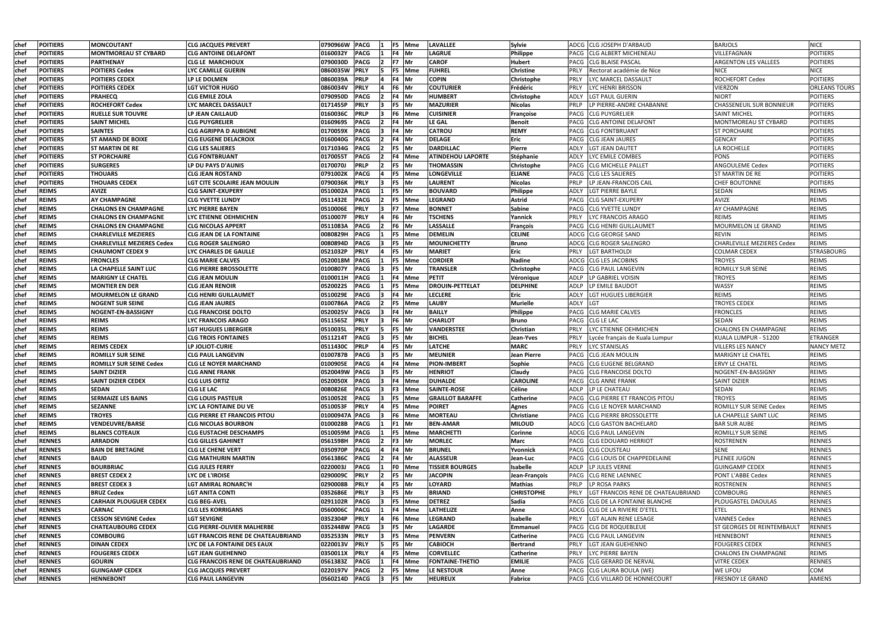| chef | POITIERS | MONCOUTANT | CLG JACQUES PREVERT | 0790966W | PACG | 1 | F5 | Mme | LAVALLEE | Sylvie | ADCG | CLG JOSEPH D'ARBAUD | BARJOLS | NICE |
|---|---|---|---|---|---|---|---|---|---|---|---|---|---|---|
| chef | POITIERS | MONTMOREAU ST CYBARD | CLG ANTOINE DELAFONT | 0160032Y | PACG | 1 | F4 | Mr | LAGRUE | Philippe | PACG | CLG ALBERT MICHENEAU | VILLEFAGNAN | POITIERS |
| chef | POITIERS | PARTHENAY | CLG LE MARCHIOUX | 0790030D | PACG | 2 | F7 | Mr | CAROF | Hubert | PACG | CLG BLAISE PASCAL | ARGENTON LES VALLEES | POITIERS |
| chef | POITIERS | POITIERS Cedex | LYC CAMILLE GUERIN | 0860035W | PRLY | 5 | F5 | Mme | FUHREL | Christine | PRLY | Rectorat académie de Nice | NICE | NICE |
| chef | POITIERS | POITIERS CEDEX | LP LE DOLMEN | 0860039A | PRLP | 4 | F4 | Mr | COPIN | Christophe | PRLY | LYC MARCEL DASSAULT | ROCHEFORT Cedex | POITIERS |
| chef | POITIERS | POITIERS CEDEX | LGT VICTOR HUGO | 0860034V | PRLY | 4 | F6 | Mr | COUTURIER | Frédéric | PRLY | LYC HENRI BRISSON | VIERZON | ORLEANS TOURS |
| chef | POITIERS | PRAHECQ | CLG EMILE ZOLA | 0790950D | PACG | 2 | F4 | Mr | HUMBERT | Christophe | ADLY | LGT PAUL GUERIN | NIORT | POITIERS |
| chef | POITIERS | ROCHEFORT Cedex | LYC MARCEL DASSAULT | 0171455P | PRLY | 3 | F5 | Mr | MAZURIER | Nicolas | PRLP | LP PIERRE-ANDRE CHABANNE | CHASSENEUIL SUR BONNIEUR | POITIERS |
| chef | POITIERS | RUELLE SUR TOUVRE | LP JEAN CAILLAUD | 0160036C | PRLP | 3 | F6 | Mme | CUISINIER | Françoise | PACG | CLG PUYGRELIER | SAINT MICHEL | POITIERS |
| chef | POITIERS | SAINT MICHEL | CLG PUYGRELIER | 0160969S | PACG | 2 | F4 | Mr | LE GAL | Benoit | PACG | CLG ANTOINE DELAFONT | MONTMOREAU ST CYBARD | POITIERS |
| chef | POITIERS | SAINTES | CLG AGRIPPA D AUBIGNE | 0170059X | PACG | 3 | F4 | Mr | CATROU | REMY | PACG | CLG FONTBRUANT | ST PORCHAIRE | POITIERS |
| chef | POITIERS | ST AMAND DE BOIXE | CLG EUGENE DELACROIX | 0160040G | PACG | 2 | F4 | Mr | DELAGE | Eric | PACG | CLG JEAN JAURES | GENCAY | POITIERS |
| chef | POITIERS | ST MARTIN DE RE | CLG LES SALIERES | 0171034G | PACG | 2 | F5 | Mr | DARDILLAC | Pierre | ADLY | LGT JEAN DAUTET | LA ROCHELLE | POITIERS |
| chef | POITIERS | ST PORCHAIRE | CLG FONTBRUANT | 0170055T | PACG | 2 | F4 | Mme | ATINDEHOU LAPORTE | Stéphanie | ADLY | LYC EMILE COMBES | PONS | POITIERS |
| chef | POITIERS | SURGERES | LP DU PAYS D'AUNIS | 0170070J | PRLP | 2 | F5 | Mr | THOMASSIN | Christophe | PACG | CLG MICHELLE PALLET | ANGOULEME Cedex | POITIERS |
| chef | POITIERS | THOUARS | CLG JEAN ROSTAND | 0791002K | PACG | 4 | F5 | Mme | LONGEVILLE | ELIANE | PACG | CLG LES SALIERES | ST MARTIN DE RE | POITIERS |
| chef | POITIERS | THOUARS CEDEX | LGT CITE SCOLAIRE JEAN MOULIN | 0790036K | PRLY | 3 | F5 | Mr | LAURENT | Nicolas | PRLP | LP JEAN-FRANCOIS CAIL | CHEF BOUTONNE | POITIERS |
| chef | REIMS | AVIZE | CLG SAINT-EXUPERY | 0510002A | PACG | 1 | F5 | Mr | BOUVARD | Philippe | ADLY | LGT PIERRE BAYLE | SEDAN | REIMS |
| chef | REIMS | AY CHAMPAGNE | CLG YVETTE LUNDY | 0511432E | PACG | 2 | F5 | Mme | LEGRAND | Astrid | PACG | CLG SAINT-EXUPERY | AVIZE | REIMS |
| chef | REIMS | CHALONS EN CHAMPAGNE | LYC PIERRE BAYEN | 0510006E | PRLY | 3 | F7 | Mme | BONNET | Sabine | PACG | CLG YVETTE LUNDY | AY CHAMPAGNE | REIMS |
| chef | REIMS | CHALONS EN CHAMPAGNE | LYC ETIENNE OEHMICHEN | 0510007F | PRLY | 4 | F6 | Mr | TSCHENS | Yannick | PRLY | LYC FRANCOIS ARAGO | REIMS | REIMS |
| chef | REIMS | CHALONS EN CHAMPAGNE | CLG NICOLAS APPERT | 0511083A | PACG | 2 | F6 | Mr | LASSALLE | François | PACG | CLG HENRI GUILLAUMET | MOURMELON LE GRAND | REIMS |
| chef | REIMS | CHARLEVILLE MEZIERES | CLG JEAN DE LA FONTAINE | 0080829H | PACG | 1 | F5 | Mme | DEMELIN | CELINE | ADCG | CLG GEORGE SAND | REVIN | REIMS |
| chef | REIMS | CHARLEVILLE MEZIERES Cedex | CLG ROGER SALENGRO | 0080894D | PACG | 3 | F5 | Mr | MOUNICHETTY | Bruno | ADCG | CLG ROGER SALENGRO | CHARLEVILLE MEZIERES Cedex | REIMS |
| chef | REIMS | CHAUMONT CEDEX 9 | LYC CHARLES DE GAULLE | 0521032P | PRLY | 4 | F5 | Mr | MARIET | Eric | PRLY | LGT BARTHOLDI | COLMAR CEDEX | STRASBOURG |
| chef | REIMS | FRONCLES | CLG MARIE CALVES | 0520018M | PACG | 1 | F5 | Mme | CORDIER | Nadine | ADCG | CLG LES JACOBINS | TROYES | REIMS |
| chef | REIMS | LA CHAPELLE SAINT LUC | CLG PIERRE BROSSOLETTE | 0100807Y | PACG | 3 | F5 | Mr | TRANSLER | Christophe | PACG | CLG PAUL LANGEVIN | ROMILLY SUR SEINE | REIMS |
| chef | REIMS | MARIGNY LE CHATEL | CLG JEAN MOULIN | 0100011H | PACG | 1 | F4 | Mme | PETIT | Véronique | ADLP | LP GABRIEL VOISIN | TROYES | REIMS |
| chef | REIMS | MONTIER EN DER | CLG JEAN RENOIR | 0520022S | PACG | 1 | F5 | Mme | DROUIN-PETTELAT | DELPHINE | ADLP | LP EMILE BAUDOT | WASSY | REIMS |
| chef | REIMS | MOURMELON LE GRAND | CLG HENRI GUILLAUMET | 0510029E | PACG | 3 | F4 | Mr | LECLERE | Eric | ADLY | LGT HUGUES LIBERGIER | REIMS | REIMS |
| chef | REIMS | NOGENT SUR SEINE | CLG JEAN JAURES | 0100786A | PACG | 2 | F5 | Mme | LAUBY | Murielle | ADLY | LGT | TROYES CEDEX | REIMS |
| chef | REIMS | NOGENT-EN-BASSIGNY | CLG FRANCOISE DOLTO | 0520025V | PACG | 3 | F4 | Mr | BAILLY | Philippe | PACG | CLG MARIE CALVES | FRONCLES | REIMS |
| chef | REIMS | REIMS | LYC FRANCOIS ARAGO | 0511565Z | PRLY | 3 | F6 | Mr | CHARLOT | Bruno | PACG | CLG LE LAC | SEDAN | REIMS |
| chef | REIMS | REIMS | LGT HUGUES LIBERGIER | 0510035L | PRLY | 5 | F5 | Mr | VANDERSTEE | Christian | PRLY | LYC ETIENNE OEHMICHEN | CHALONS EN CHAMPAGNE | REIMS |
| chef | REIMS | REIMS | CLG TROIS FONTAINES | 0511214T | PACG | 3 | F5 | Mr | BICHEL | Jean-Yves | PRLY | Lycée français de Kuala Lumpur | KUALA LUMPUR - 51200 | ETRANGER |
| chef | REIMS | REIMS CEDEX | LP JOLIOT-CURIE | 0511430C | PRLP | 4 | F5 | Mr | LATCHE | MARC | PRLY | LYC STANISLAS | VILLERS LES NANCY | NANCY METZ |
| chef | REIMS | ROMILLY SUR SEINE | CLG PAUL LANGEVIN | 0100787B | PACG | 3 | F5 | Mr | MEUNIER | Jean Pierre | PACG | CLG JEAN MOULIN | MARIGNY LE CHATEL | REIMS |
| chef | REIMS | ROMILLY SUR SEINE Cedex | CLG LE NOYER MARCHAND | 0100905E | PACG | 4 | F4 | Mme | PION-IMBERT | Sophie | PACG | CLG EUGENE BELGRAND | ERVY LE CHATEL | REIMS |
| chef | REIMS | SAINT DIZIER | CLG ANNE FRANK | 0520049W | PACG | 3 | F5 | Mr | HENRIOT | Claudy | PACG | CLG FRANCOISE DOLTO | NOGENT-EN-BASSIGNY | REIMS |
| chef | REIMS | SAINT DIZIER CEDEX | CLG LUIS ORTIZ | 0520050X | PACG | 3 | F4 | Mme | DUHALDE | CAROLINE | PACG | CLG ANNE FRANK | SAINT DIZIER | REIMS |
| chef | REIMS | SEDAN | CLG LE LAC | 0080826E | PACG | 3 | F3 | Mme | SAINTE-ROSE | Céline | ADLP | LP LE CHATEAU | SEDAN | REIMS |
| chef | REIMS | SERMAIZE LES BAINS | CLG LOUIS PASTEUR | 0510052E | PACG | 3 | F5 | Mme | GRAILLOT BARAFFE | Catherine | PACG | CLG PIERRE ET FRANCOIS PITOU | TROYES | REIMS |
| chef | REIMS | SEZANNE | LYC LA FONTAINE DU VE | 0510053F | PRLY | 4 | F5 | Mme | POIRET | Agnes | PACG | CLG LE NOYER MARCHAND | ROMILLY SUR SEINE Cedex | REIMS |
| chef | REIMS | TROYES | CLG PIERRE ET FRANCOIS PITOU | 01000947A | PACG | 3 | F6 | Mme | MORTEAU | Christiane | PACG | CLG PIERRE BROSSOLETTE | LA CHAPELLE SAINT LUC | REIMS |
| chef | REIMS | VENDEUVRE/BARSE | CLG NICOLAS BOURBON | 0100028B | PACG | 1 | F1 | Mr | BEN-AMAR | MILOUD | ADCG | CLG GASTON BACHELARD | BAR SUR AUBE | REIMS |
| chef | REIMS | BLANCS COTEAUX | CLG EUSTACHE DESCHAMPS | 0510059M | PACG | 1 | F5 | Mme | MARCHETTI | Corinne | ADCG | CLG PAUL LANGEVIN | ROMILLY SUR SEINE | REIMS |
| chef | RENNES | ARRADON | CLG GILLES GAHINET | 0561598H | PACG | 2 | F3 | Mr | MORLEC | Marc | PACG | CLG EDOUARD HERRIOT | ROSTRENEN | RENNES |
| chef | RENNES | BAIN DE BRETAGNE | CLG LE CHENE VERT | 0350970P | PACG | 4 | F4 | Mr | BRUNEL | Yvonnick | PACG | CLG COUSTEAU | SENE | RENNES |
| chef | RENNES | BAUD | CLG MATHURIN MARTIN | 0561386C | PACG | 2 | F4 | Mr | ALASSEUR | Jean-Luc | PACG | CLG LOUIS DE CHAPPEDELAINE | PLENEE JUGON | RENNES |
| chef | RENNES | BOURBRIAC | CLG JULES FERRY | 0220003J | PACG | 1 | F0 | Mme | TISSIER BOURGES | Isabelle | ADLP | LP JULES VERNE | GUINGAMP CEDEX | RENNES |
| chef | RENNES | BREST CEDEX 2 | LYC DE L'IROISE | 0290009C | PRLY | 2 | F5 | Mr | JACOPIN | Jean-François | PACG | CLG RENE LAENNEC | PONT L'ABBE Cedex | RENNES |
| chef | RENNES | BREST CEDEX 3 | LGT AMIRAL RONARC'H | 0290008B | PRLY | 4 | F5 | Mr | LOYARD | Mathias | PRLP | LP ROSA PARKS | ROSTRENEN | RENNES |
| chef | RENNES | BRUZ Cedex | LGT ANITA CONTI | 0352686E | PRLY | 3 | F5 | Mr | BRIAND | CHRISTOPHE | PRLY | LGT FRANCOIS RENE DE CHATEAUBRIAND | COMBOURG | RENNES |
| chef | RENNES | CARHAIX PLOUGUER CEDEX | CLG BEG-AVEL | 0291102R | PACG | 3 | F5 | Mme | DETREZ | Sadia | PACG | CLG DE LA FONTAINE BLANCHE | PLOUGASTEL DAOULAS | RENNES |
| chef | RENNES | CARNAC | CLG LES KORRIGANS | 0560006C | PACG | 1 | F4 | Mme | LATHELIZE | Anne | ADCG | CLG DE LA RIVIERE D'ETEL | ETEL | RENNES |
| chef | RENNES | CESSON SEVIGNE Cedex | LGT SEVIGNE | 0352304P | PRLY | 4 | F6 | Mme | LEGRAND | Isabelle | PRLY | LGT ALAIN RENE LESAGE | VANNES Cedex | RENNES |
| chef | RENNES | CHATEAUBOURG CEDEX | CLG PIERRE-OLIVIER MALHERBE | 0352448W | PACG | 3 | F5 | Mr | LAGARDE | Emmanuel | PACG | CLG DE ROQUEBLEUE | ST GEORGES DE REINTEMBAULT | RENNES |
| chef | RENNES | COMBOURG | LGT FRANCOIS RENE DE CHATEAUBRIAND | 0352533N | PRLY | 3 | F5 | Mme | PENVERN | Catherine | PACG | CLG PAUL LANGEVIN | HENNEBONT | RENNES |
| chef | RENNES | DINAN CEDEX | LYC DE LA FONTAINE DES EAUX | 0220013V | PRLY | 5 | F5 | Mr | CABIOCH | Bertrand | PRLY | LGT JEAN GUEHENNO | FOUGERES CEDEX | RENNES |
| chef | RENNES | FOUGERES CEDEX | LGT JEAN GUEHENNO | 0350011X | PRLY | 4 | F5 | Mme | CORVELLEC | Catherine | PRLY | LYC PIERRE BAYEN | CHALONS EN CHAMPAGNE | REIMS |
| chef | RENNES | GOURIN | CLG FRANCOIS RENE DE CHATEAUBRIAND | 0561383Z | PACG | 1 | F4 | Mme | FONTAINE-THETIO | EMILIE | PACG | CLG GERARD DE NERVAL | VITRE CEDEX | RENNES |
| chef | RENNES | GUINGAMP CEDEX | CLG JACQUES PREVERT | 0220197V | PACG | 2 | F5 | Mme | LE NESTOUR | Anne | PACG | CLG LAURA BOULA (WE) | WE LIFOU | COM |
| chef | RENNES | HENNEBONT | CLG PAUL LANGEVIN | 0560214D | PACG | 3 | F5 | Mr | HEUREUX | Fabrice | PACG | CLG VILLARD DE HONNECOURT | FRESNOY LE GRAND | AMIENS |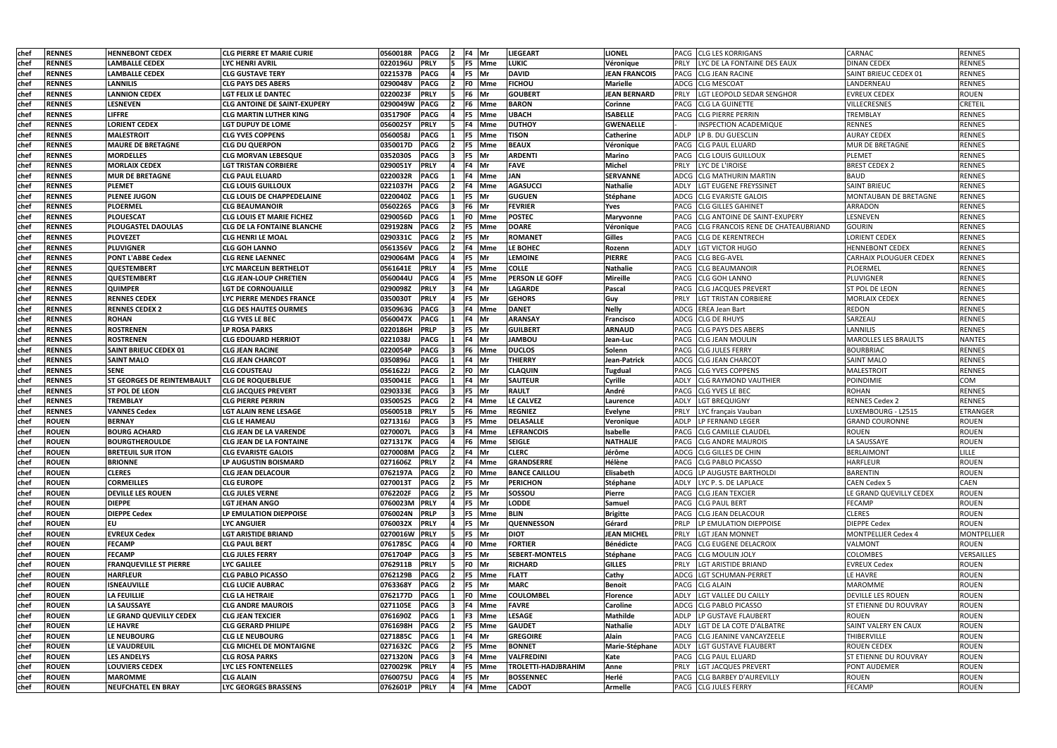| | | | | | | | | | | | | | | | |
|---|---|---|---|---|---|---|---|---|---|---|---|---|---|---|---|
| chef | RENNES | HENNEBONT CEDEX | CLG PIERRE ET MARIE CURIE | 0560018R | PACG | 2 | F4 | Mr | LIEGEART | LIONEL | PACG | CLG LES KORRIGANS | CARNAC | RENNES |
| chef | RENNES | LAMBALLE CEDEX | LYC HENRI AVRIL | 0220196U | PRLY | 5 | F5 | Mme | LUKIC | Véronique | PRLY | LYC DE LA FONTAINE DES EAUX | DINAN CEDEX | RENNES |
| chef | RENNES | LAMBALLE CEDEX | CLG GUSTAVE TERY | 0221537B | PACG | 4 | F5 | Mr | DAVID | JEAN FRANCOIS | PACG | CLG JEAN RACINE | SAINT BRIEUC CEDEX 01 | RENNES |
| chef | RENNES | LANNILIS | CLG PAYS DES ABERS | 0290048V | PACG | 2 | F0 | Mme | FICHOU | Marielle | ADCG | CLG MESCOAT | LANDERNEAU | RENNES |
| chef | RENNES | LANNION CEDEX | LGT FELIX LE DANTEC | 0220023F | PRLY | 5 | F6 | Mr | GOUBERT | JEAN BERNARD | PRLY | LGT LEOPOLD SEDAR SENGHOR | EVREUX CEDEX | ROUEN |
| chef | RENNES | LESNEVEN | CLG ANTOINE DE SAINT-EXUPERY | 0290049W | PACG | 2 | F6 | Mme | BARON | Corinne | PACG | CLG LA GUINETTE | VILLECRESNES | CRETEIL |
| chef | RENNES | LIFFRE | CLG MARTIN LUTHER KING | 0351790F | PACG | 4 | F5 | Mme | UBACH | ISABELLE | PACG | CLG PIERRE PERRIN | TREMBLAY | RENNES |
| chef | RENNES | LORIENT CEDEX | LGT DUPUY DE LOME | 0560025Y | PRLY | 5 | F4 | Mme | DUTHOY | GWENAELLE | - | INSPECTION ACADEMIQUE | RENNES | RENNES |
| chef | RENNES | MALESTROIT | CLG YVES COPPENS | 0560058J | PACG | 1 | F5 | Mme | TISON | Catherine | ADLP | LP B. DU GUESCLIN | AURAY CEDEX | RENNES |
| chef | RENNES | MAURE DE BRETAGNE | CLG DU QUERPON | 0350017D | PACG | 2 | F5 | Mme | BEAUX | Véronique | PACG | CLG PAUL ELUARD | MUR DE BRETAGNE | RENNES |
| chef | RENNES | MORDELLES | CLG MORVAN LEBESQUE | 0352030S | PACG | 3 | F5 | Mr | ARDENTI | Marino | PACG | CLG LOUIS GUILLOUX | PLEMET | RENNES |
| chef | RENNES | MORLAIX CEDEX | LGT TRISTAN CORBIERE | 0290051Y | PRLY | 4 | F4 | Mr | FAVE | Michel | PRLY | LYC DE L'IROISE | BREST CEDEX 2 | RENNES |
| chef | RENNES | MUR DE BRETAGNE | CLG PAUL ELUARD | 0220032R | PACG | 1 | F4 | Mme | JAN | SERVANNE | ADCG | CLG MATHURIN MARTIN | BAUD | RENNES |
| chef | RENNES | PLEMET | CLG LOUIS GUILLOUX | 0221037H | PACG | 2 | F4 | Mme | AGASUCCI | Nathalie | ADLY | LGT EUGENE FREYSSINET | SAINT BRIEUC | RENNES |
| chef | RENNES | PLENEE JUGON | CLG LOUIS DE CHAPPEDELAINE | 0220040Z | PACG | 1 | F5 | Mr | GUGUEN | Stéphane | ADCG | CLG EVARISTE GALOIS | MONTAUBAN DE BRETAGNE | RENNES |
| chef | RENNES | PLOERMEL | CLG BEAUMANOIR | 0560226S | PACG | 3 | F6 | Mr | FEVRIER | Yves | PACG | CLG GILLES GAHINET | ARRADON | RENNES |
| chef | RENNES | PLOUESCAT | CLG LOUIS ET MARIE FICHEZ | 0290056D | PACG | 1 | F0 | Mme | POSTEC | Maryvonne | PACG | CLG ANTOINE DE SAINT-EXUPERY | LESNEVEN | RENNES |
| chef | RENNES | PLOUGASTEL DAOULAS | CLG DE LA FONTAINE BLANCHE | 0291928N | PACG | 2 | F5 | Mme | DOARE | Véronique | PACG | CLG FRANCOIS RENE DE CHATEAUBRIAND | GOURIN | RENNES |
| chef | RENNES | PLOVEZET | CLG HENRI LE MOAL | 0290331C | PACG | 2 | F5 | Mr | ROMANET | Gilles | PACG | CLG DE KERENTRECH | LORIENT CEDEX | RENNES |
| chef | RENNES | PLUVIGNER | CLG GOH LANNO | 0561356V | PACG | 2 | F4 | Mme | LE BOHEC | Rozenn | ADLY | LGT VICTOR HUGO | HENNEBONT CEDEX | RENNES |
| chef | RENNES | PONT L'ABBE Cedex | CLG RENE LAENNEC | 0290064M | PACG | 4 | F5 | Mr | LEMOINE | PIERRE | PACG | CLG BEG-AVEL | CARHAIX PLOUGUER CEDEX | RENNES |
| chef | RENNES | QUESTEMBERT | LYC MARCELIN BERTHELOT | 0561641E | PRLY | 4 | F5 | Mme | COLLE | Nathalie | PACG | CLG BEAUMANOIR | PLOERMEL | RENNES |
| chef | RENNES | QUESTEMBERT | CLG JEAN-LOUP CHRETIEN | 0560044U | PACG | 4 | F5 | Mme | PERSON LE GOFF | Mireille | PACG | CLG GOH LANNO | PLUVIGNER | RENNES |
| chef | RENNES | QUIMPER | LGT DE CORNOUAILLE | 0290098Z | PRLY | 3 | F4 | Mr | LAGARDE | Pascal | PACG | CLG JACQUES PREVERT | ST POL DE LEON | RENNES |
| chef | RENNES | RENNES CEDEX | LYC PIERRE MENDES FRANCE | 0350030T | PRLY | 4 | F5 | Mr | GEHORS | Guy | PRLY | LGT TRISTAN CORBIERE | MORLAIX CEDEX | RENNES |
| chef | RENNES | RENNES CEDEX 2 | CLG DES HAUTES OURMES | 0350963G | PACG | 3 | F4 | Mme | DANET | Nelly | ADCG | EREA Jean Bart | REDON | RENNES |
| chef | RENNES | ROHAN | CLG YVES LE BEC | 0560047X | PACG | 1 | F4 | Mr | ARANSAY | Francisco | ADCG | CLG DE RHUYS | SARZEAU | RENNES |
| chef | RENNES | ROSTRENEN | LP ROSA PARKS | 0220186H | PRLP | 3 | F5 | Mr | GUILBERT | ARNAUD | PACG | CLG PAYS DES ABERS | LANNILIS | RENNES |
| chef | RENNES | ROSTRENEN | CLG EDOUARD HERRIOT | 0221038J | PACG | 1 | F4 | Mr | JAMBOU | Jean-Luc | PACG | CLG JEAN MOULIN | MAROLLES LES BRAULTS | NANTES |
| chef | RENNES | SAINT BRIEUC CEDEX 01 | CLG JEAN RACINE | 0220054P | PACG | 3 | F6 | Mme | DUCLOS | Solenn | PACG | CLG JULES FERRY | BOURBRIAC | RENNES |
| chef | RENNES | SAINT MALO | CLG JEAN CHARCOT | 0350896J | PACG | 1 | F4 | Mr | THIERRY | Jean-Patrick | ADCG | CLG JEAN CHARCOT | SAINT MALO | RENNES |
| chef | RENNES | SENE | CLG COUSTEAU | 0561622J | PACG | 2 | F0 | Mr | CLAQUIN | Tugdual | PACG | CLG YVES COPPENS | MALESTROIT | RENNES |
| chef | RENNES | ST GEORGES DE REINTEMBAULT | CLG DE ROQUEBLEUE | 0350041E | PACG | 1 | F4 | Mr | SAUTEUR | Cyrille | ADLY | CLG RAYMOND VAUTHIER | POINDIMIE | COM |
| chef | RENNES | ST POL DE LEON | CLG JACQUES PREVERT | 0290333E | PACG | 3 | F5 | Mr | RAULT | André | PACG | CLG YVES LE BEC | ROHAN | RENNES |
| chef | RENNES | TREMBLAY | CLG PIERRE PERRIN | 0350052S | PACG | 2 | F4 | Mme | LE CALVEZ | Laurence | ADLY | LGT BREQUIGNY | RENNES Cedex 2 | RENNES |
| chef | RENNES | VANNES Cedex | LGT ALAIN RENE LESAGE | 0560051B | PRLY | 5 | F6 | Mme | REGNIEZ | Evelyne | PRLY | LYC français Vauban | LUXEMBOURG - L2515 | ETRANGER |
| chef | ROUEN | BERNAY | CLG LE HAMEAU | 0271316J | PACG | 3 | F5 | Mme | DELASALLE | Veronique | ADLP | LP FERNAND LEGER | GRAND COURONNE | ROUEN |
| chef | ROUEN | BOURG ACHARD | CLG JEAN DE LA VARENDE | 0270007L | PACG | 3 | F4 | Mme | LEFRANCOIS | Isabelle | PACG | CLG CAMILLE CLAUDEL | ROUEN | ROUEN |
| chef | ROUEN | BOURGTHEROULDE | CLG JEAN DE LA FONTAINE | 0271317K | PACG | 4 | F6 | Mme | SEIGLE | NATHALIE | PACG | CLG ANDRE MAUROIS | LA SAUSSAYE | ROUEN |
| chef | ROUEN | BRETEUIL SUR ITON | CLG EVARISTE GALOIS | 0270008M | PACG | 2 | F4 | Mr | CLERC | Jérôme | ADCG | CLG GILLES DE CHIN | BERLAIMONT | LILLE |
| chef | ROUEN | BRIONNE | LP AUGUSTIN BOISMARD | 0271606Z | PRLY | 2 | F4 | Mme | GRANDSERRE | Hélène | PACG | CLG PABLO PICASSO | HARFLEUR | ROUEN |
| chef | ROUEN | CLERES | CLG JEAN DELACOUR | 0762197A | PACG | 2 | F0 | Mme | BANCE CAILLOU | Elisabeth | ADCG | LP AUGUSTE BARTHOLDI | BARENTIN | ROUEN |
| chef | ROUEN | CORMEILLES | CLG EUROPE | 0270013T | PACG | 2 | F5 | Mr | PERICHON | Stéphane | ADLY | LYC P. S. DE LAPLACE | CAEN Cedex 5 | CAEN |
| chef | ROUEN | DEVILLE LES ROUEN | CLG JULES VERNE | 0762202F | PACG | 2 | F5 | Mr | SOSSOU | Pierre | PACG | CLG JEAN TEXCIER | LE GRAND QUEVILLY CEDEX | ROUEN |
| chef | ROUEN | DIEPPE | LGT JEHAN ANGO | 0760023M | PRLY | 4 | F5 | Mr | LODDE | Samuel | PACG | CLG PAUL BERT | FECAMP | ROUEN |
| chef | ROUEN | DIEPPE Cedex | LP EMULATION DIEPPOISE | 0760024N | PRLP | 3 | F5 | Mme | BLIN | Brigitte | PACG | CLG JEAN DELACOUR | CLERES | ROUEN |
| chef | ROUEN | EU | LYC ANGUIER | 0760032X | PRLY | 4 | F5 | Mr | QUENNESSON | Gérard | PRLP | LP EMULATION DIEPPOISE | DIEPPE Cedex | ROUEN |
| chef | ROUEN | EVREUX Cedex | LGT ARISTIDE BRIAND | 0270016W | PRLY | 5 | F5 | Mr | DIOT | JEAN MICHEL | PRLY | LGT JEAN MONNET | MONTPELLIER Cedex 4 | MONTPELLIER |
| chef | ROUEN | FECAMP | CLG PAUL BERT | 0761785C | PACG | 4 | F0 | Mme | FORTIER | Bénédicte | PACG | CLG EUGENE DELACROIX | VALMONT | ROUEN |
| chef | ROUEN | FECAMP | CLG JULES FERRY | 0761704P | PACG | 3 | F5 | Mr | SEBERT-MONTELS | Stéphane | PACG | CLG MOULIN JOLY | COLOMBES | VERSAILLES |
| chef | ROUEN | FRANQUEVILLE ST PIERRE | LYC GALILEE | 0762911B | PRLY | 5 | F0 | Mr | RICHARD | GILLES | PRLY | LGT ARISTIDE BRIAND | EVREUX Cedex | ROUEN |
| chef | ROUEN | HARFLEUR | CLG PABLO PICASSO | 0762129B | PACG | 2 | F5 | Mme | FLATT | Cathy | ADCG | LGT SCHUMAN-PERRET | LE HAVRE | ROUEN |
| chef | ROUEN | ISNEAUVILLE | CLG LUCIE AUBRAC | 0763368Y | PACG | 2 | F5 | Mr | MARC | Benoit | PACG | CLG ALAIN | MAROMME | ROUEN |
| chef | ROUEN | LA FEUILLIE | CLG LA HETRAIE | 0762177D | PACG | 1 | F0 | Mme | COULOMBEL | Florence | ADLY | LGT VALLEE DU CAILLY | DEVILLE LES ROUEN | ROUEN |
| chef | ROUEN | LA SAUSSAYE | CLG ANDRE MAUROIS | 0271105E | PACG | 3 | F4 | Mme | FAVRE | Caroline | ADCG | CLG PABLO PICASSO | ST ETIENNE DU ROUVRAY | ROUEN |
| chef | ROUEN | LE GRAND QUEVILLY CEDEX | CLG JEAN TEXCIER | 0761690Z | PACG | 1 | F3 | Mme | LESAGE | Mathilde | ADLP | LP GUSTAVE FLAUBERT | ROUEN | ROUEN |
| chef | ROUEN | LE HAVRE | CLG GERARD PHILIPE | 0761698H | PACG | 2 | F5 | Mme | GAUDET | Nathalie | ADLY | LGT DE LA COTE D'ALBATRE | SAINT VALERY EN CAUX | ROUEN |
| chef | ROUEN | LE NEUBOURG | CLG LE NEUBOURG | 0271885C | PACG | 1 | F4 | Mr | GREGOIRE | Alain | PACG | CLG JEANINE VANCAYZEELE | THIBERVILLE | ROUEN |
| chef | ROUEN | LE VAUDREUIL | CLG MICHEL DE MONTAIGNE | 0271632C | PACG | 2 | F5 | Mme | BONNET | Marie-Stéphane | ADLY | LGT GUSTAVE FLAUBERT | ROUEN CEDEX | ROUEN |
| chef | ROUEN | LES ANDELYS | CLG ROSA PARKS | 0271320N | PACG | 3 | F4 | Mme | VALFREDINI | Kate | PACG | CLG PAUL ELUARD | ST ETIENNE DU ROUVRAY | ROUEN |
| chef | ROUEN | LOUVIERS CEDEX | LYC LES FONTENELLES | 0270029K | PRLY | 4 | F5 | Mme | TROLETTI-HADJBRAHIM | Anne | PRLY | LGT JACQUES PREVERT | PONT AUDEMER | ROUEN |
| chef | ROUEN | MAROMME | CLG ALAIN | 0760075U | PACG | 4 | F5 | Mr | BOSSENNEC | Herlé | PACG | CLG BARBEY D'AUREVILLY | ROUEN | ROUEN |
| chef | ROUEN | NEUFCHATEL EN BRAY | LYC GEORGES BRASSENS | 0762601P | PRLY | 4 | F4 | Mme | CADOT | Armelle | PACG | CLG JULES FERRY | FECAMP | ROUEN |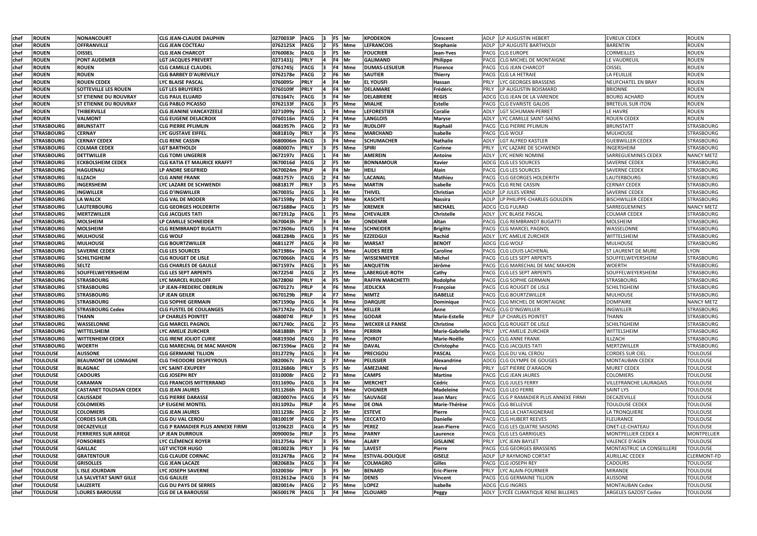| chef | ROUEN | NONANCOURT | CLG JEAN-CLAUDE DAUPHIN | 0270033P | PACG | 3 | F5 | Mr | KPODEKON | Crescent | ADLP | LP AUGUSTIN HEBERT | EVREUX CEDEX | ROUEN |
|---|---|---|---|---|---|---|---|---|---|---|---|---|---|---|
| chef | ROUEN | OFFRANVILLE | CLG JEAN COCTEAU | 0762125X | PACG | 2 | F5 | Mme | LEFRANCOIS | Stephanie | ADLP | LP AUGUSTE BARTHOLDI | BARENTIN | ROUEN |
| chef | ROUEN | OISSEL | CLG JEAN CHARCOT | 0760083c | PACG | 3 | F5 | Mr | FOUCRIER | Jean-Yves | PACG | CLG EUROPE | CORMEILLES | ROUEN |
| chef | ROUEN | PONT AUDEMER | LGT JACQUES PREVERT | 0271431j | PRLY | 4 | F4 | Mr | GALIMAND | Philippe | PACG | CLG MICHEL DE MONTAIGNE | LE VAUDREUIL | ROUEN |
| chef | ROUEN | ROUEN | CLG CAMILLE CLAUDEL | 0761745j | PACG | 3 | F4 | Mme | DUMAS-LESUEUR | Florence | PACG | CLG JEAN CHARCOT | OISSEL | ROUEN |
| chef | ROUEN | ROUEN | CLG BARBEY D'AUREVILLY | 0762178e | PACG | 2 | F6 | Mr | SAUTIER | Thierry | PACG | CLG LA HETRAIE | LA FEUILLIE | ROUEN |
| chef | ROUEN | ROUEN CEDEX | LYC BLAISE PASCAL | 0760095r | PRLY | 4 | F4 | Mr | EL YOUSFI | Hassan | PRLY | LYC GEORGES BRASSENS | NEUFCHATEL EN BRAY | ROUEN |
| chef | ROUEN | SOTTEVILLE LES ROUEN | LGT LES BRUYERES | 0760109f | PRLY | 4 | F4 | Mr | DELAMARE | Frédéric | PRLY | LP AUGUSTIN BOISMARD | BRIONNE | ROUEN |
| chef | ROUEN | ST ETIENNE DU ROUVRAY | CLG PAUL ELUARD | 0761647c | PACG | 3 | F4 | Mr | DELABRIERE | REGIS | ADCG | CLG JEAN DE LA VARENDE | BOURG ACHARD | ROUEN |
| chef | ROUEN | ST ETIENNE DU ROUVRAY | CLG PABLO PICASSO | 0762133f | PACG | 3 | F5 | Mme | MIALHE | Estelle | PACG | CLG EVARISTE GALOIS | BRETEUIL SUR ITON | ROUEN |
| chef | ROUEN | THIBERVILLE | CLG JEANINE VANCAYZEELE | 0271099y | PACG | 1 | F4 | Mme | LEFORESTIER | Coralie | ADLY | LGT SCHUMAN-PERRET | LE HAVRE | ROUEN |
| chef | ROUEN | VALMONT | CLG EUGENE DELACROIX | 0760116n | PACG | 2 | F4 | Mme | LANGLOIS | Maryse | ADLY | LYC CAMILLE SAINT-SAENS | ROUEN CEDEX | ROUEN |
| chef | STRASBOURG | BRUNSTATT | CLG PIERRE PFLIMLIN | 0681957h | PACG | 2 | F3 | Mr | RUDLOFF | Raphaël | PACG | CLG PIERRE PFLIMLIN | BRUNSTATT | STRASBOURG |
| chef | STRASBOURG | CERNAY | LYC GUSTAVE EIFFEL | 0681810y | PRLY | 4 | F5 | Mme | MARCHAND | Isabelle | PACG | CLG WOLF | MULHOUSE | STRASBOURG |
| chef | STRASBOURG | CERNAY CEDEX | CLG RENE CASSIN | 0680006m | PACG | 3 | F4 | Mme | SCHUMACHER | Nathalie | ADLY | LGT ALFRED KASTLER | GUEBWILLER CEDEX | STRASBOURG |
| chef | STRASBOURG | COLMAR CEDEX | LGT BARTHOLDI | 0680007n | PRLY | 3 | F5 | Mme | SPIRI | Corinne | PRLY | LYC LAZARE DE SCHWENDI | INGERSHEIM | STRASBOURG |
| chef | STRASBOURG | DETTWILLER | CLG TOMI UNGERER | 0672197z | PACG | 1 | F4 | Mr | AMEREIN | Antoine | ADLY | LYC HENRI NOMINE | SARREGUEMINES CEDEX | NANCY METZ |
| chef | STRASBOURG | ECKBOLSHEIM CEDEX | CLG KATIA ET MAURICE KRAFFT | 0670016d | PACG | 2 | F5 | Mr | BONNAMOUR | Xavier | ADCG | CLG LES SOURCES | SAVERNE CEDEX | STRASBOURG |
| chef | STRASBOURG | HAGUENAU | LP ANDRE SIEGFRIED | 0670024m | PRLP | 4 | F4 | Mr | HEILI | Alain | PACG | CLG LES SOURCES | SAVERNE CEDEX | STRASBOURG |
| chef | STRASBOURG | ILLZACH | CLG ANNE FRANK | 0681757r | PACG | 2 | F4 | Mr | LACANAL | Mathieu | PACG | CLG GEORGES HOLDERITH | LAUTERBOURG | STRASBOURG |
| chef | STRASBOURG | INGERSHEIM | LYC LAZARE DE SCHWENDI | 0681817f | PRLY | 3 | F5 | Mme | MARTIN | Isabelle | PACG | CLG RENE CASSIN | CERNAY CEDEX | STRASBOURG |
| chef | STRASBOURG | INGWILLER | CLG D'INGWILLER | 0670035z | PACG | 1 | F4 | Mr | THIVEL | Christian | ADLP | LP JULES VERNE | SAVERNE CEDEX | STRASBOURG |
| chef | STRASBOURG | LA WALCK | CLG VAL DE MODER | 0671598y | PACG | 2 | F0 | Mme | KASCHTE | Nassira | ADLP | LP PHILIPPE-CHARLES GOULDEN | BISCHWILLER CEDEX | STRASBOURG |
| chef | STRASBOURG | LAUTERBOURG | CLG GEORGES HOLDERITH | 0671688w | PACG | 1 | F5 | Mr | KREMER | MICHAEL | ADCG | CLG FULRAD | SARREGUEMINES | NANCY METZ |
| chef | STRASBOURG | MERTZWILLER | CLG JACQUES TATI | 0671912p | PACG | 1 | F5 | Mme | CHEVALIER | Christelle | ADLY | LYC BLAISE PASCAL | COLMAR CEDEX | STRASBOURG |
| chef | STRASBOURG | MOLSHEIM | LP CAMILLE SCHNEIDER | 0670043h | PRLP | 3 | F4 | Mr | ONDEMIR | Altan | PACG | CLG REMBRANDT BUGATTI | MOLSHEIM | STRASBOURG |
| chef | STRASBOURG | MOLSHEIM | CLG REMBRANDT BUGATTI | 0672606u | PACG | 3 | F4 | Mme | SCHNEIDER | Brigitte | PACG | CLG MARCEL PAGNOL | WASSELONNE | STRASBOURG |
| chef | STRASBOURG | MULHOUSE | CLG WOLF | 0681284b | PACG | 3 | F5 | Mr | EZZEDGUI | Rachid | ADLY | LYC AMELIE ZURCHER | WITTELSHEIM | STRASBOURG |
| chef | STRASBOURG | MULHOUSE | CLG BOURTZWILLER | 0681127f | PACG | 4 | F0 | Mr | MARSAT | BENOIT | ADCG | CLG WOLF | MULHOUSE | STRASBOURG |
| chef | STRASBOURG | SAVERNE CEDEX | CLG LES SOURCES | 0671986v | PACG | 4 | F5 | Mme | AUDES REEB | Caroline | PACG | CLG LOUIS LACHENAL | ST LAURENT DE MURE | LYON |
| chef | STRASBOURG | SCHILTIGHEIM | CLG ROUGET DE LISLE | 0670066h | PACG | 4 | F5 | Mr | WISSENMEYER | Michel | PACG | CLG LES SEPT ARPENTS | SOUFFELWEYERSHEIM | STRASBOURG |
| chef | STRASBOURG | SELTZ | CLG CHARLES DE GAULLE | 0671597x | PACG | 3 | F5 | Mr | ANQUETIN | Jérôme | PACG | CLG MARECHAL DE MAC MAHON | WOERTH | STRASBOURG |
| chef | STRASBOURG | SOUFFELWEYERSHEIM | CLG LES SEPT ARPENTS | 0672254l | PACG | 2 | F5 | Mme | LABERGUE-ROTH | Cathy | PACG | CLG LES SEPT ARPENTS | SOUFFELWEYERSHEIM | STRASBOURG |
| chef | STRASBOURG | STRASBOURG | LYC MARCEL RUDLOFF | 0672806l | PRLY | 4 | F5 | Mr | RAFFIN MARCHETTI | Rodolphe | PACG | CLG SOPHIE GERMAIN | STRASBOURG | STRASBOURG |
| chef | STRASBOURG | STRASBOURG | LP JEAN-FREDERIC OBERLIN | 0670127z | PRLP | 4 | F6 | Mme | JEDLICKA | Françoise | PACG | CLG ROUGET DE LISLE | SCHILTIGHEIM | STRASBOURG |
| chef | STRASBOURG | STRASBOURG | LP JEAN GEILER | 0670129b | PRLP | 4 | F7 | Mme | NIMTZ | ISABELLE | PACG | CLG BOURTZWILLER | MULHOUSE | STRASBOURG |
| chef | STRASBOURG | STRASBOURG | CLG SOPHIE GERMAIN | 0671590p | PACG | 4 | F6 | Mme | DARQUIE | Dominique | PACG | CLG MICHEL DE MONTAIGNE | DOMPAIRE | NANCY METZ |
| chef | STRASBOURG | STRASBOURG Cedex | CLG FUSTEL DE COULANGES | 0671742e | PACG | 3 | F4 | Mme | KELLER | Anne | PACG | CLG D'INGWILLER | INGWILLER | STRASBOURG |
| chef | STRASBOURG | THANN | LP CHARLES POINTET | 0680074l | PRLP | 3 | F5 | Mme | GODAR | Marie-Estelle | PRLP | LP CHARLES POINTET | THANN | STRASBOURG |
| chef | STRASBOURG | WASSELONNE | CLG MARCEL PAGNOL | 0671740c | PACG | 2 | F5 | Mme | WECKER LE PANSE | Christine | ADCG | CLG ROUGET DE LISLE | SCHILTIGHEIM | STRASBOURG |
| chef | STRASBOURG | WITTELSHEIM | LYC AMELIE ZURCHER | 0681888h | PRLY | 3 | F5 | Mme | PERRIN | Marie-Gabrielle | PRLY | LYC AMELIE ZURCHER | WITTELSHEIM | STRASBOURG |
| chef | STRASBOURG | WITTENHEIM CEDEX | CLG IRENE JOLIOT CURIE | 0681930d | PACG | 2 | F0 | Mme | POIROT | Marie-Noëlle | PACG | CLG ANNE FRANK | ILLZACH | STRASBOURG |
| chef | STRASBOURG | WOERTH | CLG MARECHAL DE MAC MAHON | 0671596w | PACG | 2 | F4 | Mr | DAVAL | Christophe | PACG | CLG JACQUES TATI | MERTZWILLER | STRASBOURG |
| chef | TOULOUSE | AUSSONE | CLG GERMAINE TILLION | 0312729y | PACG | 3 | F4 | Mr | PRECIGOU | PASCAL | PACG | CLG DU VAL CEROU | CORDES SUR CIEL | TOULOUSE |
| chef | TOULOUSE | BEAUMONT DE LOMAGNE | CLG THEODORE DESPEYROUS | 0820067c | PACG | 2 | F7 | Mme | PELISSIER | Alexandrine | ADCG | CLG OLYMPE DE GOUGES | MONTAUBAN CEDEX | TOULOUSE |
| chef | TOULOUSE | BLAGNAC | LYC SAINT-EXUPERY | 0312686b | PRLY | 5 | F5 | Mr | AMEZIANE | Hervé | PRLY | LGT PIERRE D'ARAGON | MURET CEDEX | TOULOUSE |
| chef | TOULOUSE | CADOURS | CLG JOSEPH REY | 0310008r | PACG | 2 | F3 | Mme | CAMPS | Martine | PACG | CLG JEAN JAURES | COLOMIERS | TOULOUSE |
| chef | TOULOUSE | CARAMAN | CLG FRANCOIS MITTERRAND | 0311690u | PACG | 3 | F4 | Mr | MERCHET | Cédric | PACG | CLG JULES FERRY | VILLEFRANCHE LAURAGAIS | TOULOUSE |
| chef | TOULOUSE | CASTANET TOLOSAN CEDEX | CLG JEAN JAURES | 0311266h | PACG | 3 | F4 | Mme | VOIGNIER | Madeleine | PACG | CLG LEO FERRE | SAINT LYS | TOULOUSE |
| chef | TOULOUSE | CAUSSADE | CLG PIERRE DARASSE | 0820007m | PACG | 4 | F5 | Mr | SAUVAGE | Jean Marc | PACG | CLG P RAMADIER PLUS ANNEXE FIRMI | DECAZEVILLE | TOULOUSE |
| chef | TOULOUSE | COLOMIERS | LP EUGENE MONTEL | 0311092u | PRLP | 4 | F5 | Mme | DE ONA | Marie-Thérèse | PACG | CLG BELLEVUE | TOULOUSE CEDEX | TOULOUSE |
| chef | TOULOUSE | COLOMIERS | CLG JEAN JAURES | 0311238c | PACG | 2 | F5 | Mr | ESTEVE | Pierre | PACG | CLG LA CHATAIGNERAIE | LA TRONQUIERE | TOULOUSE |
| chef | TOULOUSE | CORDES SUR CIEL | CLG DU VAL CEROU | 0810019f | PACG | 2 | F5 | Mme | CECCATO | Danielle | PACG | CLG HUBERT REEVES | FLEURANCE | TOULOUSE |
| chef | TOULOUSE | DECAZEVILLE | CLG P RAMADIER PLUS ANNEXE FIRMI | 0120622l | PACG | 4 | F5 | Mr | PEREZ | Jean-Pierre | PACG | CLG LES QUATRE SAISONS | ONET-LE-CHATEAU | TOULOUSE |
| chef | TOULOUSE | FERRIERES SUR ARIEGE | LP JEAN DURROUX | 0090003e | PRLP | 3 | F5 | Mme | PARNY | Laurence | PACG | CLG LES GARRIGUES | MONTPELLIER CEDEX 4 | MONTPELLIER |
| chef | TOULOUSE | FONSORBES | LYC CLÉMENCE ROYER | 0312754a | PRLY | 3 | F5 | Mme | ALARY | GISLAINE | PRLY | LYC JEAN BAYLET | VALENCE D'AGEN | TOULOUSE |
| chef | TOULOUSE | GAILLAC | LGT VICTOR HUGO | 0810023k | PRLY | 3 | F6 | Mr | LAVEST | Pierre | PACG | CLG GEORGES BRASSENS | MONTASTRUC LA CONSEILLERE | TOULOUSE |
| chef | TOULOUSE | GRATENTOUR | CLG CLAUDE CORNAC | 0312478a | PACG | 2 | F4 | Mme | ESTIVAL-DOLIQUE | GISELE | ADLP | LP RAYMOND CORTAT | AURILLAC CEDEX | CLERMONT-FD |
| chef | TOULOUSE | GRISOLLES | CLG JEAN LACAZE | 0820683x | PACG | 3 | F4 | Mr | COLMAGRO | Gilles | PACG | CLG JOSEPH REY | CADOURS | TOULOUSE |
| chef | TOULOUSE | L ISLE JOURDAIN | LYC JOSEPH SAVERNE | 0320036r | PRLY | 3 | F5 | Mr | BENARD | Eric-Pierre | PRLY | LYC ALAIN-FOURNIER | MIRANDE | TOULOUSE |
| chef | TOULOUSE | LA SALVETAT SAINT GILLE | CLG GALILEE | 0312612w | PACG | 3 | F4 | Mr | DENIS | Vincent | PACG | CLG GERMAINE TILLION | AUSSONE | TOULOUSE |
| chef | TOULOUSE | LAUZERTE | CLG DU PAYS DE SERRES | 0820014v | PACG | 2 | F5 | Mme | LOPEZ | Isabelle | ADCG | CLG INGRES | MONTAUBAN Cedex | TOULOUSE |
| chef | TOULOUSE | LOURES BAROUSSE | CLG DE LA BAROUSSE | 0650017R | PACG | 1 | F4 | Mme | CLOUARD | Peggy | ADLY | LYCÉE CLIMATIQUE RENE BILLERES | ARGELES GAZOST Cedex | TOULOUSE |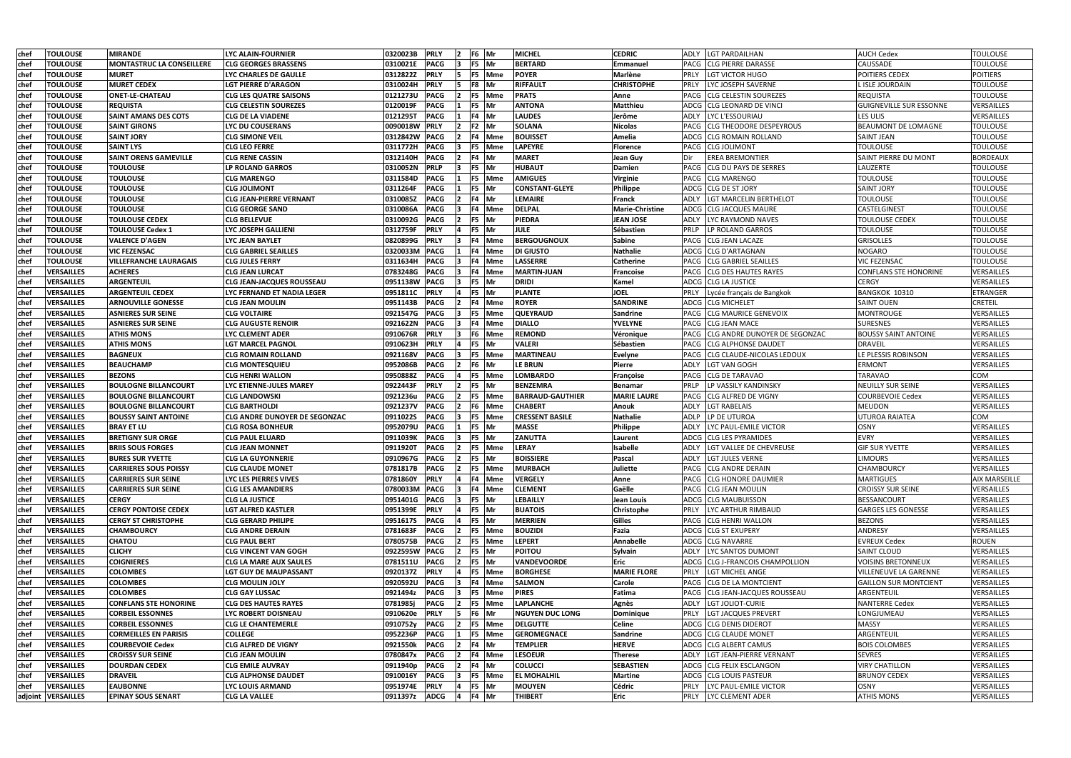| chef | TOULOUSE | MIRANDE | LYC ALAIN-FOURNIER | 0320023B | PRLY | 2 | F6 | Mr | MICHEL | CEDRIC | ADLY | LGT PARDAILHAN | AUCH Cedex | TOULOUSE |
|---|---|---|---|---|---|---|---|---|---|---|---|---|---|---|
| chef | TOULOUSE | MONTASTRUC LA CONSEILLERE | CLG GEORGES BRASSENS | 0310021E | PACG | 3 | F5 | Mr | BERTARD | Emmanuel | PACG | CLG PIERRE DARASSE | CAUSSADE | TOULOUSE |
| chef | TOULOUSE | MURET | LYC CHARLES DE GAULLE | 0312822Z | PRLY | 5 | F5 | Mme | POYER | Marlène | PRLY | LGT VICTOR HUGO | POITIERS CEDEX | POITIERS |
| chef | TOULOUSE | MURET CEDEX | LGT PIERRE D'ARAGON | 0310024H | PRLY | 5 | F8 | Mr | RIFFAULT | CHRISTOPHE | PRLY | LYC JOSEPH SAVERNE | L ISLE JOURDAIN | TOULOUSE |
| chef | TOULOUSE | ONET-LE-CHATEAU | CLG LES QUATRE SAISONS | 0121273U | PACG | 2 | F5 | Mme | PRATS | Anne | PACG | CLG CELESTIN SOUREZES | REQUISTA | TOULOUSE |
| chef | TOULOUSE | REQUISTA | CLG CELESTIN SOUREZES | 0120019F | PACG | 1 | F5 | Mr | ANTONA | Matthieu | ADCG | CLG LEONARD DE VINCI | GUIGNEVILLE SUR ESSONNE | VERSAILLES |
| chef | TOULOUSE | SAINT AMANS DES COTS | CLG DE LA VIADENE | 0121295T | PACG | 1 | F4 | Mr | LAUDES | Jerôme | ADLY | LYC L'ESSOURIAU | LES ULIS | VERSAILLES |
| chef | TOULOUSE | SAINT GIRONS | LYC DU COUSERANS | 0090018W | PRLY | 2 | F2 | Mr | SOLANA | Nicolas | PACG | CLG THEODORE DESPEYROUS | BEAUMONT DE LOMAGNE | TOULOUSE |
| chef | TOULOUSE | SAINT JORY | CLG SIMONE VEIL | 0312842W | PACG | 2 | F4 | Mme | BOUISSET | Amelia | ADCG | CLG ROMAIN ROLLAND | SAINT JEAN | TOULOUSE |
| chef | TOULOUSE | SAINT LYS | CLG LEO FERRE | 0311772H | PACG | 3 | F5 | Mme | LAPEYRE | Florence | PACG | CLG JOLIMONT | TOULOUSE | TOULOUSE |
| chef | TOULOUSE | SAINT ORENS GAMEVILLE | CLG RENE CASSIN | 0312140H | PACG | 2 | F4 | Mr | MARET | Jean Guy | Dir | EREA BREMONTIER | SAINT PIERRE DU MONT | BORDEAUX |
| chef | TOULOUSE | TOULOUSE | LP ROLAND GARROS | 0310052N | PRLP | 3 | F5 | Mr | HUBAUT | Damien | PACG | CLG DU PAYS DE SERRES | LAUZERTE | TOULOUSE |
| chef | TOULOUSE | TOULOUSE | CLG MARENGO | 0311584D | PACG | 1 | F5 | Mme | AMIGUES | Virginie | PACG | CLG MARENGO | TOULOUSE | TOULOUSE |
| chef | TOULOUSE | TOULOUSE | CLG JOLIMONT | 0311264F | PACG | 1 | F5 | Mr | CONSTANT-GLEYE | Philippe | ADCG | CLG DE ST JORY | SAINT JORY | TOULOUSE |
| chef | TOULOUSE | TOULOUSE | CLG JEAN-PIERRE VERNANT | 0310085Z | PACG | 2 | F4 | Mr | LEMAIRE | Franck | ADLY | LGT MARCELIN BERTHELOT | TOULOUSE | TOULOUSE |
| chef | TOULOUSE | TOULOUSE | CLG GEORGE SAND | 0310086A | PACG | 3 | F4 | Mme | DELPAL | Marie-Christine | ADCG | CLG JACQUES MAURE | CASTELGINEST | TOULOUSE |
| chef | TOULOUSE | TOULOUSE CEDEX | CLG BELLEVUE | 0310092G | PACG | 2 | F5 | Mr | PIEDRA | JEAN JOSE | ADLY | LYC RAYMOND NAVES | TOULOUSE CEDEX | TOULOUSE |
| chef | TOULOUSE | TOULOUSE Cedex 1 | LYC JOSEPH GALLIENI | 0312759F | PRLY | 4 | F5 | Mr | JULE | Sébastien | PRLP | LP ROLAND GARROS | TOULOUSE | TOULOUSE |
| chef | TOULOUSE | VALENCE D'AGEN | LYC JEAN BAYLET | 0820899G | PRLY | 3 | F4 | Mme | BERGOUGNOUX | Sabine | PACG | CLG JEAN LACAZE | GRISOLLES | TOULOUSE |
| chef | TOULOUSE | VIC FEZENSAC | CLG GABRIEL SEAILLES | 0320033M | PACG | 1 | F4 | Mme | DI GIUSTO | Nathalie | ADCG | CLG D'ARTAGNAN | NOGARO | TOULOUSE |
| chef | TOULOUSE | VILLEFRANCHE LAURAGAIS | CLG JULES FERRY | 0311634H | PACG | 3 | F4 | Mme | LASSERRE | Catherine | PACG | CLG GABRIEL SEAILLES | VIC FEZENSAC | TOULOUSE |
| chef | VERSAILLES | ACHERES | CLG JEAN LURCAT | 0783248G | PACG | 3 | F4 | Mme | MARTIN-JUAN | Francoise | PACG | CLG DES HAUTES RAYES | CONFLANS STE HONORINE | VERSAILLES |
| chef | VERSAILLES | ARGENTEUIL | CLG JEAN-JACQUES ROUSSEAU | 0951138W | PACG | 3 | F5 | Mr | DRIDI | Kamel | ADCG | CLG LA JUSTICE | CERGY | VERSAILLES |
| chef | VERSAILLES | ARGENTEUIL CEDEX | LYC FERNAND ET NADIA LEGER | 0951811C | PRLY | 4 | F5 | Mr | PLANTE | JOEL | PRLY | Lycée français de Bangkok | BANGKOK 10310 | ETRANGER |
| chef | VERSAILLES | ARNOUVILLE GONESSE | CLG JEAN MOULIN | 0951143B | PACG | 2 | F4 | Mme | ROYER | SANDRINE | ADCG | CLG MICHELET | SAINT OUEN | CRETEIL |
| chef | VERSAILLES | ASNIERES SUR SEINE | CLG VOLTAIRE | 0921547G | PACG | 3 | F5 | Mme | QUEYRAUD | Sandrine | PACG | CLG MAURICE GENEVOIX | MONTROUGE | VERSAILLES |
| chef | VERSAILLES | ASNIERES SUR SEINE | CLG AUGUSTE RENOIR | 0921622N | PACG | 3 | F4 | Mme | DIALLO | YVELYNE | PACG | CLG JEAN MACE | SURESNES | VERSAILLES |
| chef | VERSAILLES | ATHIS MONS | LYC CLEMENT ADER | 0910676R | PRLY | 3 | F6 | Mme | REMOND | Véronique | PACG | CLG ANDRE DUNOYER DE SEGONZAC | BOUSSY SAINT ANTOINE | VERSAILLES |
| chef | VERSAILLES | ATHIS MONS | LGT MARCEL PAGNOL | 0910623H | PRLY | 4 | F5 | Mr | VALERI | Sébastien | PACG | CLG ALPHONSE DAUDET | DRAVEIL | VERSAILLES |
| chef | VERSAILLES | BAGNEUX | CLG ROMAIN ROLLAND | 0921168V | PACG | 3 | F5 | Mme | MARTINEAU | Evelyne | PACG | CLG CLAUDE-NICOLAS LEDOUX | LE PLESSIS ROBINSON | VERSAILLES |
| chef | VERSAILLES | BEAUCHAMP | CLG MONTESQUIEU | 0952086B | PACG | 2 | F6 | Mr | LE BRUN | Pierre | ADLY | LGT VAN GOGH | ERMONT | VERSAILLES |
| chef | VERSAILLES | BEZONS | CLG HENRI WALLON | 0950888Z | PACG | 4 | F5 | Mme | LOMBARDO | Françoise | PACG | CLG DE TARAVAO | TARAVAO | COM |
| chef | VERSAILLES | BOULOGNE BILLANCOURT | LYC ETIENNE-JULES MAREY | 0922443F | PRLY | 2 | F5 | Mr | BENZEMRA | Benamar | PRLP | LP VASSILY KANDINSKY | NEUILLY SUR SEINE | VERSAILLES |
| chef | VERSAILLES | BOULOGNE BILLANCOURT | CLG LANDOWSKI | 0921236u | PACG | 2 | F5 | Mme | BARRAUD-GAUTHIER | MARIE LAURE | PACG | CLG ALFRED DE VIGNY | COURBEVOIE Cedex | VERSAILLES |
| chef | VERSAILLES | BOULOGNE BILLANCOURT | CLG BARTHOLDI | 0921237V | PACG | 2 | F6 | Mme | CHABERT | Anouk | ADLY | LGT RABELAIS | MEUDON | VERSAILLES |
| chef | VERSAILLES | BOUSSY SAINT ANTOINE | CLG ANDRE DUNOYER DE SEGONZAC | 0911022S | PACG | 3 | F5 | Mme | CRESSENT BASILE | Nathalie | ADLP | LP DE UTUROA | UTUROA RAIATEA | COM |
| chef | VERSAILLES | BRAY ET LU | CLG ROSA BONHEUR | 0952079U | PACG | 1 | F5 | Mr | MASSE | Philippe | ADLY | LYC PAUL-EMILE VICTOR | OSNY | VERSAILLES |
| chef | VERSAILLES | BRETIGNY SUR ORGE | CLG PAUL ELUARD | 0911039K | PACG | 3 | F5 | Mr | ZANUTTA | Laurent | ADCG | CLG LES PYRAMIDES | EVRY | VERSAILLES |
| chef | VERSAILLES | BRIIS SOUS FORGES | CLG JEAN MONNET | 0911920T | PACG | 2 | F5 | Mme | LERAY | Isabelle | ADLY | LGT VALLEE DE CHEVREUSE | GIF SUR YVETTE | VERSAILLES |
| chef | VERSAILLES | BURES SUR YVETTE | CLG LA GUYONNERIE | 0910967G | PACG | 2 | F5 | Mr | BOISSIERE | Pascal | ADLY | LGT JULES VERNE | LIMOURS | VERSAILLES |
| chef | VERSAILLES | CARRIERES SOUS POISSY | CLG CLAUDE MONET | 0781817B | PACG | 2 | F5 | Mme | MURBACH | Juliette | PACG | CLG ANDRE DERAIN | CHAMBOURCY | VERSAILLES |
| chef | VERSAILLES | CARRIERES SUR SEINE | LYC LES PIERRES VIVES | 0781860Y | PRLY | 4 | F4 | Mme | VERGELY | Anne | PACG | CLG HONORE DAUMIER | MARTIGUES | AIX MARSEILLE |
| chef | VERSAILLES | CARRIERES SUR SEINE | CLG LES AMANDIERS | 0780033M | PACG | 3 | F4 | Mme | CLEMENT | Gaëlle | PACG | CLG JEAN MOULIN | CROISSY SUR SEINE | VERSAILLES |
| chef | VERSAILLES | CERGY | CLG LA JUSTICE | 0951401G | PACG | 3 | F5 | Mr | LEBAILLY | Jean Louis | ADCG | CLG MAUBUISSON | BESSANCOURT | VERSAILLES |
| chef | VERSAILLES | CERGY PONTOISE CEDEX | LGT ALFRED KASTLER | 0951399E | PRLY | 4 | F5 | Mr | BUATOIS | Christophe | PRLY | LYC ARTHUR RIMBAUD | GARGES LES GONESSE | VERSAILLES |
| chef | VERSAILLES | CERGY ST CHRISTOPHE | CLG GERARD PHILIPE | 0951617S | PACG | 4 | F5 | Mr | MERRIEN | Gilles | PACG | CLG HENRI WALLON | BEZONS | VERSAILLES |
| chef | VERSAILLES | CHAMBOURCY | CLG ANDRE DERAIN | 0781683F | PACG | 2 | F5 | Mme | BOUZIDI | Fazia | ADCG | CLG ST EXUPERY | ANDRESY | VERSAILLES |
| chef | VERSAILLES | CHATOU | CLG PAUL BERT | 0780575B | PACG | 2 | F5 | Mme | LEPERT | Annabelle | ADCG | CLG NAVARRE | EVREUX Cedex | ROUEN |
| chef | VERSAILLES | CLICHY | CLG VINCENT VAN GOGH | 0922595W | PACG | 2 | F5 | Mr | POITOU | Sylvain | ADLY | LYC SANTOS DUMONT | SAINT CLOUD | VERSAILLES |
| chef | VERSAILLES | COIGNIERES | CLG LA MARE AUX SAULES | 0781511U | PACG | 2 | F5 | Mr | VANDEVOORDE | Eric | ADCG | CLG J-FRANCOIS CHAMPOLLION | VOISINS BRETONNEUX | VERSAILLES |
| chef | VERSAILLES | COLOMBES | LGT GUY DE MAUPASSANT | 0920137Z | PRLY | 4 | F5 | Mme | BORGHESE | MARIE FLORE | PRLY | LGT MICHEL ANGE | VILLENEUVE LA GARENNE | VERSAILLES |
| chef | VERSAILLES | COLOMBES | CLG MOULIN JOLY | 0920592U | PACG | 3 | F4 | Mme | SALMON | Carole | PACG | CLG DE LA MONTCIENT | GAILLON SUR MONTCIENT | VERSAILLES |
| chef | VERSAILLES | COLOMBES | CLG GAY LUSSAC | 0921494z | PACG | 3 | F5 | Mme | PIRES | Fatima | PACG | CLG JEAN-JACQUES ROUSSEAU | ARGENTEUIL | VERSAILLES |
| chef | VERSAILLES | CONFLANS STE HONORINE | CLG DES HAUTES RAYES | 0781985j | PACG | 2 | F5 | Mme | LAPLANCHE | Agnès | ADLY | LGT JOLIOT-CURIE | NANTERRE Cedex | VERSAILLES |
| chef | VERSAILLES | CORBEIL ESSONNES | LYC ROBERT DOISNEAU | 0910620e | PRLY | 5 | F6 | Mr | NGUYEN DUC LONG | Dominique | PRLY | LGT JACQUES PREVERT | LONGJUMEAU | VERSAILLES |
| chef | VERSAILLES | CORBEIL ESSONNES | CLG LE CHANTEMERLE | 0910752y | PACG | 2 | F5 | Mme | DELGUTTE | Celine | ADCG | CLG DENIS DIDEROT | MASSY | VERSAILLES |
| chef | VERSAILLES | CORMEILLES EN PARISIS | COLLEGE | 0952236P | PACG | 1 | F5 | Mme | GEROMEGNACE | Sandrine | ADCG | CLG CLAUDE MONET | ARGENTEUIL | VERSAILLES |
| chef | VERSAILLES | COURBEVOIE Cedex | CLG ALFRED DE VIGNY | 0921550k | PACG | 2 | F4 | Mr | TEMPLIER | HERVE | ADCG | CLG ALBERT CAMUS | BOIS COLOMBES | VERSAILLES |
| chef | VERSAILLES | CROISSY SUR SEINE | CLG JEAN MOULIN | 0780847x | PACG | 2 | F4 | Mme | LESOEUR | Therese | ADLY | LGT JEAN-PIERRE VERNANT | SEVRES | VERSAILLES |
| chef | VERSAILLES | DOURDAN CEDEX | CLG EMILE AUVRAY | 0911940p | PACG | 2 | F4 | Mr | COLUCCI | SEBASTIEN | ADCG | CLG FELIX ESCLANGON | VIRY CHATILLON | VERSAILLES |
| chef | VERSAILLES | DRAVEIL | CLG ALPHONSE DAUDET | 0910016Y | PACG | 3 | F5 | Mme | EL MOHALHIL | Martine | ADCG | CLG LOUIS PASTEUR | BRUNOY CEDEX | VERSAILLES |
| chef | VERSAILLES | EAUBONNE | LYC LOUIS ARMAND | 0951974E | PRLY | 4 | F5 | Mr | MOUYEN | Cédric | PRLY | LYC PAUL-EMILE VICTOR | OSNY | VERSAILLES |
| adjoint | VERSAILLES | EPINAY SOUS SENART | CLG LA VALLEE | 0911397z | ADCG | 4 | F4 | Mr | THIBERT | Eric | PRLY | LYC CLEMENT ADER | ATHIS MONS | VERSAILLES |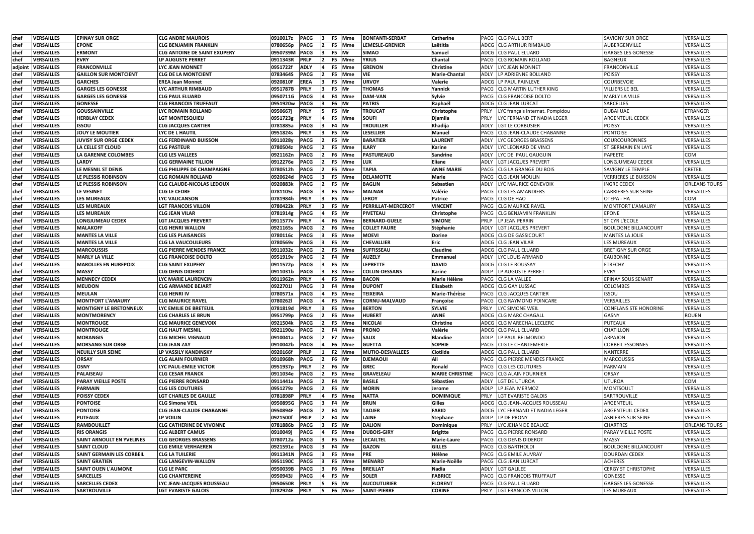| chef | VERSAILLES | EPINAY SUR ORGE | CLG ANDRE MAUROIS | 0910017z | PACG | 3 | F5 | Mme | BONFANTI-SERBAT | Catherine | PACG | CLG PAUL BERT | SAVIGNY SUR ORGE | VERSAILLES |
|---|---|---|---|---|---|---|---|---|---|---|---|---|---|---|
| chef | VERSAILLES | EPONE | CLG BENJAMIN FRANKLIN | 0780656p | PACG | 2 | F5 | Mme | LEMESLE-GRENIER | Laëtitia | ADCG | CLG ARTHUR RIMBAUD | AUBERGENVILLE | VERSAILLES |
| chef | VERSAILLES | ERMONT | CLG ANTOINE DE SAINT EXUPERY | 0950739M | PACG | 3 | F5 | Mr | SIMAO | Samuel | ADCG | CLG PAUL ELUARD | GARGES LES GONESSE | VERSAILLES |
| chef | VERSAILLES | EVRY | LP AUGUSTE PERRET | 0911343R | PRLP | 2 | F5 | Mme | YRIUS | Chantal | PACG | CLG ROMAIN ROLLAND | BAGNEUX | VERSAILLES |
| adjoint | VERSAILLES | FRANCONVILLE | LYC JEAN MONNET | 0951722f | ADLY | 4 | F5 | Mme | GRENON | Christine | ADLY | LYC JEAN MONNET | FRANCONVILLE | VERSAILLES |
| chef | VERSAILLES | GAILLON SUR MONTCIENT | CLG DE LA MONTCIENT | 0783464S | PACG | 2 | F5 | Mme | VIE | Marie-Chantal | ADLY | LP ADRIENNE BOLLAND | POISSY | VERSAILLES |
| chef | VERSAILLES | GARCHES | EREA Jean Monnet | 0920810F | EREA | 3 | F5 | Mme | URVOY | Valerie | ADCG | LP PAUL PAINLEVE | COURBEVOIE | VERSAILLES |
| chef | VERSAILLES | GARGES LES GONESSE | LYC ARTHUR RIMBAUD | 0951787B | PRLY | 3 | F5 | Mr | THOMAS | Yannick | PACG | CLG MARTIN LUTHER KING | VILLIERS LE BEL | VERSAILLES |
| chef | VERSAILLES | GARGES LES GONESSE | CLG PAUL ELUARD | 0950711G | PACG | 4 | F4 | Mme | DAM-VAN | Sylvie | PACG | CLG FRANCOISE DOLTO | MARLY LA VILLE | VERSAILLES |
| chef | VERSAILLES | GONESSE | CLG FRANCOIS TRUFFAUT | 0951920w | PACG | 3 | F6 | Mr | PATRIS | Raphaël | ADCG | CLG JEAN LURCAT | SARCELLES | VERSAILLES |
| chef | VERSAILLES | GOUSSAINVILLE | LYC ROMAIN ROLLAND | 0950667j | PRLY | 5 | F5 | Mr | TROUCAT | Christophe | PRLY | LYC français internat. Pompidou | DUBAI UAE | ETRANGER |
| chef | VERSAILLES | HERBLAY CEDEX | LGT MONTESQUIEU | 0951723g | PRLY | 4 | F5 | Mme | SOUFI | Djamila | PRLY | LYC FERNAND ET NADIA LEGER | ARGENTEUIL CEDEX | VERSAILLES |
| chef | VERSAILLES | ISSOU | CLG JACQUES CARTIER | 0781885a | PACG | 3 | F4 | Mr | TROUILLER | Khadija | ADLY | LGT LE CORBUSIER | POISSY | VERSAILLES |
| chef | VERSAILLES | JOUY LE MOUTIER | LYC DE L HAUTIL | 0951824s | PRLY | 3 | F5 | Mr | LESELLIER | Manuel | PACG | CLG JEAN-CLAUDE CHABANNE | PONTOISE | VERSAILLES |
| chef | VERSAILLES | JUVISY SUR ORGE CEDEX | CLG FERDINAND BUISSON | 0911028y | PACG | 2 | F5 | Mr | BARATIER | LAURENT | ADLY | LYC GEORGES BRASSENS | COURCOURONNES | VERSAILLES |
| chef | VERSAILLES | LA CELLE ST CLOUD | CLG PASTEUR | 0780504z | PACG | 2 | F5 | Mme | ILARY | Karine | ADLY | LYC LEONARD DE VINCI | ST GERMAIN EN LAYE | VERSAILLES |
| chef | VERSAILLES | LA GARENNE COLOMBES | CLG LES VALLEES | 0921162n | PACG | 2 | F6 | Mme | PASTUREAUD | Sandrine | ADLY | LYC DE PAUL GAUGUIN | PAPEETE | COM |
| chef | VERSAILLES | LARDY | CLG GERMAINE TILLION | 0912276e | PACG | 2 | F5 | Mme | LUX | Eliane | ADLY | LGT JACQUES PREVERT | LONGJUMEAU CEDEX | VERSAILLES |
| chef | VERSAILLES | LE MESNIL ST DENIS | CLG PHILIPPE DE CHAMPAIGNE | 0780512h | PACG | 2 | F5 | Mme | TAPIA | ANNE MARIE | PACG | CLG LA GRANGE DU BOIS | SAVIGNY LE TEMPLE | CRETEIL |
| chef | VERSAILLES | LE PLESSIS ROBINSON | CLG ROMAIN ROLLAND | 0920624d | PACG | 3 | F5 | Mme | DELAMOTTE | Marie | PACG | CLG JEAN MOULIN | VERRIERES LE BUISSON | VERSAILLES |
| chef | VERSAILLES | LE PLESSIS ROBINSON | CLG CLAUDE-NICOLAS LEDOUX | 0920883k | PACG | 2 | F5 | Mr | BAGLIN | Sebastien | ADLY | LYC MAURICE GENEVOIX | INGRE CEDEX | ORLEANS TOURS |
| chef | VERSAILLES | LE VESINET | CLG LE CEDRE | 0781105c | PACG | 3 | F5 | Mme | MALNAR | Valérie | PACG | CLG LES AMANDIERS | CARRIERES SUR SEINE | VERSAILLES |
| chef | VERSAILLES | LES MUREAUX | LYC VAUCANSON | 0781984h | PRLY | 3 | F5 | Mr | LEROY | Patrice | PACG | CLG DE HAO | OTEPA - HA | COM |
| chef | VERSAILLES | LES MUREAUX | LGT FRANCOIS VILLON | 0780422k | PRLY | 3 | F5 | Mr | PERRILLAT-MERCEROT | VINCENT | PACG | CLG MAURICE RAVEL | MONTFORT L'AMAURY | VERSAILLES |
| chef | VERSAILLES | LES MUREAUX | CLG JEAN VILAR | 0781914g | PACG | 4 | F5 | Mr | PIVETEAU | Christophe | PACG | CLG BENJAMIN FRANKLIN | EPONE | VERSAILLES |
| chef | VERSAILLES | LONGJUMEAU CEDEX | LGT JACQUES PREVERT | 0911577v | PRLY | 4 | F6 | Mme | BERNARD-GUELE | SIMONE | PRLP | LP JEAN PERRIN | ST CYR L'ECOLE | VERSAILLES |
| chef | VERSAILLES | MALAKOFF | CLG HENRI WALLON | 0921165s | PACG | 2 | F6 | Mme | COLLET FAURE | Stéphanie | ADLY | LGT JACQUES PREVERT | BOULOGNE BILLANCOURT | VERSAILLES |
| chef | VERSAILLES | MANTES LA VILLE | CLG LES PLAISANCES | 0780116c | PACG | 3 | F5 | Mme | MOEVI | Dorine | ADCG | CLG DE GASSICOURT | MANTES LA JOLIE | VERSAILLES |
| chef | VERSAILLES | MANTES LA VILLE | CLG LA VAUCOULEURS | 0780569v | PACG | 3 | F5 | Mr | CHEVALLIER | Eric | ADCG | CLG JEAN VILAR | LES MUREAUX | VERSAILLES |
| chef | VERSAILLES | MARCOUSSIS | CLG PIERRE MENDES FRANCE | 0911032c | PACG | 2 | F5 | Mme | SUFFISSEAU | Claudine | ADCG | CLG PAUL ELUARD | BRETIGNY SUR ORGE | VERSAILLES |
| chef | VERSAILLES | MARLY LA VILLE | CLG FRANCOISE DOLTO | 0951919v | PACG | 2 | F4 | Mr | AUZELY | Emmanuel | ADLY | LYC LOUIS ARMAND | EAUBONNE | VERSAILLES |
| chef | VERSAILLES | MAROLLES EN HUREPOIX | CLG SAINT EXUPERY | 0911572p | PACG | 3 | F5 | Mr | LEPRETTE | DAVID | ADCG | CLG LE ROUSSAY | ETRECHY | VERSAILLES |
| chef | VERSAILLES | MASSY | CLG DENIS DIDEROT | 0911031b | PACG | 3 | F3 | Mme | COLLIN-DESSANS | Karine | ADLP | LP AUGUSTE PERRET | EVRY | VERSAILLES |
| chef | VERSAILLES | MENNECY CEDEX | LYC MARIE LAURENCIN | 0911962n | PRLY | 4 | F5 | Mme | BACON | Marie Hélène | PACG | CLG LA VALLEE | EPINAY SOUS SENART | VERSAILLES |
| chef | VERSAILLES | MEUDON | CLG ARMANDE BEJART | 0922701l | PACG | 3 | F4 | Mme | DUPONT | Elisabeth | ADCG | CLG GAY LUSSAC | COLOMBES | VERSAILLES |
| chef | VERSAILLES | MEULAN | CLG HENRI IV | 0780571x | PACG | 4 | F5 | Mme | TEIXEIRA | Marie-Thérèse | PACG | CLG JACQUES CARTIER | ISSOU | VERSAILLES |
| chef | VERSAILLES | MONTFORT L'AMAURY | CLG MAURICE RAVEL | 0780262l | PACG | 4 | F5 | Mme | CORNU-MALVAUD | Françoise | PACG | CLG RAYMOND POINCARE | VERSAILLES | VERSAILLES |
| chef | VERSAILLES | MONTIGNY LE BRETONNEUX | LYC EMILIE DE BRETEUIL | 0781819d | PRLY | 3 | F5 | Mme | BERTON | SYLVIE | PRLY | LYC SIMONE WEIL | CONFLANS STE HONORINE | VERSAILLES |
| chef | VERSAILLES | MONTMORENCY | CLG CHARLES LE BRUN | 0951799p | PACG | 2 | F5 | Mme | HUBERT | ANNE | ADCG | CLG MARC CHAGALL | GASNY | ROUEN |
| chef | VERSAILLES | MONTROUGE | CLG MAURICE GENEVOIX | 0921504k | PACG | 2 | F5 | Mme | NICOLAI | Christine | ADCG | CLG MARECHAL LECLERC | PUTEAUX | VERSAILLES |
| chef | VERSAILLES | MONTROUGE | CLG HAUT MESNIL | 0921190u | PACG | 2 | F4 | Mme | PRONO | Valérie | ADCG | CLG PAUL ELUARD | CHATILLON | VERSAILLES |
| chef | VERSAILLES | MORANGIS | CLG MICHEL VIGNAUD | 0910041a | PACG | 2 | F7 | Mme | SAUX | Blandine | ADLP | LP PAUL BELMONDO | ARPAJON | VERSAILLES |
| chef | VERSAILLES | MORSANG SUR ORGE | CLG JEAN ZAY | 0910042b | PACG | 4 | F6 | Mme | GUETTA | SOPHIE | PACG | CLG LE CHANTEMERLE | CORBEIL ESSONNES | VERSAILLES |
| chef | VERSAILLES | NEUILLY SUR SEINE | LP VASSILY KANDINSKY | 0920166f | PRLP | 1 | F2 | Mme | MUTIO-DESVALLEES | Clotilde | ADCG | CLG PAUL ELUARD | NANTERRE | VERSAILLES |
| chef | VERSAILLES | ORSAY | CLG ALAIN FOURNIER | 0910968h | PACG | 2 | F6 | Mr | DJEMAOUI | Ali | PACG | CLG PIERRE MENDES FRANCE | MARCOUSSIS | VERSAILLES |
| chef | VERSAILLES | OSNY | LYC PAUL-EMILE VICTOR | 0951937p | PRLY | 2 | F6 | Mr | GREC | Ronald | PACG | CLG LES COUTURES | PARMAIN | VERSAILLES |
| chef | VERSAILLES | PALAISEAU | CLG CESAR FRANCK | 0911034e | PACG | 2 | F5 | Mme | GRAVELEAU | MARIE CHRISTINE | PACG | CLG ALAIN FOURNIER | ORSAY | VERSAILLES |
| chef | VERSAILLES | PARAY VIEILLE POSTE | CLG PIERRE RONSARD | 0911441x | PACG | 2 | F4 | Mr | BASILE | Sébastien | ADLY | LGT DE UTUROA | UTUROA | COM |
| chef | VERSAILLES | PARMAIN | CLG LES COUTURES | 0951279z | PACG | 2 | F5 | Mr | MORIN | Jerome | ADLP | LP JEAN MERMOZ | MONTSOULT | VERSAILLES |
| chef | VERSAILLES | POISSY CEDEX | LGT CHARLES DE GAULLE | 0781898P | PRLY | 4 | F5 | Mme | NATTA | DOMINIQUE | PRLY | LGT EVARISTE GALOIS | SARTROUVILLE | VERSAILLES |
| chef | VERSAILLES | PONTOISE | CLG Simone VEIL | 0950895G | PACG | 3 | F4 | Mr | BRUN | Gilles | ADCG | CLG JEAN-JACQUES ROUSSEAU | ARGENTEUIL | VERSAILLES |
| chef | VERSAILLES | PONTOISE | CLG JEAN-CLAUDE CHABANNE | 0950894F | PACG | 2 | F4 | Mr | TADJER | FARID | ADCG | LYC FERNAND ET NADIA LEGER | ARGENTEUIL CEDEX | VERSAILLES |
| chef | VERSAILLES | PUTEAUX | LP VOILIN | 0921500f | PRLP | 2 | F4 | Mr | LAINE | Stephane | ADLP | LP DE PRONY | ASNIERES SUR SEINE | VERSAILLES |
| chef | VERSAILLES | RAMBOUILLET | CLG CATHERINE DE VIVONNE | 0781886b | PACG | 3 | F5 | Mr | DALION | Dominique | PRLY | LYC JEHAN DE BEAUCE | CHARTRES | ORLEANS TOURS |
| chef | VERSAILLES | RIS ORANGIS | CLG ALBERT CAMUS | 0910049j | PACG | 4 | F5 | Mme | DUBOIS-GIRY | Brigitte | PACG | CLG PIERRE RONSARD | PARAY VIEILLE POSTE | VERSAILLES |
| chef | VERSAILLES | SAINT ARNOULT EN YVELINES | CLG GEORGES BRASSENS | 0780712a | PACG | 3 | F5 | Mme | LECAILTEL | Marie-Laure | PACG | CLG DENIS DIDEROT | MASSY | VERSAILLES |
| chef | VERSAILLES | SAINT CLOUD | CLG EMILE VERHAEREN | 0921591e | PACG | 3 | F4 | Mr | GAZON | GILLES | PACG | CLG BARTHOLDI | BOULOGNE BILLANCOURT | VERSAILLES |
| chef | VERSAILLES | SAINT GERMAIN LES CORBEIL | CLG LA TUILERIE | 0911341N | PACG | 3 | F5 | Mme | PRE | Hélène | PACG | CLG EMILE AUVRAY | DOURDAN CEDEX | VERSAILLES |
| chef | VERSAILLES | SAINT GRATIEN | CLG LANGEVIN-WALLON | 0951190C | PACG | 3 | F5 | Mme | MENARD | Marie-Noëlle | PACG | CLG JEAN LURCAT | ACHERES | VERSAILLES |
| chef | VERSAILLES | SAINT OUEN L'AUMONE | CLG LE PARC | 0950039B | PACG | 3 | F6 | Mme | BREILLAT | Nadia | ADLY | LGT GALILEE | CERGY ST CHRISTOPHE | VERSAILLES |
| chef | VERSAILLES | SARCELLES | CLG CHANTEREINE | 0950943J | PACG | 4 | F5 | Mr | SOLER | FABRICE | PACG | CLG FRANCOIS TRUFFAUT | GONESSE | VERSAILLES |
| chef | VERSAILLES | SARCELLES CEDEX | LYC JEAN-JACQUES ROUSSEAU | 0950650R | PRLY | 5 | F5 | Mr | AUCOUTURIER | FLORENT | PACG | CLG PAUL ELUARD | GARGES LES GONESSE | VERSAILLES |
| chef | VERSAILLES | SARTROUVILLE | LGT EVARISTE GALOIS | 0782924E | PRLY | 5 | F6 | Mme | SAINT-PIERRE | CORINE | PRLY | LGT FRANCOIS VILLON | LES MUREAUX | VERSAILLES |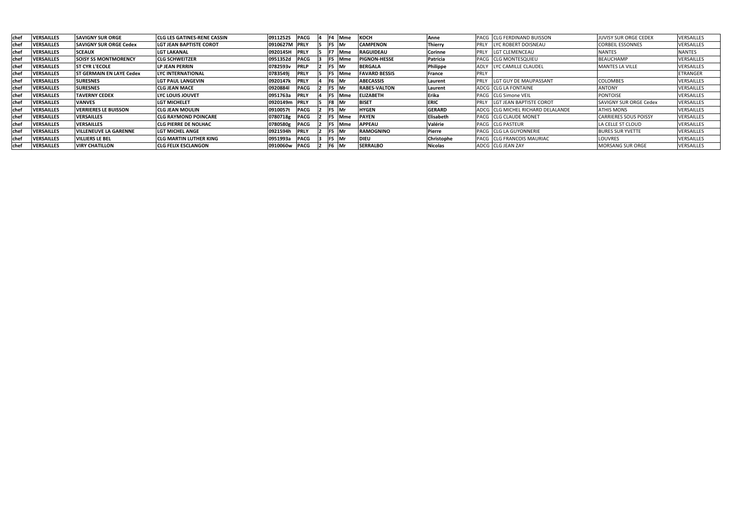| | | | | | | | | | | | | | | | |
|---|---|---|---|---|---|---|---|---|---|---|---|---|---|---|---|
| chef | VERSAILLES | SAVIGNY SUR ORGE | CLG LES GATINES-RENE CASSIN | 0911252S | PACG | 4 | F4 | Mme | KOCH | Anne | PACG | CLG FERDINAND BUISSON | JUVISY SUR ORGE CEDEX | VERSAILLES |
| chef | VERSAILLES | SAVIGNY SUR ORGE Cedex | LGT JEAN BAPTISTE COROT | 0910627M | PRLY | 5 | F5 | Mr | CAMPENON | Thierry | PRLY | LYC ROBERT DOISNEAU | CORBEIL ESSONNES | VERSAILLES |
| chef | VERSAILLES | SCEAUX | LGT LAKANAL | 0920145H | PRLY | 5 | F7 | Mme | RAGUIDEAU | Corinne | PRLY | LGT CLEMENCEAU | NANTES | NANTES |
| chef | VERSAILLES | SOISY SS MONTMORENCY | CLG SCHWEITZER | 0951352d | PACG | 3 | F5 | Mme | PIGNON-HESSE | Patricia | PACG | CLG MONTESQUIEU | BEAUCHAMP | VERSAILLES |
| chef | VERSAILLES | ST CYR L'ECOLE | LP JEAN PERRIN | 0782593v | PRLP | 2 | F5 | Mr | BERGALA | Philippe | ADLY | LYC CAMILLE CLAUDEL | MANTES LA VILLE | VERSAILLES |
| chef | VERSAILLES | ST GERMAIN EN LAYE Cedex | LYC INTERNATIONAL | 0783549j | PRLY | 5 | F5 | Mme | FAVARD BESSIS | France | PRLY | | | ETRANGER |
| chef | VERSAILLES | SURESNES | LGT PAUL LANGEVIN | 0920147k | PRLY | 4 | F6 | Mr | ABECASSIS | Laurent | PRLY | LGT GUY DE MAUPASSANT | COLOMBES | VERSAILLES |
| chef | VERSAILLES | SURESNES | CLG JEAN MACE | 0920884l | PACG | 2 | F5 | Mr | RABES-VALTON | Laurent | ADCG | CLG LA FONTAINE | ANTONY | VERSAILLES |
| chef | VERSAILLES | TAVERNY CEDEX | LYC LOUIS JOUVET | 0951763a | PRLY | 4 | F5 | Mme | ELIZABETH | Erika | PACG | CLG Simone VEIL | PONTOISE | VERSAILLES |
| chef | VERSAILLES | VANVES | LGT MICHELET | 0920149m | PRLY | 5 | F8 | Mr | BISET | ERIC | PRLY | LGT JEAN BAPTISTE COROT | SAVIGNY SUR ORGE Cedex | VERSAILLES |
| chef | VERSAILLES | VERRIERES LE BUISSON | CLG JEAN MOULIN | 0910057t | PACG | 2 | F5 | Mr | HYGEN | GERARD | ADCG | CLG MICHEL RICHARD DELALANDE | ATHIS MONS | VERSAILLES |
| chef | VERSAILLES | VERSAILLES | CLG RAYMOND POINCARE | 0780718g | PACG | 2 | F5 | Mme | PAYEN | Elisabeth | PACG | CLG CLAUDE MONET | CARRIERES SOUS POISSY | VERSAILLES |
| chef | VERSAILLES | VERSAILLES | CLG PIERRE DE NOLHAC | 0780580g | PACG | 2 | F5 | Mme | APPEAU | Valérie | PACG | CLG PASTEUR | LA CELLE ST CLOUD | VERSAILLES |
| chef | VERSAILLES | VILLENEUVE LA GARENNE | LGT MICHEL ANGE | 0921594h | PRLY | 2 | F5 | Mr | RAMOGNINO | Pierre | PACG | CLG LA GUYONNERIE | BURES SUR YVETTE | VERSAILLES |
| chef | VERSAILLES | VILLIERS LE BEL | CLG MARTIN LUTHER KING | 0951993a | PACG | 3 | F5 | Mr | DIEU | Christophe | PACG | CLG FRANCOIS MAURIAC | LOUVRES | VERSAILLES |
| chef | VERSAILLES | VIRY CHATILLON | CLG FELIX ESCLANGON | 0910060w | PACG | 2 | F6 | Mr | SERRALBO | Nicolas | ADCG | CLG JEAN ZAY | MORSANG SUR ORGE | VERSAILLES |